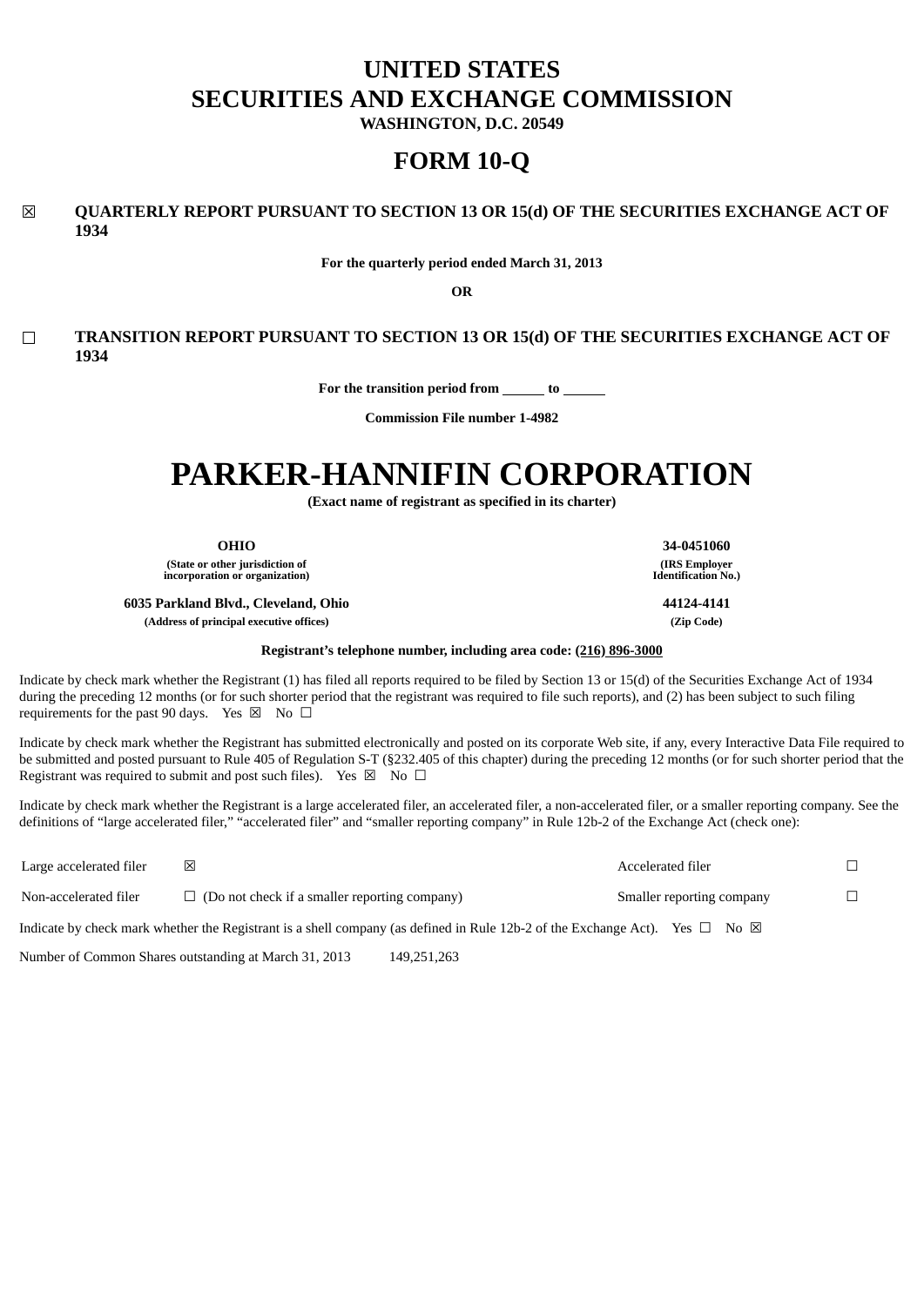# UNITED STATES
# SECURITIES AND EXCHANGE COMMISSION

**WASHINGTON, D.C. 20549**

# FORM 10-Q

☒ **QUARTERLY REPORT PURSUANT TO SECTION 13 OR 15(d) OF THE SECURITIES EXCHANGE ACT OF 1934**

**For the quarterly period ended March 31, 2013**

**OR**

☐ **TRANSITION REPORT PURSUANT TO SECTION 13 OR 15(d) OF THE SECURITIES EXCHANGE ACT OF 1934**

**For the transition period from ______ to ______**

**Commission File number 1-4982**

# PARKER-HANNIFIN CORPORATION

**(Exact name of registrant as specified in its charter)**

| **OHIO** | **34-0451060** |
|---|---|
| **(State or other jurisdiction of incorporation or organization)** | **(IRS Employer Identification No.)** |
| **6035 Parkland Blvd., Cleveland, Ohio** | **44124-4141** |
| **(Address of principal executive offices)** | **(Zip Code)** |

**Registrant's telephone number, including area code: (216) 896-3000**

Indicate by check mark whether the Registrant (1) has filed all reports required to be filed by Section 13 or 15(d) of the Securities Exchange Act of 1934 during the preceding 12 months (or for such shorter period that the registrant was required to file such reports), and (2) has been subject to such filing requirements for the past 90 days. Yes ☒ No ☐

Indicate by check mark whether the Registrant has submitted electronically and posted on its corporate Web site, if any, every Interactive Data File required to be submitted and posted pursuant to Rule 405 of Regulation S-T (§232.405 of this chapter) during the preceding 12 months (or for such shorter period that the Registrant was required to submit and post such files). Yes ☒ No ☐

Indicate by check mark whether the Registrant is a large accelerated filer, an accelerated filer, a non-accelerated filer, or a smaller reporting company. See the definitions of "large accelerated filer," "accelerated filer" and "smaller reporting company" in Rule 12b-2 of the Exchange Act (check one):

| Large accelerated filer | ☒ | Accelerated filer | ☐ |
|---|---|---|---|
| Non-accelerated filer | ☐ (Do not check if a smaller reporting company) | Smaller reporting company | ☐ |

Indicate by check mark whether the Registrant is a shell company (as defined in Rule 12b-2 of the Exchange Act). Yes ☐ No ☒

Number of Common Shares outstanding at March 31, 2013 149,251,263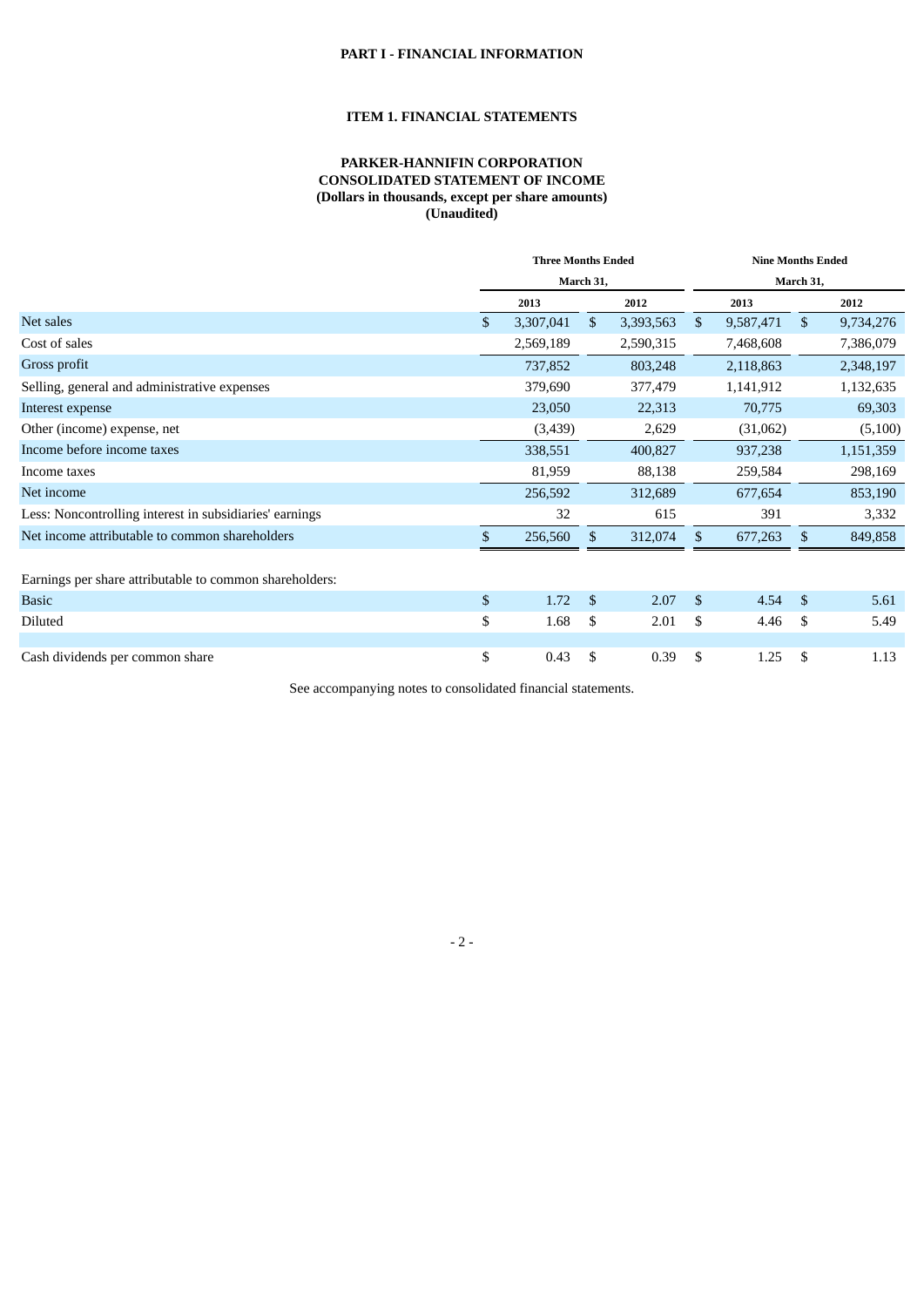# PART I - FINANCIAL INFORMATION

## ITEM 1. FINANCIAL STATEMENTS

**PARKER-HANNIFIN CORPORATION**
**CONSOLIDATED STATEMENT OF INCOME**
**(Dollars in thousands, except per share amounts)**
**(Unaudited)**

| | Three Months Ended March 31, | | Nine Months Ended March 31, | |
|---|---|---|---|---|
| | 2013 | 2012 | 2013 | 2012 |
| Net sales | $ 3,307,041 | $ 3,393,563 | $ 9,587,471 | $ 9,734,276 |
| Cost of sales | 2,569,189 | 2,590,315 | 7,468,608 | 7,386,079 |
| Gross profit | 737,852 | 803,248 | 2,118,863 | 2,348,197 |
| Selling, general and administrative expenses | 379,690 | 377,479 | 1,141,912 | 1,132,635 |
| Interest expense | 23,050 | 22,313 | 70,775 | 69,303 |
| Other (income) expense, net | (3,439) | 2,629 | (31,062) | (5,100) |
| Income before income taxes | 338,551 | 400,827 | 937,238 | 1,151,359 |
| Income taxes | 81,959 | 88,138 | 259,584 | 298,169 |
| Net income | 256,592 | 312,689 | 677,654 | 853,190 |
| Less: Noncontrolling interest in subsidiaries' earnings | 32 | 615 | 391 | 3,332 |
| Net income attributable to common shareholders | $ 256,560 | $ 312,074 | $ 677,263 | $ 849,858 |
| | | | | |
| Earnings per share attributable to common shareholders: | | | | |
| Basic | $ 1.72 | $ 2.07 | $ 4.54 | $ 5.61 |
| Diluted | $ 1.68 | $ 2.01 | $ 4.46 | $ 5.49 |
| | | | | |
| Cash dividends per common share | $ 0.43 | $ 0.39 | $ 1.25 | $ 1.13 |

See accompanying notes to consolidated financial statements.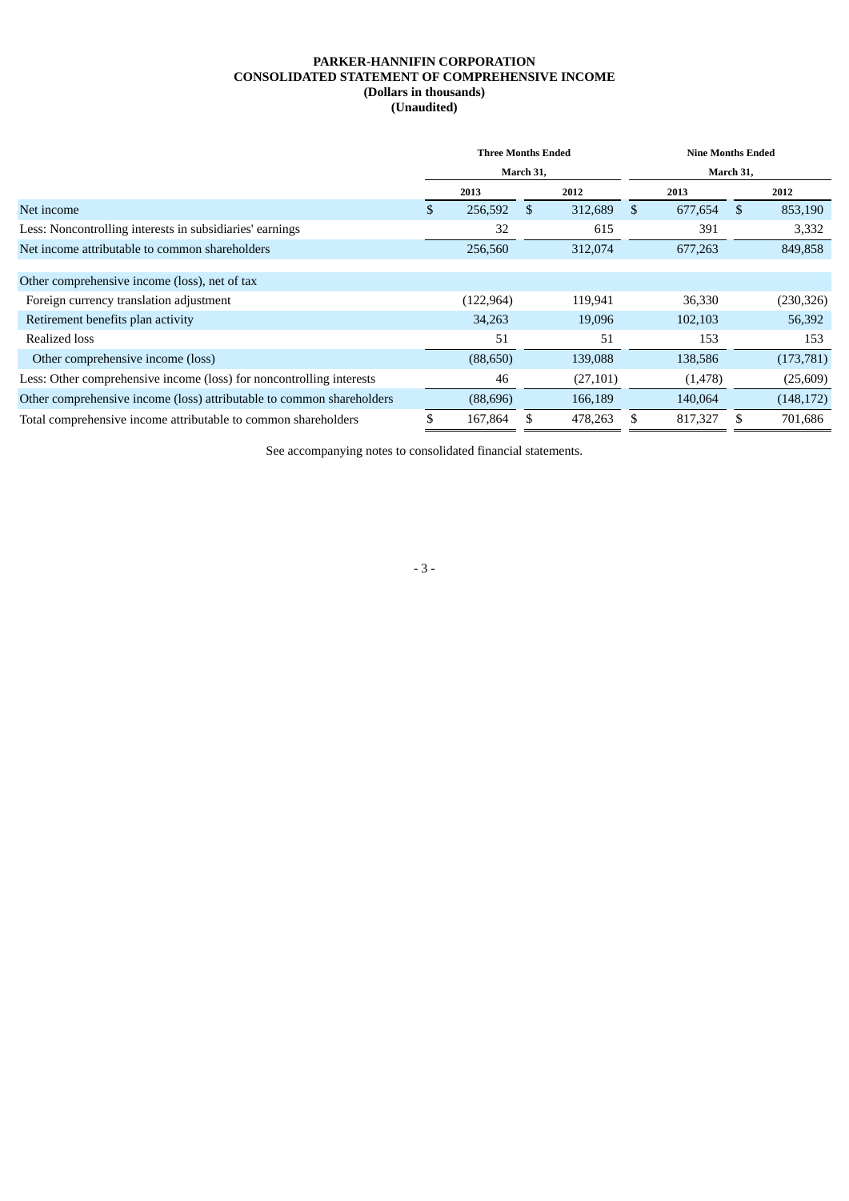**PARKER-HANNIFIN CORPORATION**
**CONSOLIDATED STATEMENT OF COMPREHENSIVE INCOME**
**(Dollars in thousands)**
**(Unaudited)**

| | Three Months Ended March 31, | | Nine Months Ended March 31, | |
|---|---|---|---|---|
| | 2013 | 2012 | 2013 | 2012 |
| Net income | $ 256,592 | $ 312,689 | $ 677,654 | $ 853,190 |
| Less: Noncontrolling interests in subsidiaries' earnings | 32 | 615 | 391 | 3,332 |
| Net income attributable to common shareholders | 256,560 | 312,074 | 677,263 | 849,858 |
| Other comprehensive income (loss), net of tax | | | | |
| Foreign currency translation adjustment | (122,964) | 119,941 | 36,330 | (230,326) |
| Retirement benefits plan activity | 34,263 | 19,096 | 102,103 | 56,392 |
| Realized loss | 51 | 51 | 153 | 153 |
| Other comprehensive income (loss) | (88,650) | 139,088 | 138,586 | (173,781) |
| Less: Other comprehensive income (loss) for noncontrolling interests | 46 | (27,101) | (1,478) | (25,609) |
| Other comprehensive income (loss) attributable to common shareholders | (88,696) | 166,189 | 140,064 | (148,172) |
| Total comprehensive income attributable to common shareholders | $ 167,864 | $ 478,263 | $ 817,327 | $ 701,686 |

See accompanying notes to consolidated financial statements.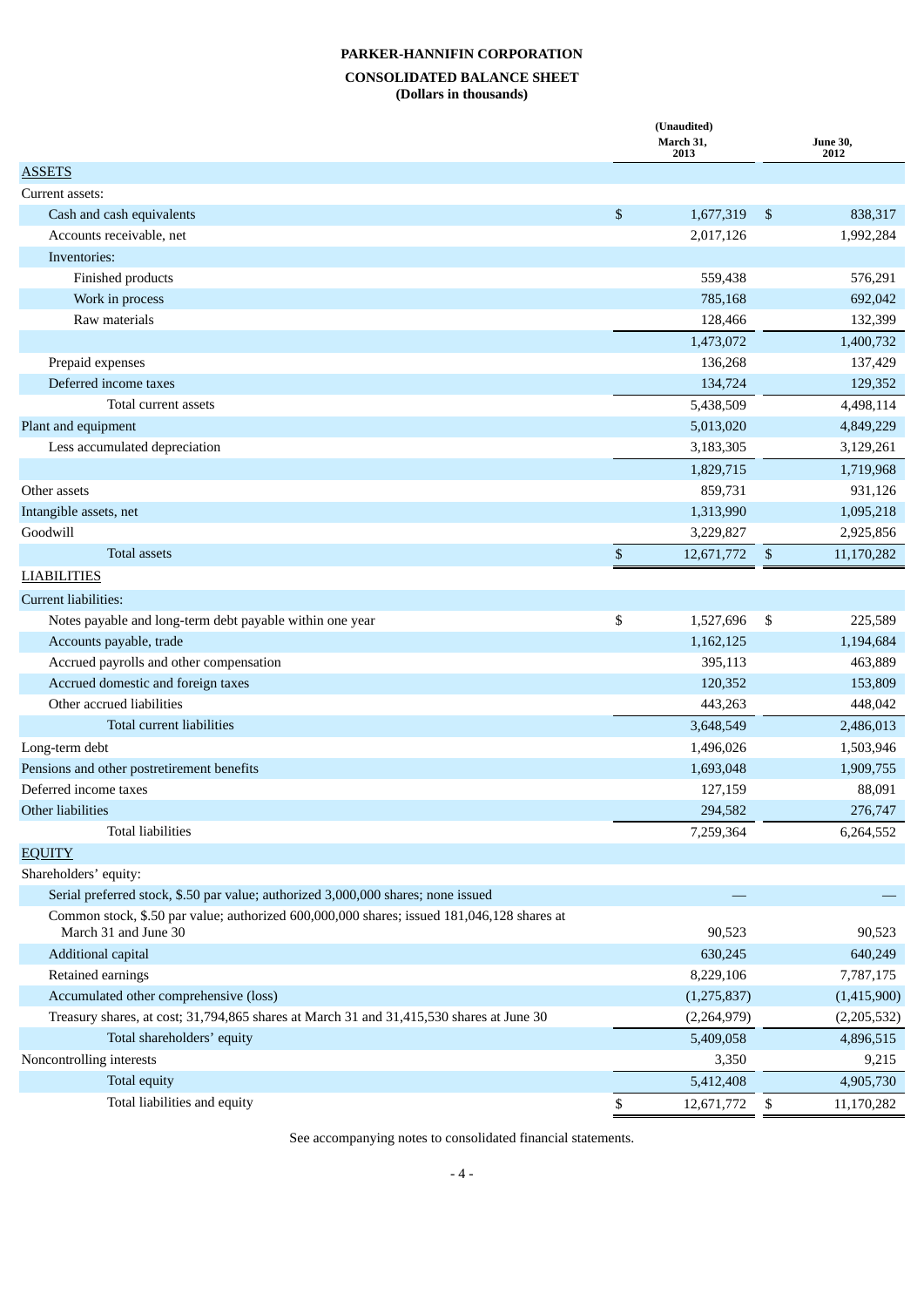**PARKER-HANNIFIN CORPORATION**

**CONSOLIDATED BALANCE SHEET**

**(Dollars in thousands)**

| | (Unaudited) March 31, 2013 | June 30, 2012 |
|---|---|---|
| ASSETS | | |
| Current assets: | | |
| Cash and cash equivalents | $ 1,677,319 | $ 838,317 |
| Accounts receivable, net | 2,017,126 | 1,992,284 |
| Inventories: | | |
| Finished products | 559,438 | 576,291 |
| Work in process | 785,168 | 692,042 |
| Raw materials | 128,466 | 132,399 |
| | 1,473,072 | 1,400,732 |
| Prepaid expenses | 136,268 | 137,429 |
| Deferred income taxes | 134,724 | 129,352 |
| Total current assets | 5,438,509 | 4,498,114 |
| Plant and equipment | 5,013,020 | 4,849,229 |
| Less accumulated depreciation | 3,183,305 | 3,129,261 |
| | 1,829,715 | 1,719,968 |
| Other assets | 859,731 | 931,126 |
| Intangible assets, net | 1,313,990 | 1,095,218 |
| Goodwill | 3,229,827 | 2,925,856 |
| Total assets | $ 12,671,772 | $ 11,170,282 |
| LIABILITIES | | |
| Current liabilities: | | |
| Notes payable and long-term debt payable within one year | $ 1,527,696 | $ 225,589 |
| Accounts payable, trade | 1,162,125 | 1,194,684 |
| Accrued payrolls and other compensation | 395,113 | 463,889 |
| Accrued domestic and foreign taxes | 120,352 | 153,809 |
| Other accrued liabilities | 443,263 | 448,042 |
| Total current liabilities | 3,648,549 | 2,486,013 |
| Long-term debt | 1,496,026 | 1,503,946 |
| Pensions and other postretirement benefits | 1,693,048 | 1,909,755 |
| Deferred income taxes | 127,159 | 88,091 |
| Other liabilities | 294,582 | 276,747 |
| Total liabilities | 7,259,364 | 6,264,552 |
| EQUITY | | |
| Shareholders' equity: | | |
| Serial preferred stock, $.50 par value; authorized 3,000,000 shares; none issued | — | — |
| Common stock, $.50 par value; authorized 600,000,000 shares; issued 181,046,128 shares at March 31 and June 30 | 90,523 | 90,523 |
| Additional capital | 630,245 | 640,249 |
| Retained earnings | 8,229,106 | 7,787,175 |
| Accumulated other comprehensive (loss) | (1,275,837) | (1,415,900) |
| Treasury shares, at cost; 31,794,865 shares at March 31 and 31,415,530 shares at June 30 | (2,264,979) | (2,205,532) |
| Total shareholders' equity | 5,409,058 | 4,896,515 |
| Noncontrolling interests | 3,350 | 9,215 |
| Total equity | 5,412,408 | 4,905,730 |
| Total liabilities and equity | $ 12,671,772 | $ 11,170,282 |

See accompanying notes to consolidated financial statements.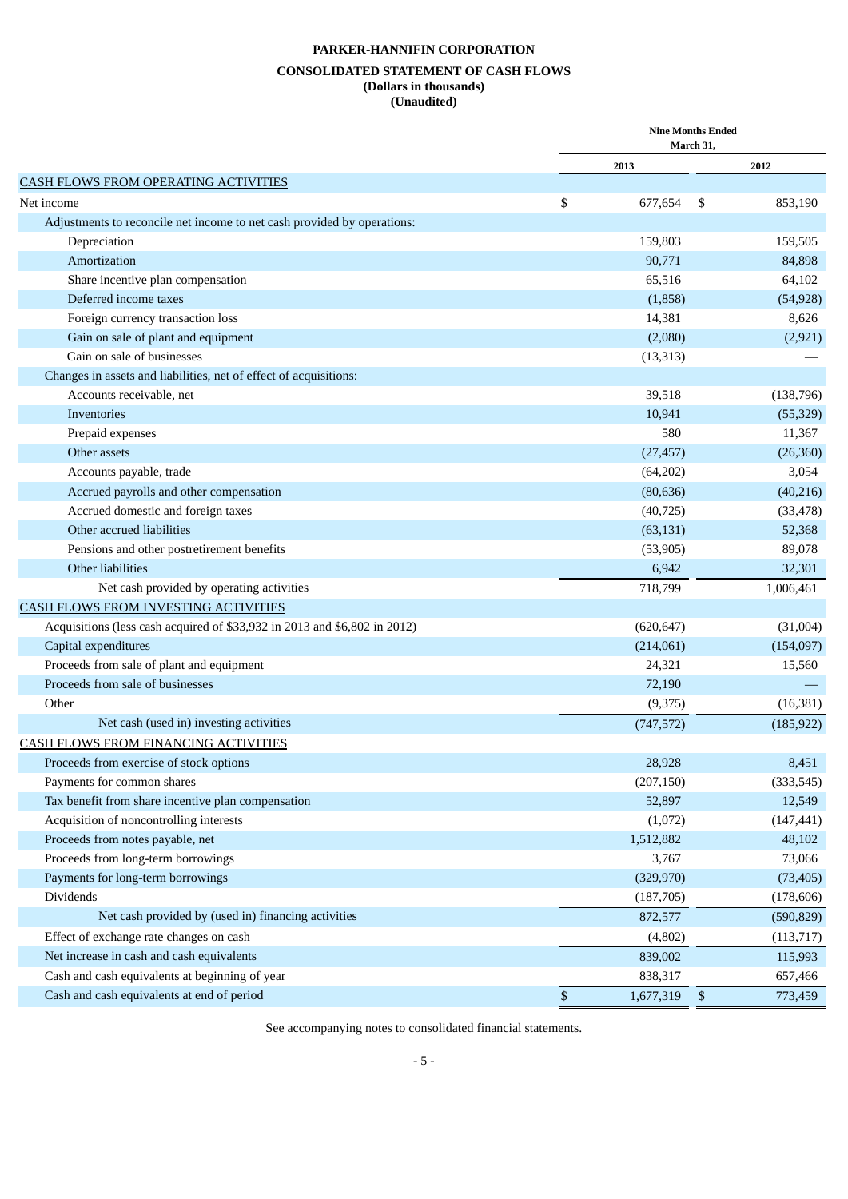**PARKER-HANNIFIN CORPORATION**

**CONSOLIDATED STATEMENT OF CASH FLOWS**
**(Dollars in thousands)**
**(Unaudited)**

| | Nine Months Ended March 31, | |
|---|---|---|
| | 2013 | 2012 |
| CASH FLOWS FROM OPERATING ACTIVITIES | | |
| Net income | $ 677,654 | $ 853,190 |
| Adjustments to reconcile net income to net cash provided by operations: | | |
| Depreciation | 159,803 | 159,505 |
| Amortization | 90,771 | 84,898 |
| Share incentive plan compensation | 65,516 | 64,102 |
| Deferred income taxes | (1,858) | (54,928) |
| Foreign currency transaction loss | 14,381 | 8,626 |
| Gain on sale of plant and equipment | (2,080) | (2,921) |
| Gain on sale of businesses | (13,313) | — |
| Changes in assets and liabilities, net of effect of acquisitions: | | |
| Accounts receivable, net | 39,518 | (138,796) |
| Inventories | 10,941 | (55,329) |
| Prepaid expenses | 580 | 11,367 |
| Other assets | (27,457) | (26,360) |
| Accounts payable, trade | (64,202) | 3,054 |
| Accrued payrolls and other compensation | (80,636) | (40,216) |
| Accrued domestic and foreign taxes | (40,725) | (33,478) |
| Other accrued liabilities | (63,131) | 52,368 |
| Pensions and other postretirement benefits | (53,905) | 89,078 |
| Other liabilities | 6,942 | 32,301 |
| Net cash provided by operating activities | 718,799 | 1,006,461 |
| CASH FLOWS FROM INVESTING ACTIVITIES | | |
| Acquisitions (less cash acquired of $33,932 in 2013 and $6,802 in 2012) | (620,647) | (31,004) |
| Capital expenditures | (214,061) | (154,097) |
| Proceeds from sale of plant and equipment | 24,321 | 15,560 |
| Proceeds from sale of businesses | 72,190 | — |
| Other | (9,375) | (16,381) |
| Net cash (used in) investing activities | (747,572) | (185,922) |
| CASH FLOWS FROM FINANCING ACTIVITIES | | |
| Proceeds from exercise of stock options | 28,928 | 8,451 |
| Payments for common shares | (207,150) | (333,545) |
| Tax benefit from share incentive plan compensation | 52,897 | 12,549 |
| Acquisition of noncontrolling interests | (1,072) | (147,441) |
| Proceeds from notes payable, net | 1,512,882 | 48,102 |
| Proceeds from long-term borrowings | 3,767 | 73,066 |
| Payments for long-term borrowings | (329,970) | (73,405) |
| Dividends | (187,705) | (178,606) |
| Net cash provided by (used in) financing activities | 872,577 | (590,829) |
| Effect of exchange rate changes on cash | (4,802) | (113,717) |
| Net increase in cash and cash equivalents | 839,002 | 115,993 |
| Cash and cash equivalents at beginning of year | 838,317 | 657,466 |
| Cash and cash equivalents at end of period | $ 1,677,319 | $ 773,459 |

See accompanying notes to consolidated financial statements.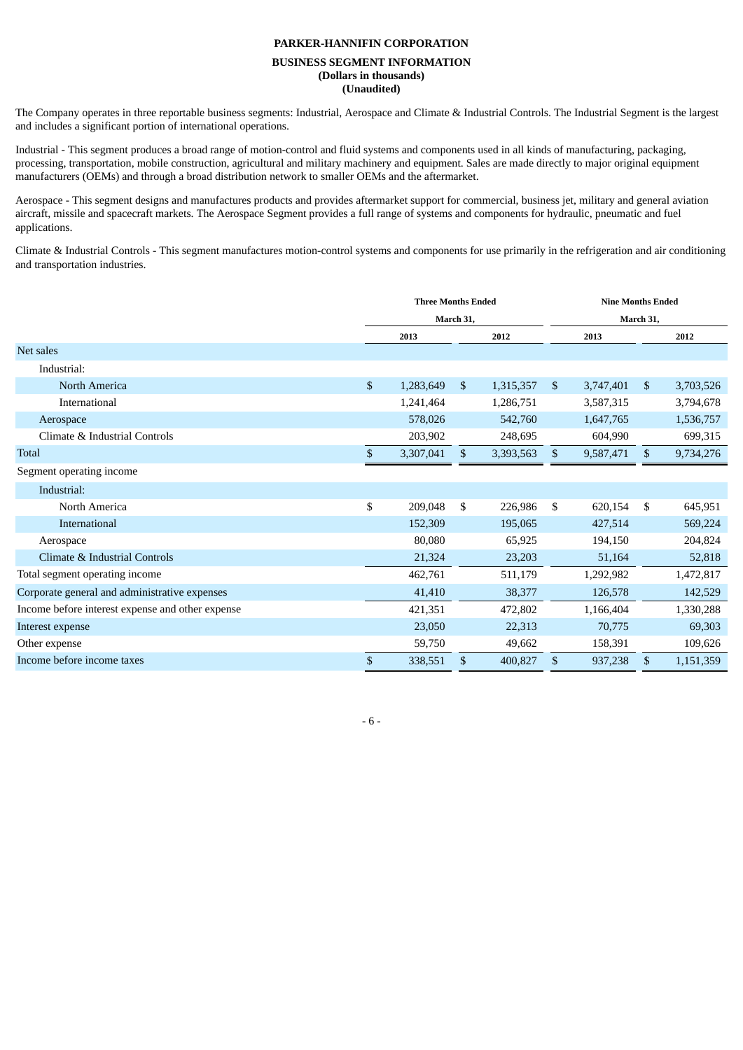**PARKER-HANNIFIN CORPORATION**

**BUSINESS SEGMENT INFORMATION**
**(Dollars in thousands)**
**(Unaudited)**

The Company operates in three reportable business segments: Industrial, Aerospace and Climate & Industrial Controls. The Industrial Segment is the largest and includes a significant portion of international operations.

Industrial - This segment produces a broad range of motion-control and fluid systems and components used in all kinds of manufacturing, packaging, processing, transportation, mobile construction, agricultural and military machinery and equipment. Sales are made directly to major original equipment manufacturers (OEMs) and through a broad distribution network to smaller OEMs and the aftermarket.

Aerospace - This segment designs and manufactures products and provides aftermarket support for commercial, business jet, military and general aviation aircraft, missile and spacecraft markets. The Aerospace Segment provides a full range of systems and components for hydraulic, pneumatic and fuel applications.

Climate & Industrial Controls - This segment manufactures motion-control systems and components for use primarily in the refrigeration and air conditioning and transportation industries.

| | Three Months Ended March 31, | | Nine Months Ended March 31, | |
|---|---|---|---|---|
| | 2013 | 2012 | 2013 | 2012 |
| Net sales | | | | |
| Industrial: | | | | |
| North America | $ 1,283,649 | $ 1,315,357 | $ 3,747,401 | $ 3,703,526 |
| International | 1,241,464 | 1,286,751 | 3,587,315 | 3,794,678 |
| Aerospace | 578,026 | 542,760 | 1,647,765 | 1,536,757 |
| Climate & Industrial Controls | 203,902 | 248,695 | 604,990 | 699,315 |
| Total | $ 3,307,041 | $ 3,393,563 | $ 9,587,471 | $ 9,734,276 |
| Segment operating income | | | | |
| Industrial: | | | | |
| North America | $ 209,048 | $ 226,986 | $ 620,154 | $ 645,951 |
| International | 152,309 | 195,065 | 427,514 | 569,224 |
| Aerospace | 80,080 | 65,925 | 194,150 | 204,824 |
| Climate & Industrial Controls | 21,324 | 23,203 | 51,164 | 52,818 |
| Total segment operating income | 462,761 | 511,179 | 1,292,982 | 1,472,817 |
| Corporate general and administrative expenses | 41,410 | 38,377 | 126,578 | 142,529 |
| Income before interest expense and other expense | 421,351 | 472,802 | 1,166,404 | 1,330,288 |
| Interest expense | 23,050 | 22,313 | 70,775 | 69,303 |
| Other expense | 59,750 | 49,662 | 158,391 | 109,626 |
| Income before income taxes | $ 338,551 | $ 400,827 | $ 937,238 | $ 1,151,359 |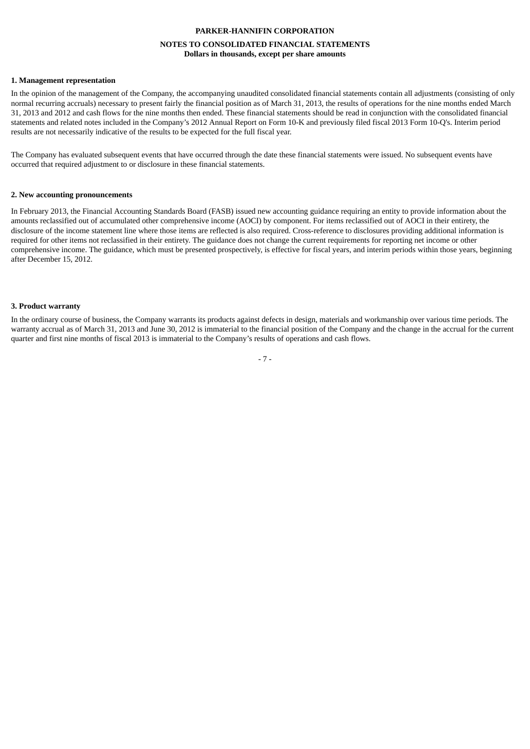**PARKER-HANNIFIN CORPORATION**

**NOTES TO CONSOLIDATED FINANCIAL STATEMENTS**
**Dollars in thousands, except per share amounts**

**1. Management representation**

In the opinion of the management of the Company, the accompanying unaudited consolidated financial statements contain all adjustments (consisting of only normal recurring accruals) necessary to present fairly the financial position as of March 31, 2013, the results of operations for the nine months ended March 31, 2013 and 2012 and cash flows for the nine months then ended. These financial statements should be read in conjunction with the consolidated financial statements and related notes included in the Company's 2012 Annual Report on Form 10-K and previously filed fiscal 2013 Form 10-Q's. Interim period results are not necessarily indicative of the results to be expected for the full fiscal year.

The Company has evaluated subsequent events that have occurred through the date these financial statements were issued. No subsequent events have occurred that required adjustment to or disclosure in these financial statements.

**2. New accounting pronouncements**

In February 2013, the Financial Accounting Standards Board (FASB) issued new accounting guidance requiring an entity to provide information about the amounts reclassified out of accumulated other comprehensive income (AOCI) by component. For items reclassified out of AOCI in their entirety, the disclosure of the income statement line where those items are reflected is also required. Cross-reference to disclosures providing additional information is required for other items not reclassified in their entirety. The guidance does not change the current requirements for reporting net income or other comprehensive income. The guidance, which must be presented prospectively, is effective for fiscal years, and interim periods within those years, beginning after December 15, 2012.

**3. Product warranty**

In the ordinary course of business, the Company warrants its products against defects in design, materials and workmanship over various time periods. The warranty accrual as of March 31, 2013 and June 30, 2012 is immaterial to the financial position of the Company and the change in the accrual for the current quarter and first nine months of fiscal 2013 is immaterial to the Company's results of operations and cash flows.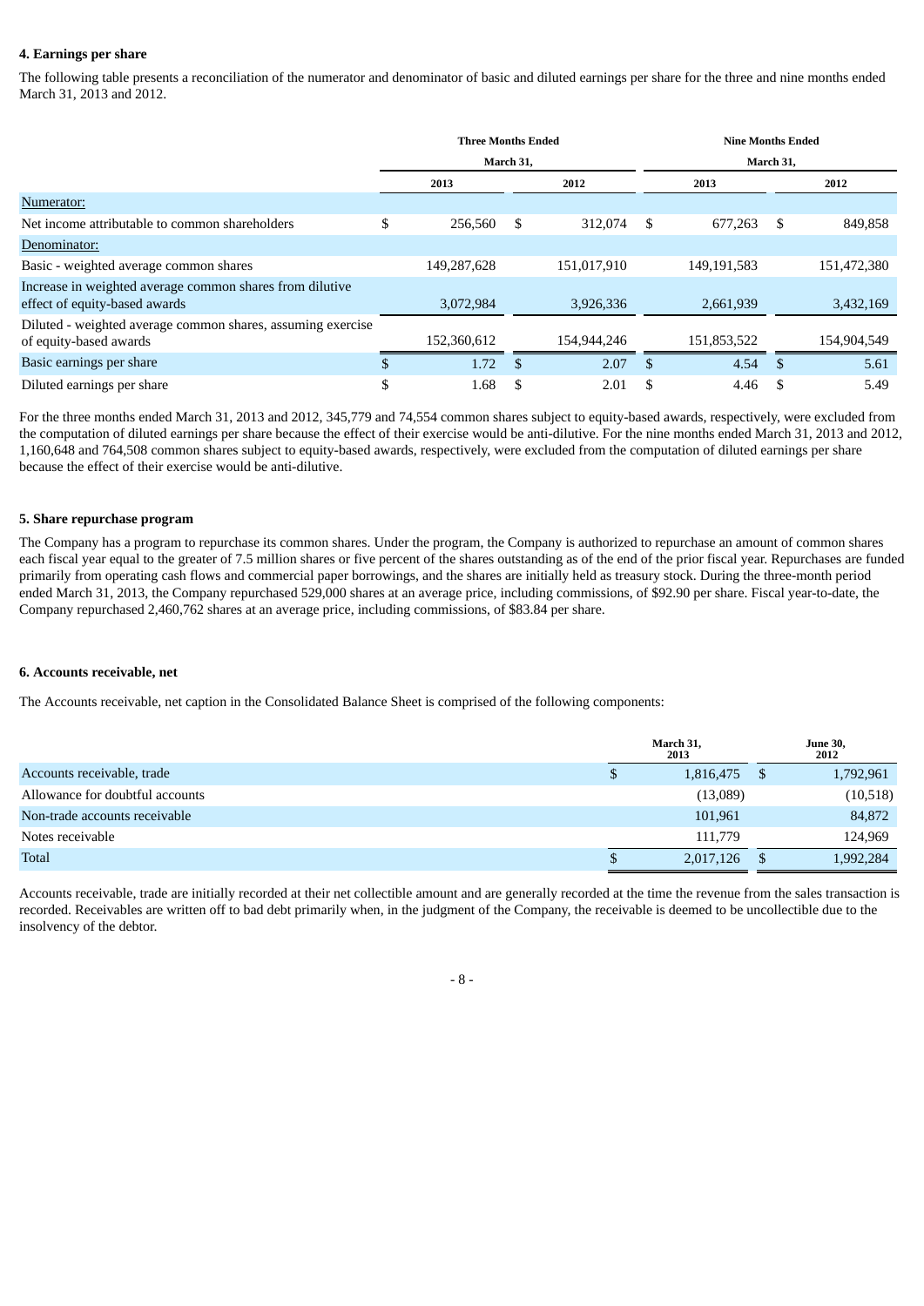### 4. Earnings per share

The following table presents a reconciliation of the numerator and denominator of basic and diluted earnings per share for the three and nine months ended March 31, 2013 and 2012.

| | Three Months Ended March 31, | | Nine Months Ended March 31, | |
|---|---|---|---|---|
| | 2013 | 2012 | 2013 | 2012 |
| Numerator: | | | | |
| Net income attributable to common shareholders | $ 256,560 | $ 312,074 | $ 677,263 | $ 849,858 |
| Denominator: | | | | |
| Basic - weighted average common shares | 149,287,628 | 151,017,910 | 149,191,583 | 151,472,380 |
| Increase in weighted average common shares from dilutive effect of equity-based awards | 3,072,984 | 3,926,336 | 2,661,939 | 3,432,169 |
| Diluted - weighted average common shares, assuming exercise of equity-based awards | 152,360,612 | 154,944,246 | 151,853,522 | 154,904,549 |
| Basic earnings per share | $ 1.72 | $ 2.07 | $ 4.54 | $ 5.61 |
| Diluted earnings per share | $ 1.68 | $ 2.01 | $ 4.46 | $ 5.49 |

For the three months ended March 31, 2013 and 2012, 345,779 and 74,554 common shares subject to equity-based awards, respectively, were excluded from the computation of diluted earnings per share because the effect of their exercise would be anti-dilutive. For the nine months ended March 31, 2013 and 2012, 1,160,648 and 764,508 common shares subject to equity-based awards, respectively, were excluded from the computation of diluted earnings per share because the effect of their exercise would be anti-dilutive.

### 5. Share repurchase program

The Company has a program to repurchase its common shares. Under the program, the Company is authorized to repurchase an amount of common shares each fiscal year equal to the greater of 7.5 million shares or five percent of the shares outstanding as of the end of the prior fiscal year. Repurchases are funded primarily from operating cash flows and commercial paper borrowings, and the shares are initially held as treasury stock. During the three-month period ended March 31, 2013, the Company repurchased 529,000 shares at an average price, including commissions, of $92.90 per share. Fiscal year-to-date, the Company repurchased 2,460,762 shares at an average price, including commissions, of $83.84 per share.

### 6. Accounts receivable, net

The Accounts receivable, net caption in the Consolidated Balance Sheet is comprised of the following components:

| | March 31, 2013 | June 30, 2012 |
|---|---|---|
| Accounts receivable, trade | $ 1,816,475 | $ 1,792,961 |
| Allowance for doubtful accounts | (13,089) | (10,518) |
| Non-trade accounts receivable | 101,961 | 84,872 |
| Notes receivable | 111,779 | 124,969 |
| Total | $ 2,017,126 | $ 1,992,284 |

Accounts receivable, trade are initially recorded at their net collectible amount and are generally recorded at the time the revenue from the sales transaction is recorded. Receivables are written off to bad debt primarily when, in the judgment of the Company, the receivable is deemed to be uncollectible due to the insolvency of the debtor.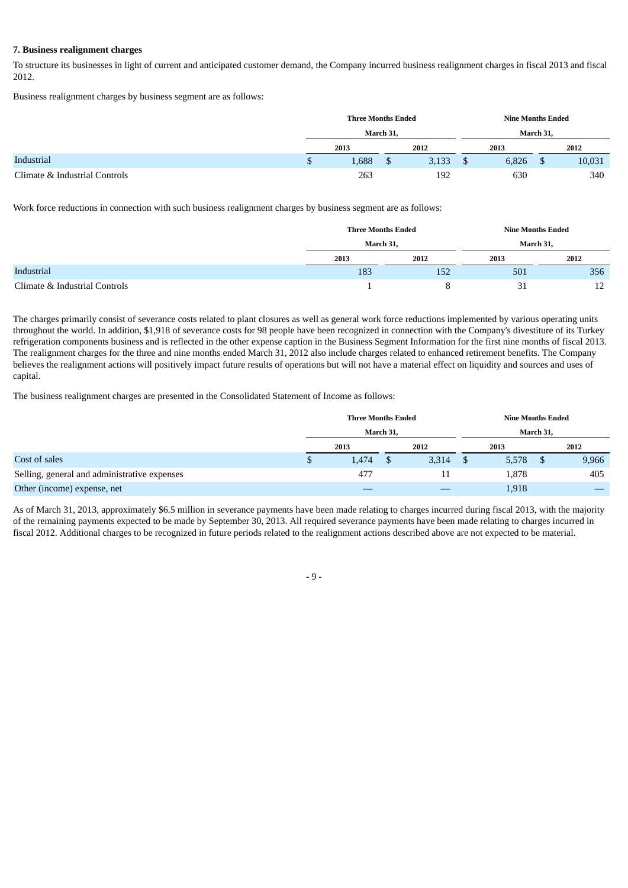### 7. Business realignment charges

To structure its businesses in light of current and anticipated customer demand, the Company incurred business realignment charges in fiscal 2013 and fiscal 2012.

Business realignment charges by business segment are as follows:

| | Three Months Ended March 31, | | Nine Months Ended March 31, | |
|---|---|---|---|---|
| | 2013 | 2012 | 2013 | 2012 |
| Industrial | $ 1,688 | $ 3,133 | $ 6,826 | $ 10,031 |
| Climate & Industrial Controls | 263 | 192 | 630 | 340 |

Work force reductions in connection with such business realignment charges by business segment are as follows:

| | Three Months Ended March 31, | | Nine Months Ended March 31, | |
|---|---|---|---|---|
| | 2013 | 2012 | 2013 | 2012 |
| Industrial | 183 | 152 | 501 | 356 |
| Climate & Industrial Controls | 1 | 8 | 31 | 12 |

The charges primarily consist of severance costs related to plant closures as well as general work force reductions implemented by various operating units throughout the world. In addition, $1,918 of severance costs for 98 people have been recognized in connection with the Company's divestiture of its Turkey refrigeration components business and is reflected in the other expense caption in the Business Segment Information for the first nine months of fiscal 2013. The realignment charges for the three and nine months ended March 31, 2012 also include charges related to enhanced retirement benefits. The Company believes the realignment actions will positively impact future results of operations but will not have a material effect on liquidity and sources and uses of capital.

The business realignment charges are presented in the Consolidated Statement of Income as follows:

| | Three Months Ended March 31, | | Nine Months Ended March 31, | |
|---|---|---|---|---|
| | 2013 | 2012 | 2013 | 2012 |
| Cost of sales | $ 1,474 | $ 3,314 | $ 5,578 | $ 9,966 |
| Selling, general and administrative expenses | 477 | 11 | 1,878 | 405 |
| Other (income) expense, net | — | — | 1,918 | — |

As of March 31, 2013, approximately $6.5 million in severance payments have been made relating to charges incurred during fiscal 2013, with the majority of the remaining payments expected to be made by September 30, 2013. All required severance payments have been made relating to charges incurred in fiscal 2012. Additional charges to be recognized in future periods related to the realignment actions described above are not expected to be material.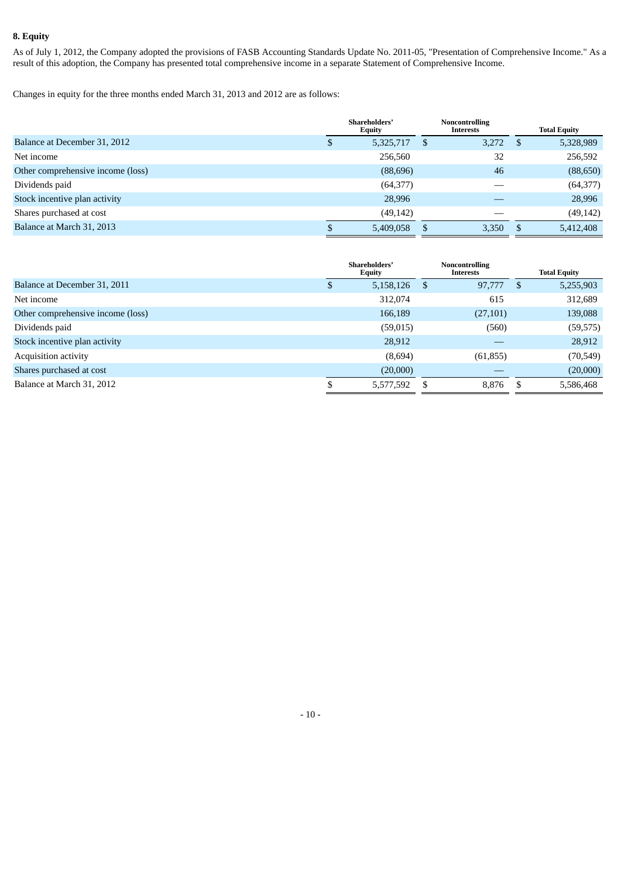## 8. Equity

As of July 1, 2012, the Company adopted the provisions of FASB Accounting Standards Update No. 2011-05, "Presentation of Comprehensive Income." As a result of this adoption, the Company has presented total comprehensive income in a separate Statement of Comprehensive Income.

Changes in equity for the three months ended March 31, 2013 and 2012 are as follows:

| | Shareholders' Equity | Noncontrolling Interests | Total Equity |
|---|---|---|---|
| Balance at December 31, 2012 | $ 5,325,717 | $ 3,272 | $ 5,328,989 |
| Net income | 256,560 | 32 | 256,592 |
| Other comprehensive income (loss) | (88,696) | 46 | (88,650) |
| Dividends paid | (64,377) | — | (64,377) |
| Stock incentive plan activity | 28,996 | — | 28,996 |
| Shares purchased at cost | (49,142) | — | (49,142) |
| Balance at March 31, 2013 | $ 5,409,058 | $ 3,350 | $ 5,412,408 |

| | Shareholders' Equity | Noncontrolling Interests | Total Equity |
|---|---|---|---|
| Balance at December 31, 2011 | $ 5,158,126 | $ 97,777 | $ 5,255,903 |
| Net income | 312,074 | 615 | 312,689 |
| Other comprehensive income (loss) | 166,189 | (27,101) | 139,088 |
| Dividends paid | (59,015) | (560) | (59,575) |
| Stock incentive plan activity | 28,912 | — | 28,912 |
| Acquisition activity | (8,694) | (61,855) | (70,549) |
| Shares purchased at cost | (20,000) | — | (20,000) |
| Balance at March 31, 2012 | $ 5,577,592 | $ 8,876 | $ 5,586,468 |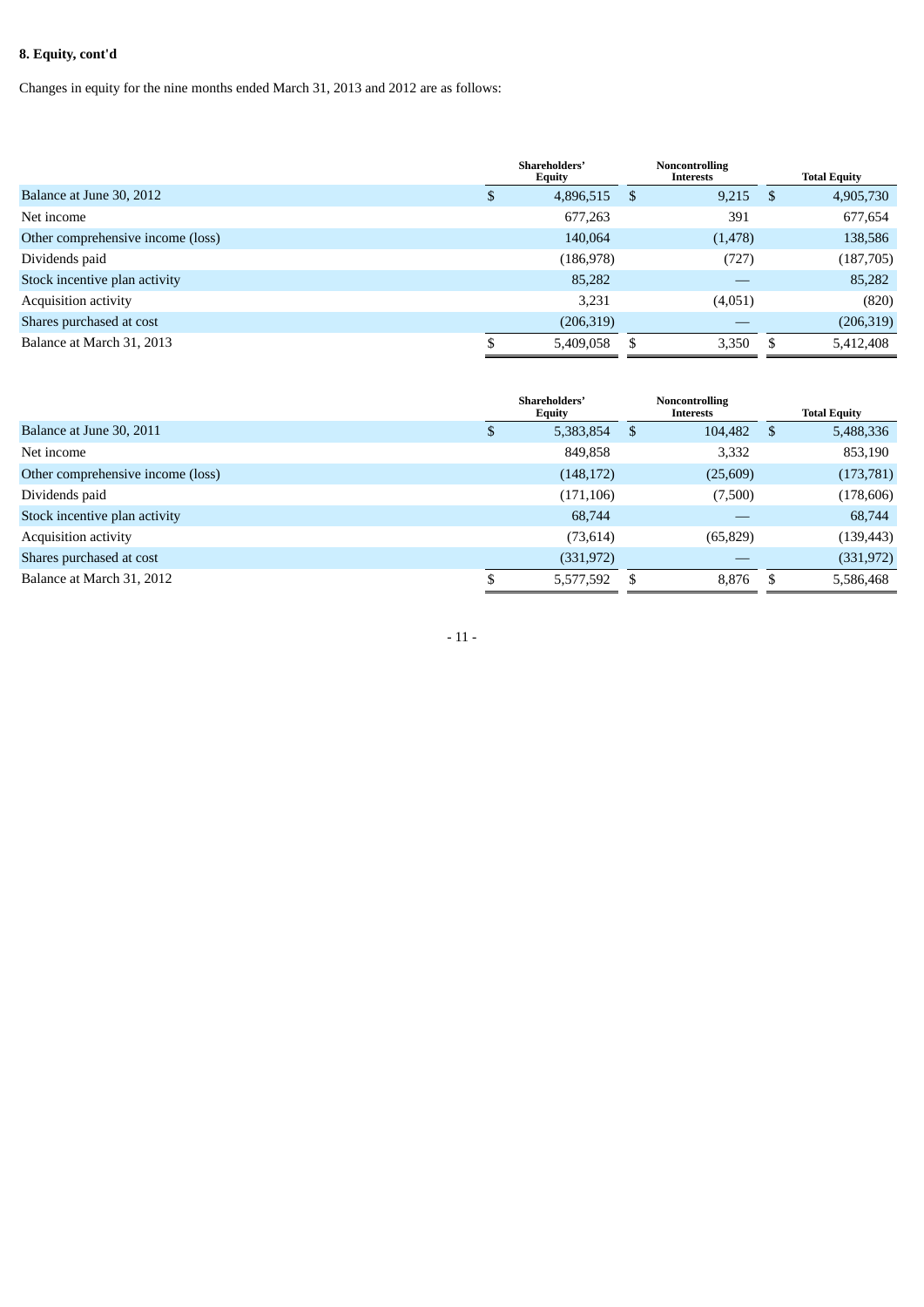**8. Equity, cont'd**

Changes in equity for the nine months ended March 31, 2013 and 2012 are as follows:

| | Shareholders' Equity | Noncontrolling Interests | Total Equity |
|---|---|---|---|
| Balance at June 30, 2012 | $ 4,896,515 | $ 9,215 | $ 4,905,730 |
| Net income | 677,263 | 391 | 677,654 |
| Other comprehensive income (loss) | 140,064 | (1,478) | 138,586 |
| Dividends paid | (186,978) | (727) | (187,705) |
| Stock incentive plan activity | 85,282 | — | 85,282 |
| Acquisition activity | 3,231 | (4,051) | (820) |
| Shares purchased at cost | (206,319) | — | (206,319) |
| Balance at March 31, 2013 | $ 5,409,058 | $ 3,350 | $ 5,412,408 |

| | Shareholders' Equity | Noncontrolling Interests | Total Equity |
|---|---|---|---|
| Balance at June 30, 2011 | $ 5,383,854 | $ 104,482 | $ 5,488,336 |
| Net income | 849,858 | 3,332 | 853,190 |
| Other comprehensive income (loss) | (148,172) | (25,609) | (173,781) |
| Dividends paid | (171,106) | (7,500) | (178,606) |
| Stock incentive plan activity | 68,744 | — | 68,744 |
| Acquisition activity | (73,614) | (65,829) | (139,443) |
| Shares purchased at cost | (331,972) | — | (331,972) |
| Balance at March 31, 2012 | $ 5,577,592 | $ 8,876 | $ 5,586,468 |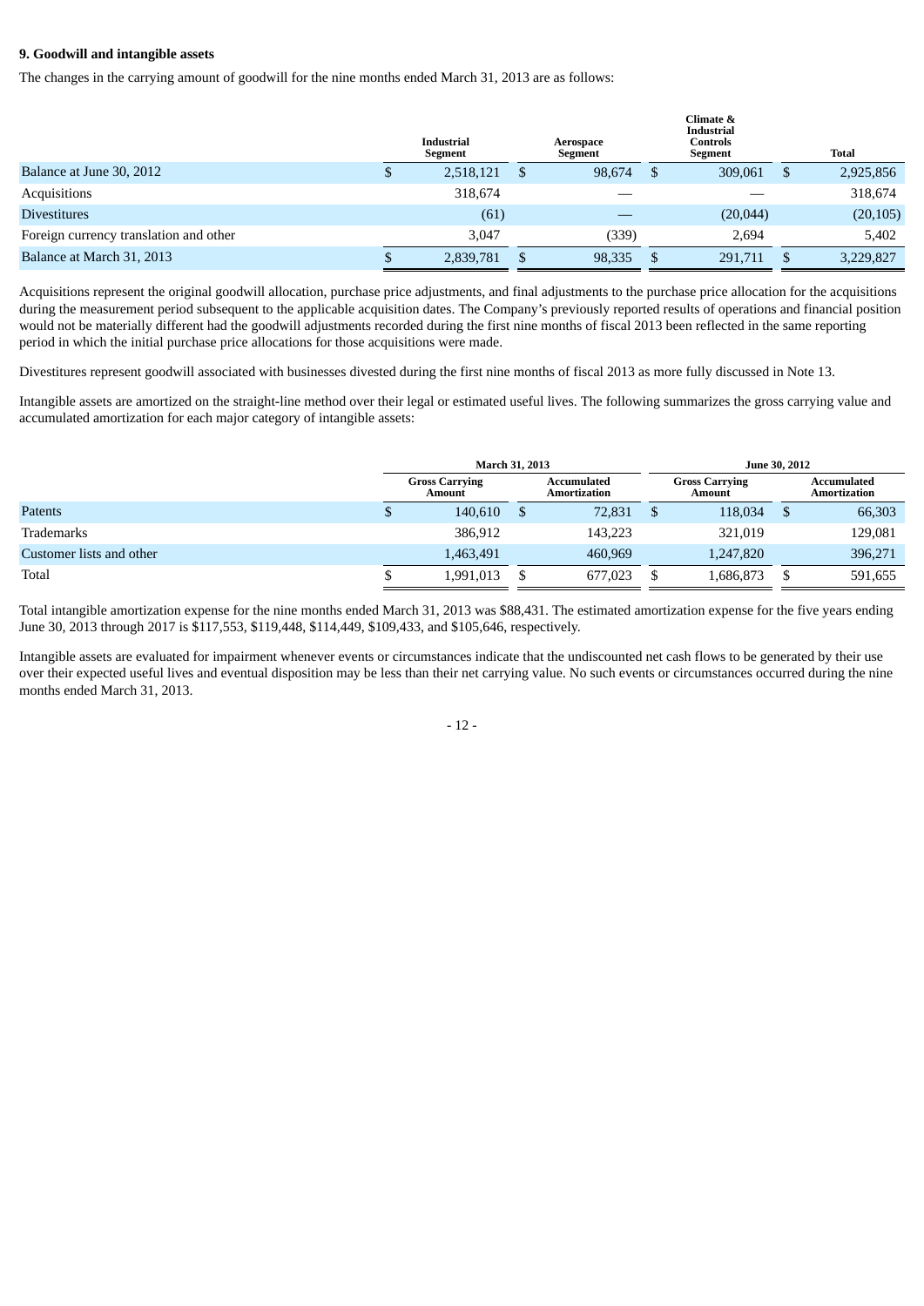### 9. Goodwill and intangible assets

The changes in the carrying amount of goodwill for the nine months ended March 31, 2013 are as follows:

| | Industrial Segment | Aerospace Segment | Climate & Industrial Controls Segment | Total |
|---|---|---|---|---|
| Balance at June 30, 2012 | $ 2,518,121 | $ 98,674 | $ 309,061 | $ 2,925,856 |
| Acquisitions | 318,674 | — | — | 318,674 |
| Divestitures | (61) | — | (20,044) | (20,105) |
| Foreign currency translation and other | 3,047 | (339) | 2,694 | 5,402 |
| Balance at March 31, 2013 | $ 2,839,781 | $ 98,335 | $ 291,711 | $ 3,229,827 |

Acquisitions represent the original goodwill allocation, purchase price adjustments, and final adjustments to the purchase price allocation for the acquisitions during the measurement period subsequent to the applicable acquisition dates. The Company's previously reported results of operations and financial position would not be materially different had the goodwill adjustments recorded during the first nine months of fiscal 2013 been reflected in the same reporting period in which the initial purchase price allocations for those acquisitions were made.

Divestitures represent goodwill associated with businesses divested during the first nine months of fiscal 2013 as more fully discussed in Note 13.

Intangible assets are amortized on the straight-line method over their legal or estimated useful lives. The following summarizes the gross carrying value and accumulated amortization for each major category of intangible assets:

| | March 31, 2013 | | June 30, 2012 | |
|---|---|---|---|---|
| | Gross Carrying Amount | Accumulated Amortization | Gross Carrying Amount | Accumulated Amortization |
| Patents | $ 140,610 | $ 72,831 | $ 118,034 | $ 66,303 |
| Trademarks | 386,912 | 143,223 | 321,019 | 129,081 |
| Customer lists and other | 1,463,491 | 460,969 | 1,247,820 | 396,271 |
| Total | $ 1,991,013 | $ 677,023 | $ 1,686,873 | $ 591,655 |

Total intangible amortization expense for the nine months ended March 31, 2013 was $88,431. The estimated amortization expense for the five years ending June 30, 2013 through 2017 is $117,553, $119,448, $114,449, $109,433, and $105,646, respectively.

Intangible assets are evaluated for impairment whenever events or circumstances indicate that the undiscounted net cash flows to be generated by their use over their expected useful lives and eventual disposition may be less than their net carrying value. No such events or circumstances occurred during the nine months ended March 31, 2013.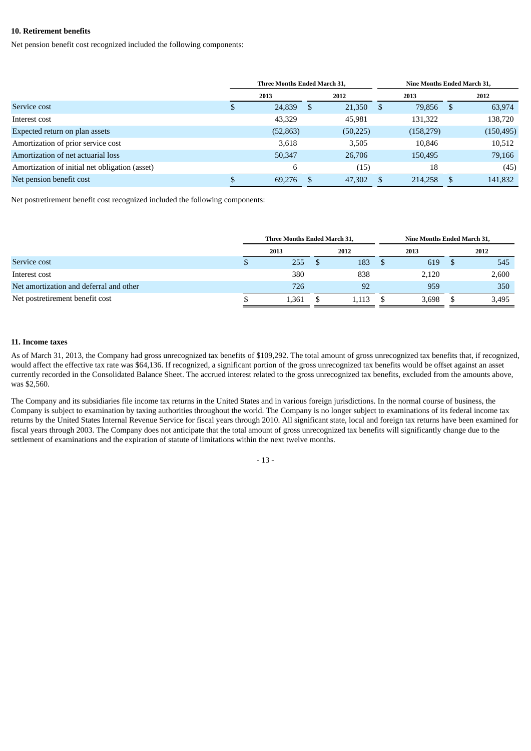## 10. Retirement benefits

Net pension benefit cost recognized included the following components:

| | Three Months Ended March 31, | | Nine Months Ended March 31, | |
|---|---|---|---|---|
| | 2013 | 2012 | 2013 | 2012 |
| Service cost | $ 24,839 | $ 21,350 | $ 79,856 | $ 63,974 |
| Interest cost | 43,329 | 45,981 | 131,322 | 138,720 |
| Expected return on plan assets | (52,863) | (50,225) | (158,279) | (150,495) |
| Amortization of prior service cost | 3,618 | 3,505 | 10,846 | 10,512 |
| Amortization of net actuarial loss | 50,347 | 26,706 | 150,495 | 79,166 |
| Amortization of initial net obligation (asset) | 6 | (15) | 18 | (45) |
| Net pension benefit cost | $ 69,276 | $ 47,302 | $ 214,258 | $ 141,832 |

Net postretirement benefit cost recognized included the following components:

| | Three Months Ended March 31, | | Nine Months Ended March 31, | |
|---|---|---|---|---|
| | 2013 | 2012 | 2013 | 2012 |
| Service cost | $ 255 | $ 183 | $ 619 | $ 545 |
| Interest cost | 380 | 838 | 2,120 | 2,600 |
| Net amortization and deferral and other | 726 | 92 | 959 | 350 |
| Net postretirement benefit cost | $ 1,361 | $ 1,113 | $ 3,698 | $ 3,495 |

## 11. Income taxes

As of March 31, 2013, the Company had gross unrecognized tax benefits of $109,292. The total amount of gross unrecognized tax benefits that, if recognized, would affect the effective tax rate was $64,136. If recognized, a significant portion of the gross unrecognized tax benefits would be offset against an asset currently recorded in the Consolidated Balance Sheet. The accrued interest related to the gross unrecognized tax benefits, excluded from the amounts above, was $2,560.

The Company and its subsidiaries file income tax returns in the United States and in various foreign jurisdictions. In the normal course of business, the Company is subject to examination by taxing authorities throughout the world. The Company is no longer subject to examinations of its federal income tax returns by the United States Internal Revenue Service for fiscal years through 2010. All significant state, local and foreign tax returns have been examined for fiscal years through 2003. The Company does not anticipate that the total amount of gross unrecognized tax benefits will significantly change due to the settlement of examinations and the expiration of statute of limitations within the next twelve months.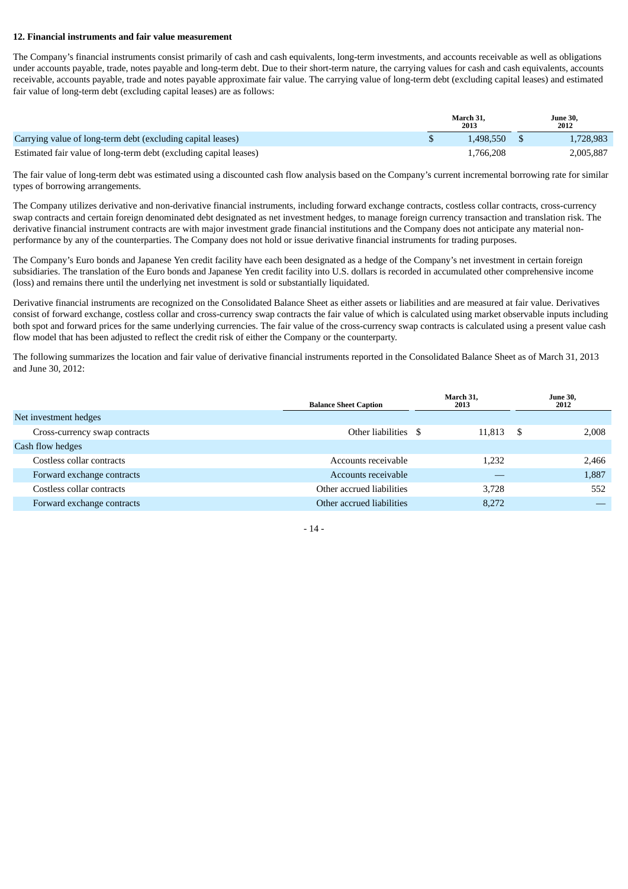**12. Financial instruments and fair value measurement**

The Company's financial instruments consist primarily of cash and cash equivalents, long-term investments, and accounts receivable as well as obligations under accounts payable, trade, notes payable and long-term debt. Due to their short-term nature, the carrying values for cash and cash equivalents, accounts receivable, accounts payable, trade and notes payable approximate fair value. The carrying value of long-term debt (excluding capital leases) and estimated fair value of long-term debt (excluding capital leases) are as follows:

| | March 31, 2013 | June 30, 2012 |
|---|---|---|
| Carrying value of long-term debt (excluding capital leases) | $ 1,498,550 | $ 1,728,983 |
| Estimated fair value of long-term debt (excluding capital leases) | 1,766,208 | 2,005,887 |

The fair value of long-term debt was estimated using a discounted cash flow analysis based on the Company's current incremental borrowing rate for similar types of borrowing arrangements.

The Company utilizes derivative and non-derivative financial instruments, including forward exchange contracts, costless collar contracts, cross-currency swap contracts and certain foreign denominated debt designated as net investment hedges, to manage foreign currency transaction and translation risk. The derivative financial instrument contracts are with major investment grade financial institutions and the Company does not anticipate any material non-performance by any of the counterparties. The Company does not hold or issue derivative financial instruments for trading purposes.

The Company's Euro bonds and Japanese Yen credit facility have each been designated as a hedge of the Company's net investment in certain foreign subsidiaries. The translation of the Euro bonds and Japanese Yen credit facility into U.S. dollars is recorded in accumulated other comprehensive income (loss) and remains there until the underlying net investment is sold or substantially liquidated.

Derivative financial instruments are recognized on the Consolidated Balance Sheet as either assets or liabilities and are measured at fair value. Derivatives consist of forward exchange, costless collar and cross-currency swap contracts the fair value of which is calculated using market observable inputs including both spot and forward prices for the same underlying currencies. The fair value of the cross-currency swap contracts is calculated using a present value cash flow model that has been adjusted to reflect the credit risk of either the Company or the counterparty.

The following summarizes the location and fair value of derivative financial instruments reported in the Consolidated Balance Sheet as of March 31, 2013 and June 30, 2012:

| | Balance Sheet Caption | March 31, 2013 | June 30, 2012 |
|---|---|---|---|
| Net investment hedges | | | |
| Cross-currency swap contracts | Other liabilities | $ 11,813 | $ 2,008 |
| Cash flow hedges | | | |
| Costless collar contracts | Accounts receivable | 1,232 | 2,466 |
| Forward exchange contracts | Accounts receivable | — | 1,887 |
| Costless collar contracts | Other accrued liabilities | 3,728 | 552 |
| Forward exchange contracts | Other accrued liabilities | 8,272 | — |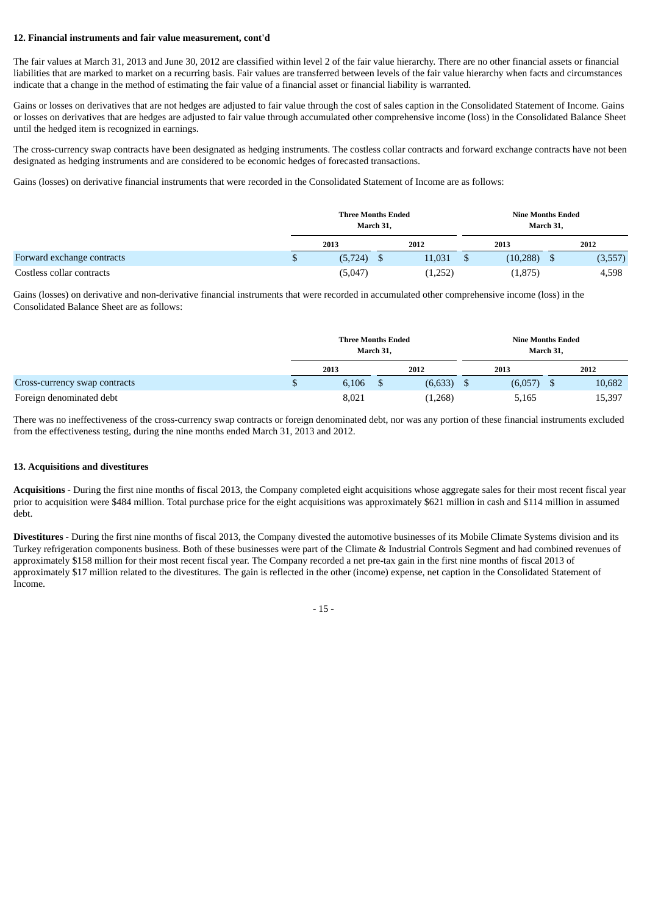**12. Financial instruments and fair value measurement, cont'd**

The fair values at March 31, 2013 and June 30, 2012 are classified within level 2 of the fair value hierarchy. There are no other financial assets or financial liabilities that are marked to market on a recurring basis. Fair values are transferred between levels of the fair value hierarchy when facts and circumstances indicate that a change in the method of estimating the fair value of a financial asset or financial liability is warranted.

Gains or losses on derivatives that are not hedges are adjusted to fair value through the cost of sales caption in the Consolidated Statement of Income. Gains or losses on derivatives that are hedges are adjusted to fair value through accumulated other comprehensive income (loss) in the Consolidated Balance Sheet until the hedged item is recognized in earnings.

The cross-currency swap contracts have been designated as hedging instruments. The costless collar contracts and forward exchange contracts have not been designated as hedging instruments and are considered to be economic hedges of forecasted transactions.

Gains (losses) on derivative financial instruments that were recorded in the Consolidated Statement of Income are as follows:

| | Three Months Ended March 31, | | Nine Months Ended March 31, | |
|---|---|---|---|---|
| | 2013 | 2012 | 2013 | 2012 |
| Forward exchange contracts | $ (5,724) | $ 11,031 | $ (10,288) | $ (3,557) |
| Costless collar contracts | (5,047) | (1,252) | (1,875) | 4,598 |

Gains (losses) on derivative and non-derivative financial instruments that were recorded in accumulated other comprehensive income (loss) in the Consolidated Balance Sheet are as follows:

| | Three Months Ended March 31, | | Nine Months Ended March 31, | |
|---|---|---|---|---|
| | 2013 | 2012 | 2013 | 2012 |
| Cross-currency swap contracts | $ 6,106 | $ (6,633) | $ (6,057) | $ 10,682 |
| Foreign denominated debt | 8,021 | (1,268) | 5,165 | 15,397 |

There was no ineffectiveness of the cross-currency swap contracts or foreign denominated debt, nor was any portion of these financial instruments excluded from the effectiveness testing, during the nine months ended March 31, 2013 and 2012.

**13. Acquisitions and divestitures**

**Acquisitions** - During the first nine months of fiscal 2013, the Company completed eight acquisitions whose aggregate sales for their most recent fiscal year prior to acquisition were $484 million. Total purchase price for the eight acquisitions was approximately $621 million in cash and $114 million in assumed debt.

**Divestitures** - During the first nine months of fiscal 2013, the Company divested the automotive businesses of its Mobile Climate Systems division and its Turkey refrigeration components business. Both of these businesses were part of the Climate & Industrial Controls Segment and had combined revenues of approximately $158 million for their most recent fiscal year. The Company recorded a net pre-tax gain in the first nine months of fiscal 2013 of approximately $17 million related to the divestitures. The gain is reflected in the other (income) expense, net caption in the Consolidated Statement of Income.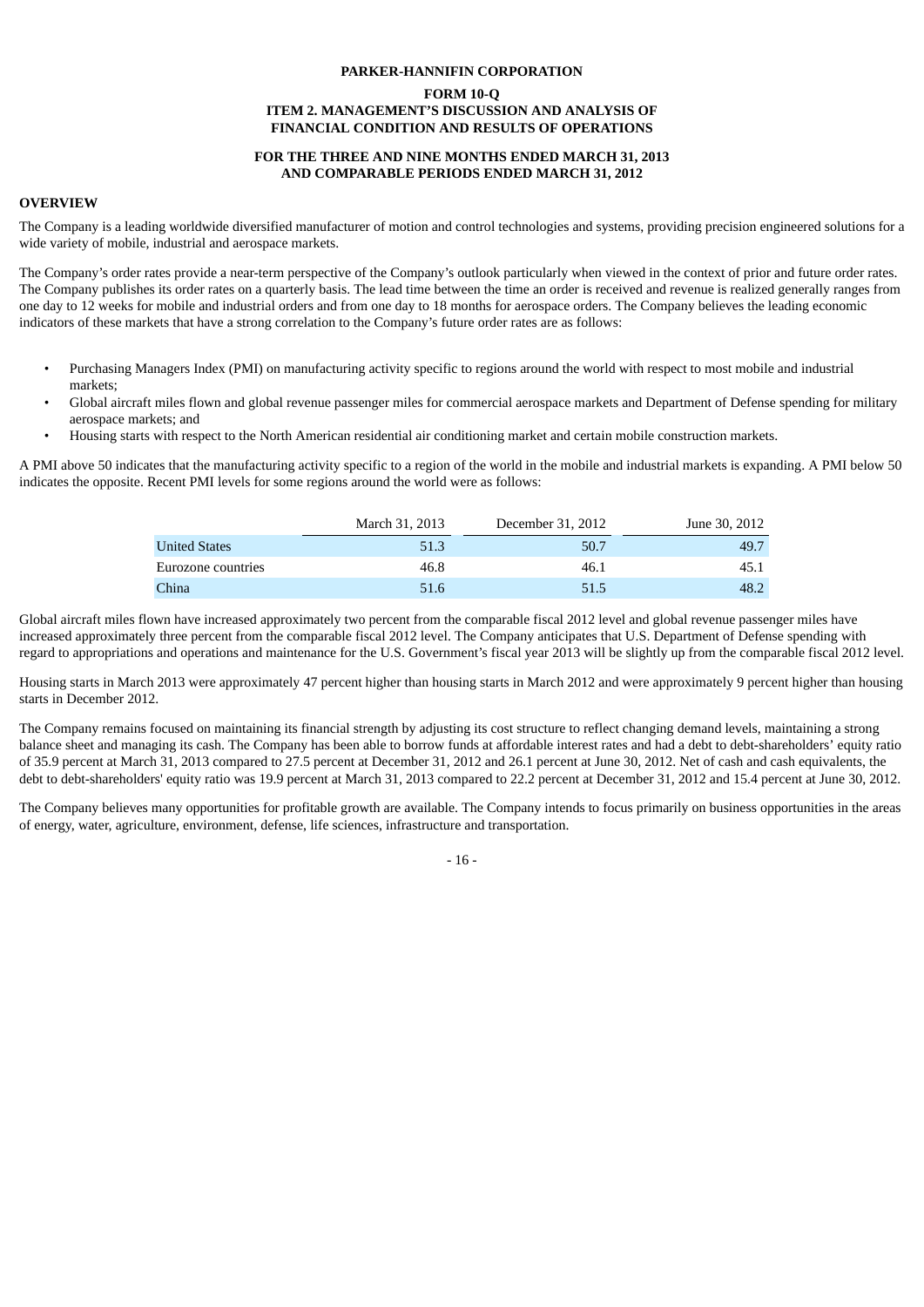# PARKER-HANNIFIN CORPORATION

## FORM 10-Q
## ITEM 2. MANAGEMENT'S DISCUSSION AND ANALYSIS OF FINANCIAL CONDITION AND RESULTS OF OPERATIONS

### FOR THE THREE AND NINE MONTHS ENDED MARCH 31, 2013 AND COMPARABLE PERIODS ENDED MARCH 31, 2012

**OVERVIEW**

The Company is a leading worldwide diversified manufacturer of motion and control technologies and systems, providing precision engineered solutions for a wide variety of mobile, industrial and aerospace markets.

The Company's order rates provide a near-term perspective of the Company's outlook particularly when viewed in the context of prior and future order rates. The Company publishes its order rates on a quarterly basis. The lead time between the time an order is received and revenue is realized generally ranges from one day to 12 weeks for mobile and industrial orders and from one day to 18 months for aerospace orders. The Company believes the leading economic indicators of these markets that have a strong correlation to the Company's future order rates are as follows:

- Purchasing Managers Index (PMI) on manufacturing activity specific to regions around the world with respect to most mobile and industrial markets;
- Global aircraft miles flown and global revenue passenger miles for commercial aerospace markets and Department of Defense spending for military aerospace markets; and
- Housing starts with respect to the North American residential air conditioning market and certain mobile construction markets.

A PMI above 50 indicates that the manufacturing activity specific to a region of the world in the mobile and industrial markets is expanding. A PMI below 50 indicates the opposite. Recent PMI levels for some regions around the world were as follows:

| | March 31, 2013 | December 31, 2012 | June 30, 2012 |
|---|---|---|---|
| United States | 51.3 | 50.7 | 49.7 |
| Eurozone countries | 46.8 | 46.1 | 45.1 |
| China | 51.6 | 51.5 | 48.2 |

Global aircraft miles flown have increased approximately two percent from the comparable fiscal 2012 level and global revenue passenger miles have increased approximately three percent from the comparable fiscal 2012 level. The Company anticipates that U.S. Department of Defense spending with regard to appropriations and operations and maintenance for the U.S. Government's fiscal year 2013 will be slightly up from the comparable fiscal 2012 level.

Housing starts in March 2013 were approximately 47 percent higher than housing starts in March 2012 and were approximately 9 percent higher than housing starts in December 2012.

The Company remains focused on maintaining its financial strength by adjusting its cost structure to reflect changing demand levels, maintaining a strong balance sheet and managing its cash. The Company has been able to borrow funds at affordable interest rates and had a debt to debt-shareholders' equity ratio of 35.9 percent at March 31, 2013 compared to 27.5 percent at December 31, 2012 and 26.1 percent at June 30, 2012. Net of cash and cash equivalents, the debt to debt-shareholders' equity ratio was 19.9 percent at March 31, 2013 compared to 22.2 percent at December 31, 2012 and 15.4 percent at June 30, 2012.

The Company believes many opportunities for profitable growth are available. The Company intends to focus primarily on business opportunities in the areas of energy, water, agriculture, environment, defense, life sciences, infrastructure and transportation.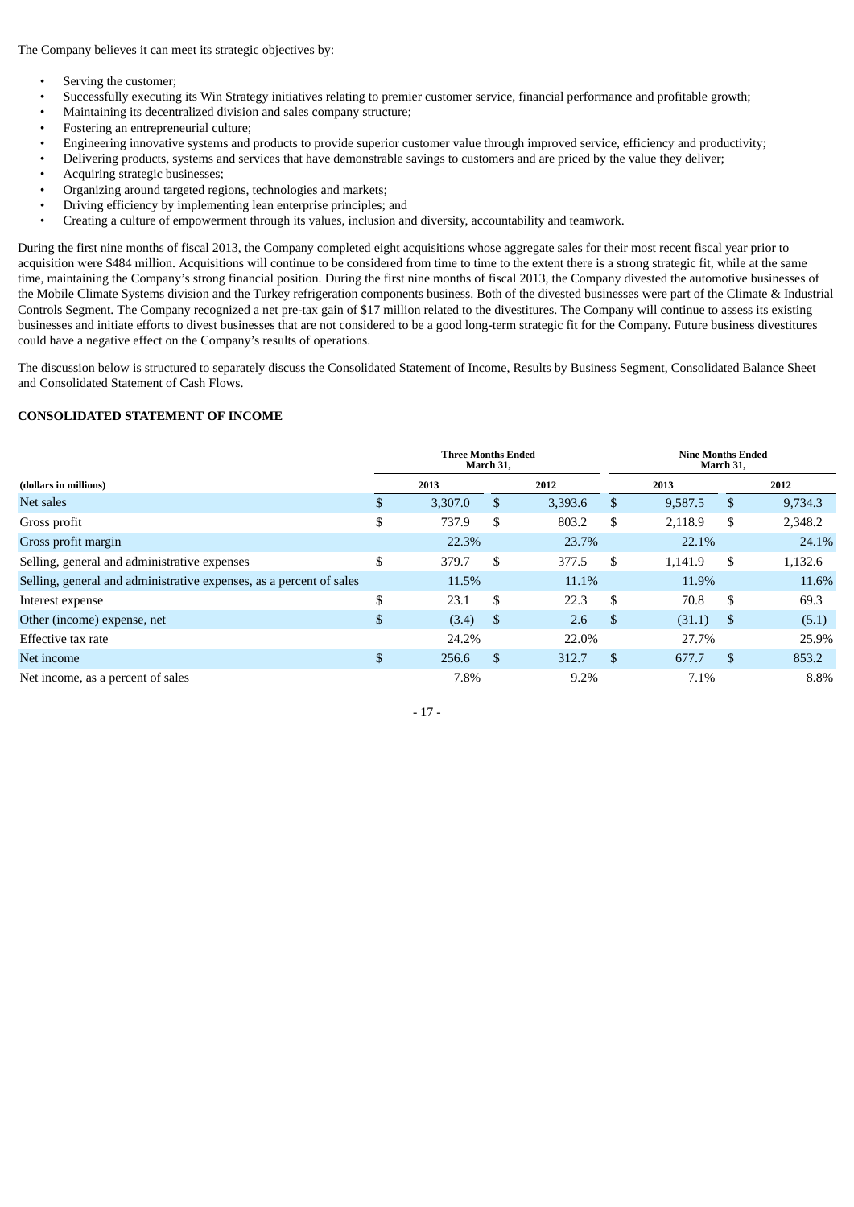The Company believes it can meet its strategic objectives by:

- Serving the customer;
- Successfully executing its Win Strategy initiatives relating to premier customer service, financial performance and profitable growth;
- Maintaining its decentralized division and sales company structure;
- Fostering an entrepreneurial culture;
- Engineering innovative systems and products to provide superior customer value through improved service, efficiency and productivity;
- Delivering products, systems and services that have demonstrable savings to customers and are priced by the value they deliver;
- Acquiring strategic businesses;
- Organizing around targeted regions, technologies and markets;
- Driving efficiency by implementing lean enterprise principles; and
- Creating a culture of empowerment through its values, inclusion and diversity, accountability and teamwork.

During the first nine months of fiscal 2013, the Company completed eight acquisitions whose aggregate sales for their most recent fiscal year prior to acquisition were $484 million. Acquisitions will continue to be considered from time to time to the extent there is a strong strategic fit, while at the same time, maintaining the Company's strong financial position. During the first nine months of fiscal 2013, the Company divested the automotive businesses of the Mobile Climate Systems division and the Turkey refrigeration components business. Both of the divested businesses were part of the Climate & Industrial Controls Segment. The Company recognized a net pre-tax gain of $17 million related to the divestitures. The Company will continue to assess its existing businesses and initiate efforts to divest businesses that are not considered to be a good long-term strategic fit for the Company. Future business divestitures could have a negative effect on the Company's results of operations.

The discussion below is structured to separately discuss the Consolidated Statement of Income, Results by Business Segment, Consolidated Balance Sheet and Consolidated Statement of Cash Flows.

**CONSOLIDATED STATEMENT OF INCOME**

| | Three Months Ended March 31, | | Nine Months Ended March 31, | |
|---|---|---|---|---|
| **(dollars in millions)** | **2013** | **2012** | **2013** | **2012** |
| Net sales | $ 3,307.0 | $ 3,393.6 | $ 9,587.5 | $ 9,734.3 |
| Gross profit | $ 737.9 | $ 803.2 | $ 2,118.9 | $ 2,348.2 |
| Gross profit margin | 22.3% | 23.7% | 22.1% | 24.1% |
| Selling, general and administrative expenses | $ 379.7 | $ 377.5 | $ 1,141.9 | $ 1,132.6 |
| Selling, general and administrative expenses, as a percent of sales | 11.5% | 11.1% | 11.9% | 11.6% |
| Interest expense | $ 23.1 | $ 22.3 | $ 70.8 | $ 69.3 |
| Other (income) expense, net | $ (3.4) | $ 2.6 | $ (31.1) | $ (5.1) |
| Effective tax rate | 24.2% | 22.0% | 27.7% | 25.9% |
| Net income | $ 256.6 | $ 312.7 | $ 677.7 | $ 853.2 |
| Net income, as a percent of sales | 7.8% | 9.2% | 7.1% | 8.8% |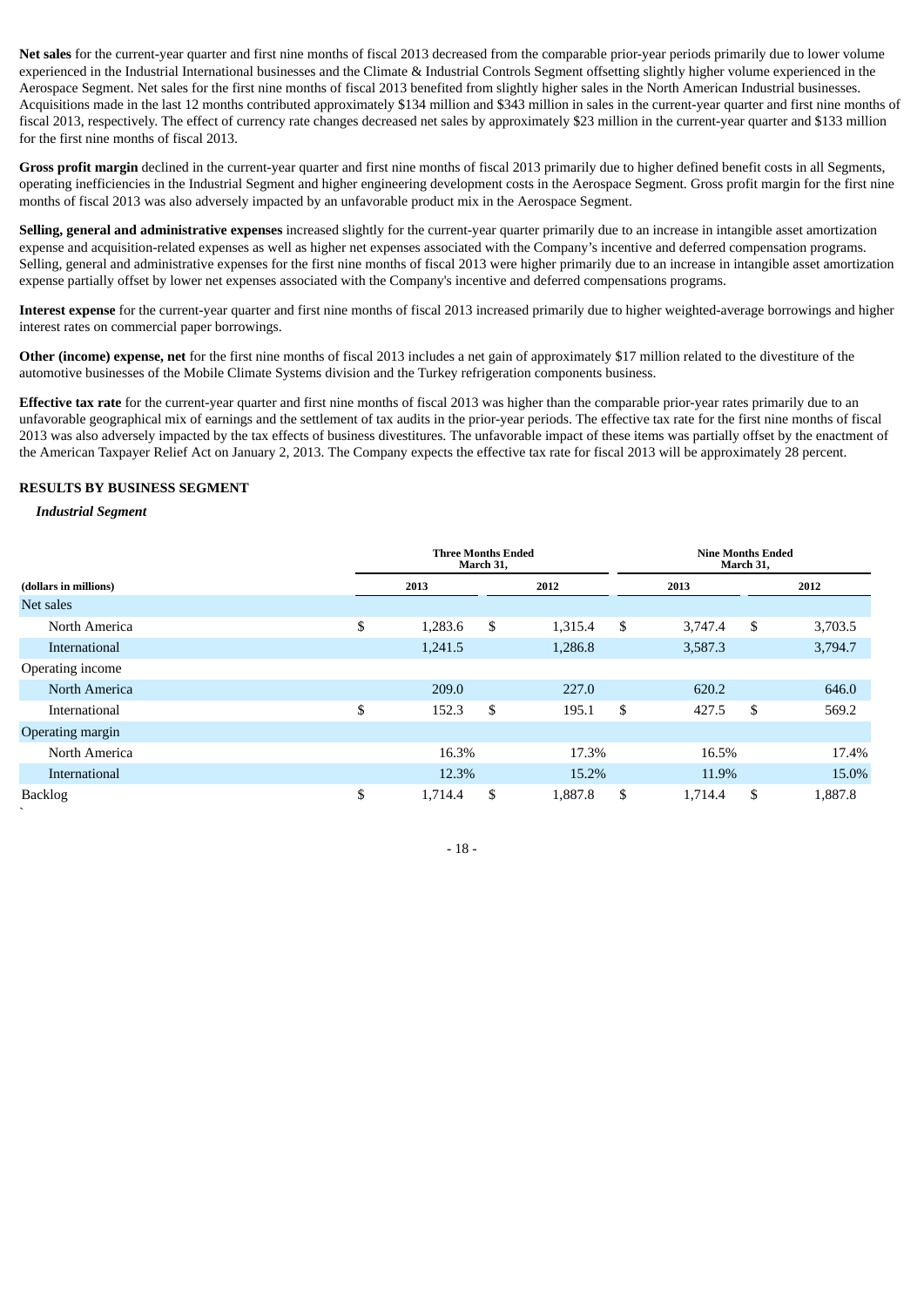**Net sales** for the current-year quarter and first nine months of fiscal 2013 decreased from the comparable prior-year periods primarily due to lower volume experienced in the Industrial International businesses and the Climate & Industrial Controls Segment offsetting slightly higher volume experienced in the Aerospace Segment. Net sales for the first nine months of fiscal 2013 benefited from slightly higher sales in the North American Industrial businesses. Acquisitions made in the last 12 months contributed approximately $134 million and $343 million in sales in the current-year quarter and first nine months of fiscal 2013, respectively. The effect of currency rate changes decreased net sales by approximately $23 million in the current-year quarter and $133 million for the first nine months of fiscal 2013.

**Gross profit margin** declined in the current-year quarter and first nine months of fiscal 2013 primarily due to higher defined benefit costs in all Segments, operating inefficiencies in the Industrial Segment and higher engineering development costs in the Aerospace Segment. Gross profit margin for the first nine months of fiscal 2013 was also adversely impacted by an unfavorable product mix in the Aerospace Segment.

**Selling, general and administrative expenses** increased slightly for the current-year quarter primarily due to an increase in intangible asset amortization expense and acquisition-related expenses as well as higher net expenses associated with the Company's incentive and deferred compensation programs. Selling, general and administrative expenses for the first nine months of fiscal 2013 were higher primarily due to an increase in intangible asset amortization expense partially offset by lower net expenses associated with the Company's incentive and deferred compensations programs.

**Interest expense** for the current-year quarter and first nine months of fiscal 2013 increased primarily due to higher weighted-average borrowings and higher interest rates on commercial paper borrowings.

**Other (income) expense, net** for the first nine months of fiscal 2013 includes a net gain of approximately $17 million related to the divestiture of the automotive businesses of the Mobile Climate Systems division and the Turkey refrigeration components business.

**Effective tax rate** for the current-year quarter and first nine months of fiscal 2013 was higher than the comparable prior-year rates primarily due to an unfavorable geographical mix of earnings and the settlement of tax audits in the prior-year periods. The effective tax rate for the first nine months of fiscal 2013 was also adversely impacted by the tax effects of business divestitures. The unfavorable impact of these items was partially offset by the enactment of the American Taxpayer Relief Act on January 2, 2013. The Company expects the effective tax rate for fiscal 2013 will be approximately 28 percent.

## RESULTS BY BUSINESS SEGMENT

***Industrial Segment***

| | Three Months Ended March 31, | | Nine Months Ended March 31, | |
|---|---|---|---|---|
| (dollars in millions) | 2013 | 2012 | 2013 | 2012 |
| Net sales | | | | |
| North America | $ 1,283.6 | $ 1,315.4 | $ 3,747.4 | $ 3,703.5 |
| International | 1,241.5 | 1,286.8 | 3,587.3 | 3,794.7 |
| Operating income | | | | |
| North America | 209.0 | 227.0 | 620.2 | 646.0 |
| International | $ 152.3 | $ 195.1 | $ 427.5 | $ 569.2 |
| Operating margin | | | | |
| North America | 16.3% | 17.3% | 16.5% | 17.4% |
| International | 12.3% | 15.2% | 11.9% | 15.0% |
| Backlog | $ 1,714.4 | $ 1,887.8 | $ 1,714.4 | $ 1,887.8 |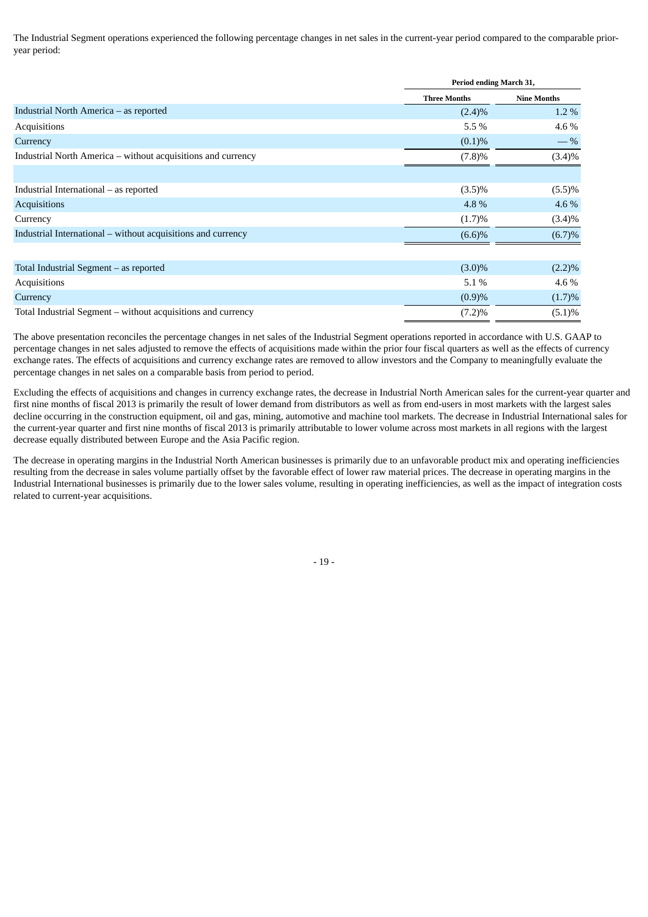The Industrial Segment operations experienced the following percentage changes in net sales in the current-year period compared to the comparable prior-year period:

| | Period ending March 31, | |
|---|---|---|
| | Three Months | Nine Months |
| Industrial North America – as reported | (2.4)% | 1.2 % |
| Acquisitions | 5.5 % | 4.6 % |
| Currency | (0.1)% | — % |
| Industrial North America – without acquisitions and currency | (7.8)% | (3.4)% |
| | | |
| Industrial International – as reported | (3.5)% | (5.5)% |
| Acquisitions | 4.8 % | 4.6 % |
| Currency | (1.7)% | (3.4)% |
| Industrial International – without acquisitions and currency | (6.6)% | (6.7)% |
| | | |
| Total Industrial Segment – as reported | (3.0)% | (2.2)% |
| Acquisitions | 5.1 % | 4.6 % |
| Currency | (0.9)% | (1.7)% |
| Total Industrial Segment – without acquisitions and currency | (7.2)% | (5.1)% |

The above presentation reconciles the percentage changes in net sales of the Industrial Segment operations reported in accordance with U.S. GAAP to percentage changes in net sales adjusted to remove the effects of acquisitions made within the prior four fiscal quarters as well as the effects of currency exchange rates. The effects of acquisitions and currency exchange rates are removed to allow investors and the Company to meaningfully evaluate the percentage changes in net sales on a comparable basis from period to period.

Excluding the effects of acquisitions and changes in currency exchange rates, the decrease in Industrial North American sales for the current-year quarter and first nine months of fiscal 2013 is primarily the result of lower demand from distributors as well as from end-users in most markets with the largest sales decline occurring in the construction equipment, oil and gas, mining, automotive and machine tool markets. The decrease in Industrial International sales for the current-year quarter and first nine months of fiscal 2013 is primarily attributable to lower volume across most markets in all regions with the largest decrease equally distributed between Europe and the Asia Pacific region.

The decrease in operating margins in the Industrial North American businesses is primarily due to an unfavorable product mix and operating inefficiencies resulting from the decrease in sales volume partially offset by the favorable effect of lower raw material prices. The decrease in operating margins in the Industrial International businesses is primarily due to the lower sales volume, resulting in operating inefficiencies, as well as the impact of integration costs related to current-year acquisitions.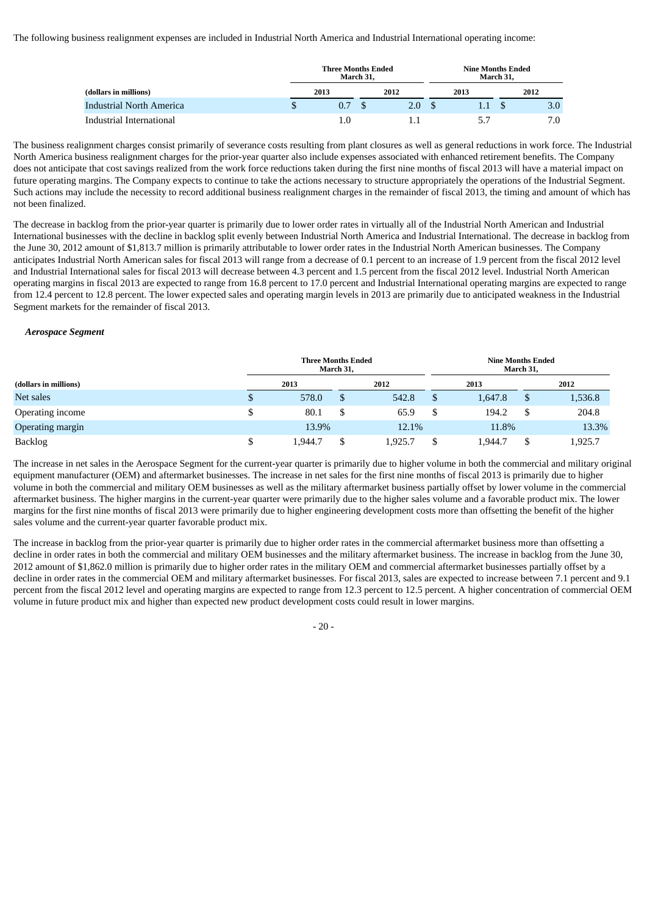The following business realignment expenses are included in Industrial North America and Industrial International operating income:

| | Three Months Ended March 31, | | Nine Months Ended March 31, | |
|---|---|---|---|---|
| (dollars in millions) | 2013 | 2012 | 2013 | 2012 |
| Industrial North America | $ 0.7 | $ 2.0 | $ 1.1 | $ 3.0 |
| Industrial International | 1.0 | 1.1 | 5.7 | 7.0 |

The business realignment charges consist primarily of severance costs resulting from plant closures as well as general reductions in work force. The Industrial North America business realignment charges for the prior-year quarter also include expenses associated with enhanced retirement benefits. The Company does not anticipate that cost savings realized from the work force reductions taken during the first nine months of fiscal 2013 will have a material impact on future operating margins. The Company expects to continue to take the actions necessary to structure appropriately the operations of the Industrial Segment. Such actions may include the necessity to record additional business realignment charges in the remainder of fiscal 2013, the timing and amount of which has not been finalized.

The decrease in backlog from the prior-year quarter is primarily due to lower order rates in virtually all of the Industrial North American and Industrial International businesses with the decline in backlog split evenly between Industrial North America and Industrial International. The decrease in backlog from the June 30, 2012 amount of $1,813.7 million is primarily attributable to lower order rates in the Industrial North American businesses. The Company anticipates Industrial North American sales for fiscal 2013 will range from a decrease of 0.1 percent to an increase of 1.9 percent from the fiscal 2012 level and Industrial International sales for fiscal 2013 will decrease between 4.3 percent and 1.5 percent from the fiscal 2012 level. Industrial North American operating margins in fiscal 2013 are expected to range from 16.8 percent to 17.0 percent and Industrial International operating margins are expected to range from 12.4 percent to 12.8 percent. The lower expected sales and operating margin levels in 2013 are primarily due to anticipated weakness in the Industrial Segment markets for the remainder of fiscal 2013.

***Aerospace Segment***

| | Three Months Ended March 31, | | Nine Months Ended March 31, | |
|---|---|---|---|---|
| (dollars in millions) | 2013 | 2012 | 2013 | 2012 |
| Net sales | $ 578.0 | $ 542.8 | $ 1,647.8 | $ 1,536.8 |
| Operating income | $ 80.1 | $ 65.9 | $ 194.2 | $ 204.8 |
| Operating margin | 13.9% | 12.1% | 11.8% | 13.3% |
| Backlog | $ 1,944.7 | $ 1,925.7 | $ 1,944.7 | $ 1,925.7 |

The increase in net sales in the Aerospace Segment for the current-year quarter is primarily due to higher volume in both the commercial and military original equipment manufacturer (OEM) and aftermarket businesses. The increase in net sales for the first nine months of fiscal 2013 is primarily due to higher volume in both the commercial and military OEM businesses as well as the military aftermarket business partially offset by lower volume in the commercial aftermarket business. The higher margins in the current-year quarter were primarily due to the higher sales volume and a favorable product mix. The lower margins for the first nine months of fiscal 2013 were primarily due to higher engineering development costs more than offsetting the benefit of the higher sales volume and the current-year quarter favorable product mix.

The increase in backlog from the prior-year quarter is primarily due to higher order rates in the commercial aftermarket business more than offsetting a decline in order rates in both the commercial and military OEM businesses and the military aftermarket business. The increase in backlog from the June 30, 2012 amount of $1,862.0 million is primarily due to higher order rates in the military OEM and commercial aftermarket businesses partially offset by a decline in order rates in the commercial OEM and military aftermarket businesses. For fiscal 2013, sales are expected to increase between 7.1 percent and 9.1 percent from the fiscal 2012 level and operating margins are expected to range from 12.3 percent to 12.5 percent. A higher concentration of commercial OEM volume in future product mix and higher than expected new product development costs could result in lower margins.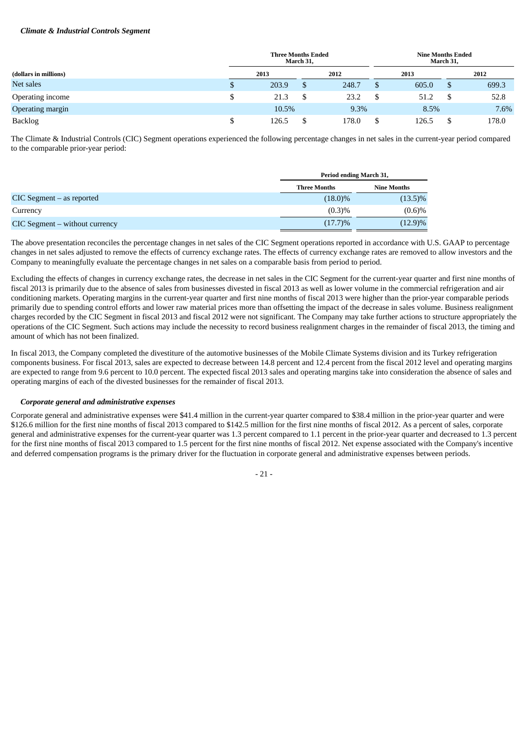***Climate & Industrial Controls Segment***

| (dollars in millions) | Three Months Ended March 31, | | Nine Months Ended March 31, | |
|---|---|---|---|---|
| | 2013 | 2012 | 2013 | 2012 |
| Net sales | $ 203.9 | $ 248.7 | $ 605.0 | $ 699.3 |
| Operating income | $ 21.3 | $ 23.2 | $ 51.2 | $ 52.8 |
| Operating margin | 10.5% | 9.3% | 8.5% | 7.6% |
| Backlog | $ 126.5 | $ 178.0 | $ 126.5 | $ 178.0 |

The Climate & Industrial Controls (CIC) Segment operations experienced the following percentage changes in net sales in the current-year period compared to the comparable prior-year period:

| | Period ending March 31, | |
|---|---|---|
| | Three Months | Nine Months |
| CIC Segment – as reported | (18.0)% | (13.5)% |
| Currency | (0.3)% | (0.6)% |
| CIC Segment – without currency | (17.7)% | (12.9)% |

The above presentation reconciles the percentage changes in net sales of the CIC Segment operations reported in accordance with U.S. GAAP to percentage changes in net sales adjusted to remove the effects of currency exchange rates. The effects of currency exchange rates are removed to allow investors and the Company to meaningfully evaluate the percentage changes in net sales on a comparable basis from period to period.

Excluding the effects of changes in currency exchange rates, the decrease in net sales in the CIC Segment for the current-year quarter and first nine months of fiscal 2013 is primarily due to the absence of sales from businesses divested in fiscal 2013 as well as lower volume in the commercial refrigeration and air conditioning markets. Operating margins in the current-year quarter and first nine months of fiscal 2013 were higher than the prior-year comparable periods primarily due to spending control efforts and lower raw material prices more than offsetting the impact of the decrease in sales volume. Business realignment charges recorded by the CIC Segment in fiscal 2013 and fiscal 2012 were not significant. The Company may take further actions to structure appropriately the operations of the CIC Segment. Such actions may include the necessity to record business realignment charges in the remainder of fiscal 2013, the timing and amount of which has not been finalized.

In fiscal 2013, the Company completed the divestiture of the automotive businesses of the Mobile Climate Systems division and its Turkey refrigeration components business. For fiscal 2013, sales are expected to decrease between 14.8 percent and 12.4 percent from the fiscal 2012 level and operating margins are expected to range from 9.6 percent to 10.0 percent. The expected fiscal 2013 sales and operating margins take into consideration the absence of sales and operating margins of each of the divested businesses for the remainder of fiscal 2013.

***Corporate general and administrative expenses***

Corporate general and administrative expenses were $41.4 million in the current-year quarter compared to $38.4 million in the prior-year quarter and were $126.6 million for the first nine months of fiscal 2013 compared to $142.5 million for the first nine months of fiscal 2012. As a percent of sales, corporate general and administrative expenses for the current-year quarter was 1.3 percent compared to 1.1 percent in the prior-year quarter and decreased to 1.3 percent for the first nine months of fiscal 2013 compared to 1.5 percent for the first nine months of fiscal 2012. Net expense associated with the Company's incentive and deferred compensation programs is the primary driver for the fluctuation in corporate general and administrative expenses between periods.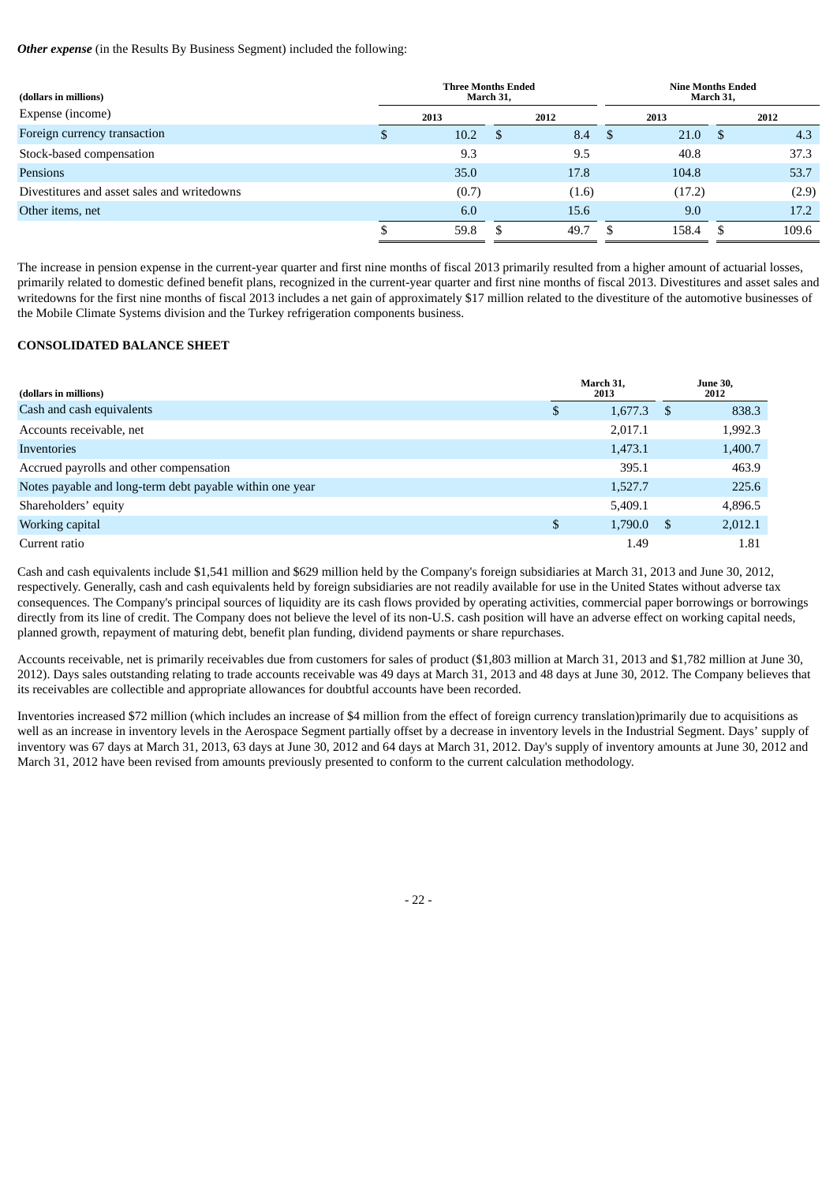***Other expense*** (in the Results By Business Segment) included the following:

| (dollars in millions) | Three Months Ended March 31, | | Nine Months Ended March 31, | |
|---|---|---|---|---|
| Expense (income) | 2013 | 2012 | 2013 | 2012 |
| Foreign currency transaction | $ 10.2 | $ 8.4 | $ 21.0 | $ 4.3 |
| Stock-based compensation | 9.3 | 9.5 | 40.8 | 37.3 |
| Pensions | 35.0 | 17.8 | 104.8 | 53.7 |
| Divestitures and asset sales and writedowns | (0.7) | (1.6) | (17.2) | (2.9) |
| Other items, net | 6.0 | 15.6 | 9.0 | 17.2 |
| | $ 59.8 | $ 49.7 | $ 158.4 | $ 109.6 |

The increase in pension expense in the current-year quarter and first nine months of fiscal 2013 primarily resulted from a higher amount of actuarial losses, primarily related to domestic defined benefit plans, recognized in the current-year quarter and first nine months of fiscal 2013. Divestitures and asset sales and writedowns for the first nine months of fiscal 2013 includes a net gain of approximately $17 million related to the divestiture of the automotive businesses of the Mobile Climate Systems division and the Turkey refrigeration components business.

**CONSOLIDATED BALANCE SHEET**

| (dollars in millions) | March 31, 2013 | June 30, 2012 |
|---|---|---|
| Cash and cash equivalents | $ 1,677.3 | $ 838.3 |
| Accounts receivable, net | 2,017.1 | 1,992.3 |
| Inventories | 1,473.1 | 1,400.7 |
| Accrued payrolls and other compensation | 395.1 | 463.9 |
| Notes payable and long-term debt payable within one year | 1,527.7 | 225.6 |
| Shareholders' equity | 5,409.1 | 4,896.5 |
| Working capital | $ 1,790.0 | $ 2,012.1 |
| Current ratio | 1.49 | 1.81 |

Cash and cash equivalents include $1,541 million and $629 million held by the Company's foreign subsidiaries at March 31, 2013 and June 30, 2012, respectively. Generally, cash and cash equivalents held by foreign subsidiaries are not readily available for use in the United States without adverse tax consequences. The Company's principal sources of liquidity are its cash flows provided by operating activities, commercial paper borrowings or borrowings directly from its line of credit. The Company does not believe the level of its non-U.S. cash position will have an adverse effect on working capital needs, planned growth, repayment of maturing debt, benefit plan funding, dividend payments or share repurchases.

Accounts receivable, net is primarily receivables due from customers for sales of product ($1,803 million at March 31, 2013 and $1,782 million at June 30, 2012). Days sales outstanding relating to trade accounts receivable was 49 days at March 31, 2013 and 48 days at June 30, 2012. The Company believes that its receivables are collectible and appropriate allowances for doubtful accounts have been recorded.

Inventories increased $72 million (which includes an increase of $4 million from the effect of foreign currency translation)primarily due to acquisitions as well as an increase in inventory levels in the Aerospace Segment partially offset by a decrease in inventory levels in the Industrial Segment. Days' supply of inventory was 67 days at March 31, 2013, 63 days at June 30, 2012 and 64 days at March 31, 2012. Day's supply of inventory amounts at June 30, 2012 and March 31, 2012 have been revised from amounts previously presented to conform to the current calculation methodology.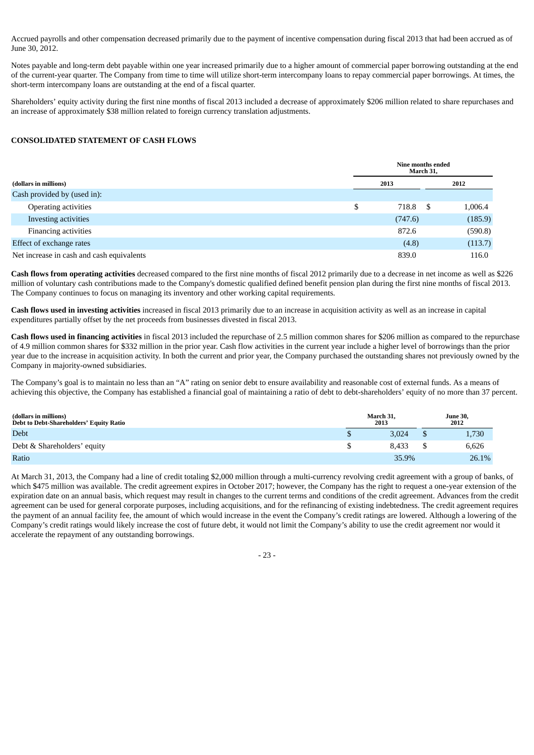Accrued payrolls and other compensation decreased primarily due to the payment of incentive compensation during fiscal 2013 that had been accrued as of June 30, 2012.

Notes payable and long-term debt payable within one year increased primarily due to a higher amount of commercial paper borrowing outstanding at the end of the current-year quarter. The Company from time to time will utilize short-term intercompany loans to repay commercial paper borrowings. At times, the short-term intercompany loans are outstanding at the end of a fiscal quarter.

Shareholders' equity activity during the first nine months of fiscal 2013 included a decrease of approximately $206 million related to share repurchases and an increase of approximately $38 million related to foreign currency translation adjustments.

**CONSOLIDATED STATEMENT OF CASH FLOWS**

| | Nine months ended March 31, | |
|---|---|---|
| **(dollars in millions)** | **2013** | **2012** |
| Cash provided by (used in): | | |
| Operating activities | $ 718.8 | $ 1,006.4 |
| Investing activities | (747.6) | (185.9) |
| Financing activities | 872.6 | (590.8) |
| Effect of exchange rates | (4.8) | (113.7) |
| Net increase in cash and cash equivalents | 839.0 | 116.0 |

**Cash flows from operating activities** decreased compared to the first nine months of fiscal 2012 primarily due to a decrease in net income as well as $226 million of voluntary cash contributions made to the Company's domestic qualified defined benefit pension plan during the first nine months of fiscal 2013. The Company continues to focus on managing its inventory and other working capital requirements.

**Cash flows used in investing activities** increased in fiscal 2013 primarily due to an increase in acquisition activity as well as an increase in capital expenditures partially offset by the net proceeds from businesses divested in fiscal 2013.

**Cash flows used in financing activities** in fiscal 2013 included the repurchase of 2.5 million common shares for $206 million as compared to the repurchase of 4.9 million common shares for $332 million in the prior year. Cash flow activities in the current year include a higher level of borrowings than the prior year due to the increase in acquisition activity. In both the current and prior year, the Company purchased the outstanding shares not previously owned by the Company in majority-owned subsidiaries.

The Company's goal is to maintain no less than an "A" rating on senior debt to ensure availability and reasonable cost of external funds. As a means of achieving this objective, the Company has established a financial goal of maintaining a ratio of debt to debt-shareholders' equity of no more than 37 percent.

| (dollars in millions) Debt to Debt-Shareholders' Equity Ratio | March 31, 2013 | June 30, 2012 |
|---|---|---|
| Debt | $ 3,024 | $ 1,730 |
| Debt & Shareholders' equity | $ 8,433 | $ 6,626 |
| Ratio | 35.9% | 26.1% |

At March 31, 2013, the Company had a line of credit totaling $2,000 million through a multi-currency revolving credit agreement with a group of banks, of which $475 million was available. The credit agreement expires in October 2017; however, the Company has the right to request a one-year extension of the expiration date on an annual basis, which request may result in changes to the current terms and conditions of the credit agreement. Advances from the credit agreement can be used for general corporate purposes, including acquisitions, and for the refinancing of existing indebtedness. The credit agreement requires the payment of an annual facility fee, the amount of which would increase in the event the Company's credit ratings are lowered. Although a lowering of the Company's credit ratings would likely increase the cost of future debt, it would not limit the Company's ability to use the credit agreement nor would it accelerate the repayment of any outstanding borrowings.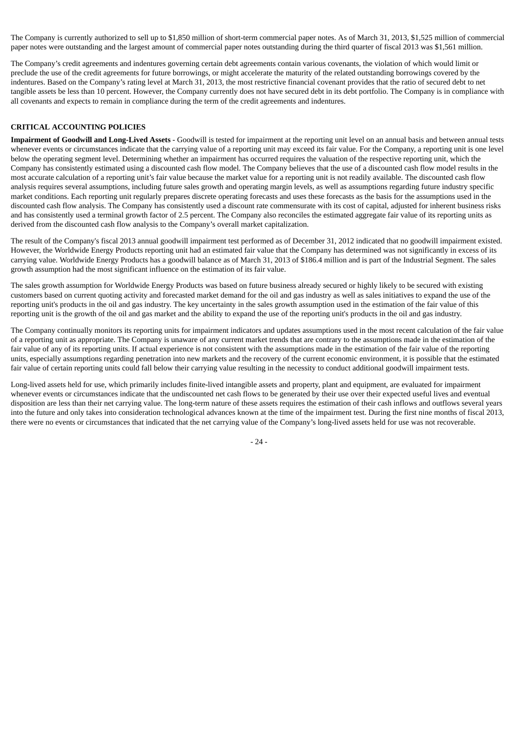The Company is currently authorized to sell up to $1,850 million of short-term commercial paper notes. As of March 31, 2013, $1,525 million of commercial paper notes were outstanding and the largest amount of commercial paper notes outstanding during the third quarter of fiscal 2013 was $1,561 million.

The Company's credit agreements and indentures governing certain debt agreements contain various covenants, the violation of which would limit or preclude the use of the credit agreements for future borrowings, or might accelerate the maturity of the related outstanding borrowings covered by the indentures. Based on the Company's rating level at March 31, 2013, the most restrictive financial covenant provides that the ratio of secured debt to net tangible assets be less than 10 percent. However, the Company currently does not have secured debt in its debt portfolio. The Company is in compliance with all covenants and expects to remain in compliance during the term of the credit agreements and indentures.

## CRITICAL ACCOUNTING POLICIES

**Impairment of Goodwill and Long-Lived Assets** - Goodwill is tested for impairment at the reporting unit level on an annual basis and between annual tests whenever events or circumstances indicate that the carrying value of a reporting unit may exceed its fair value. For the Company, a reporting unit is one level below the operating segment level. Determining whether an impairment has occurred requires the valuation of the respective reporting unit, which the Company has consistently estimated using a discounted cash flow model. The Company believes that the use of a discounted cash flow model results in the most accurate calculation of a reporting unit's fair value because the market value for a reporting unit is not readily available. The discounted cash flow analysis requires several assumptions, including future sales growth and operating margin levels, as well as assumptions regarding future industry specific market conditions. Each reporting unit regularly prepares discrete operating forecasts and uses these forecasts as the basis for the assumptions used in the discounted cash flow analysis. The Company has consistently used a discount rate commensurate with its cost of capital, adjusted for inherent business risks and has consistently used a terminal growth factor of 2.5 percent. The Company also reconciles the estimated aggregate fair value of its reporting units as derived from the discounted cash flow analysis to the Company's overall market capitalization.

The result of the Company's fiscal 2013 annual goodwill impairment test performed as of December 31, 2012 indicated that no goodwill impairment existed. However, the Worldwide Energy Products reporting unit had an estimated fair value that the Company has determined was not significantly in excess of its carrying value. Worldwide Energy Products has a goodwill balance as of March 31, 2013 of $186.4 million and is part of the Industrial Segment. The sales growth assumption had the most significant influence on the estimation of its fair value.

The sales growth assumption for Worldwide Energy Products was based on future business already secured or highly likely to be secured with existing customers based on current quoting activity and forecasted market demand for the oil and gas industry as well as sales initiatives to expand the use of the reporting unit's products in the oil and gas industry. The key uncertainty in the sales growth assumption used in the estimation of the fair value of this reporting unit is the growth of the oil and gas market and the ability to expand the use of the reporting unit's products in the oil and gas industry.

The Company continually monitors its reporting units for impairment indicators and updates assumptions used in the most recent calculation of the fair value of a reporting unit as appropriate. The Company is unaware of any current market trends that are contrary to the assumptions made in the estimation of the fair value of any of its reporting units. If actual experience is not consistent with the assumptions made in the estimation of the fair value of the reporting units, especially assumptions regarding penetration into new markets and the recovery of the current economic environment, it is possible that the estimated fair value of certain reporting units could fall below their carrying value resulting in the necessity to conduct additional goodwill impairment tests.

Long-lived assets held for use, which primarily includes finite-lived intangible assets and property, plant and equipment, are evaluated for impairment whenever events or circumstances indicate that the undiscounted net cash flows to be generated by their use over their expected useful lives and eventual disposition are less than their net carrying value. The long-term nature of these assets requires the estimation of their cash inflows and outflows several years into the future and only takes into consideration technological advances known at the time of the impairment test. During the first nine months of fiscal 2013, there were no events or circumstances that indicated that the net carrying value of the Company's long-lived assets held for use was not recoverable.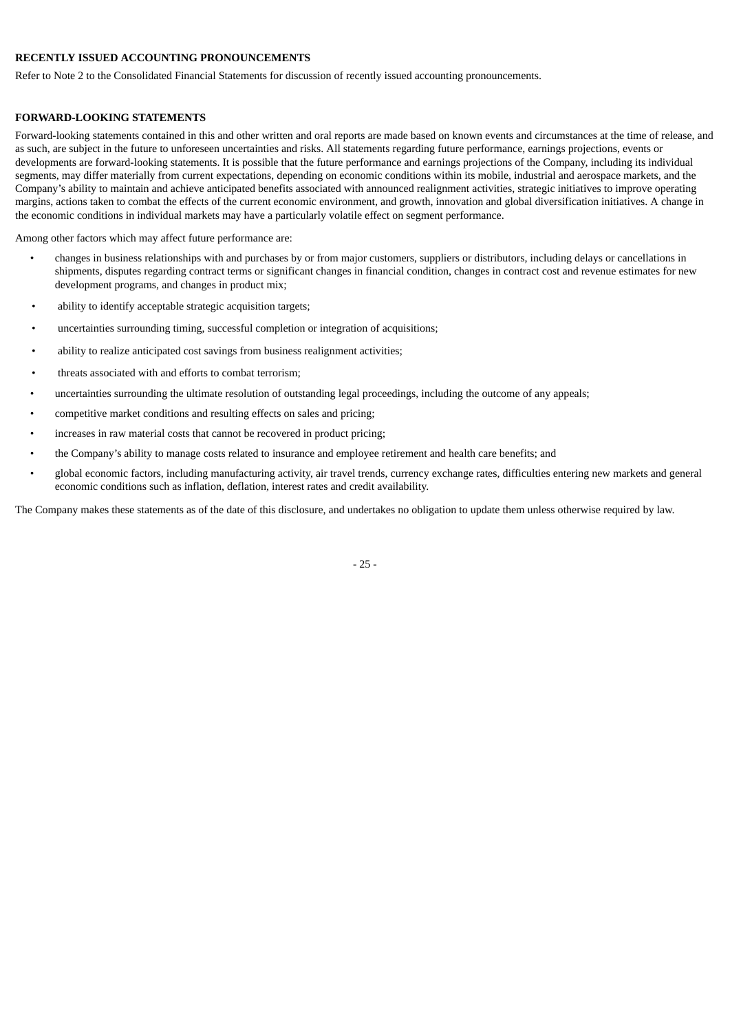## RECENTLY ISSUED ACCOUNTING PRONOUNCEMENTS

Refer to Note 2 to the Consolidated Financial Statements for discussion of recently issued accounting pronouncements.

## FORWARD-LOOKING STATEMENTS

Forward-looking statements contained in this and other written and oral reports are made based on known events and circumstances at the time of release, and as such, are subject in the future to unforeseen uncertainties and risks. All statements regarding future performance, earnings projections, events or developments are forward-looking statements. It is possible that the future performance and earnings projections of the Company, including its individual segments, may differ materially from current expectations, depending on economic conditions within its mobile, industrial and aerospace markets, and the Company's ability to maintain and achieve anticipated benefits associated with announced realignment activities, strategic initiatives to improve operating margins, actions taken to combat the effects of the current economic environment, and growth, innovation and global diversification initiatives. A change in the economic conditions in individual markets may have a particularly volatile effect on segment performance.

Among other factors which may affect future performance are:

- changes in business relationships with and purchases by or from major customers, suppliers or distributors, including delays or cancellations in shipments, disputes regarding contract terms or significant changes in financial condition, changes in contract cost and revenue estimates for new development programs, and changes in product mix;
- ability to identify acceptable strategic acquisition targets;
- uncertainties surrounding timing, successful completion or integration of acquisitions;
- ability to realize anticipated cost savings from business realignment activities;
- threats associated with and efforts to combat terrorism;
- uncertainties surrounding the ultimate resolution of outstanding legal proceedings, including the outcome of any appeals;
- competitive market conditions and resulting effects on sales and pricing;
- increases in raw material costs that cannot be recovered in product pricing;
- the Company's ability to manage costs related to insurance and employee retirement and health care benefits; and
- global economic factors, including manufacturing activity, air travel trends, currency exchange rates, difficulties entering new markets and general economic conditions such as inflation, deflation, interest rates and credit availability.

The Company makes these statements as of the date of this disclosure, and undertakes no obligation to update them unless otherwise required by law.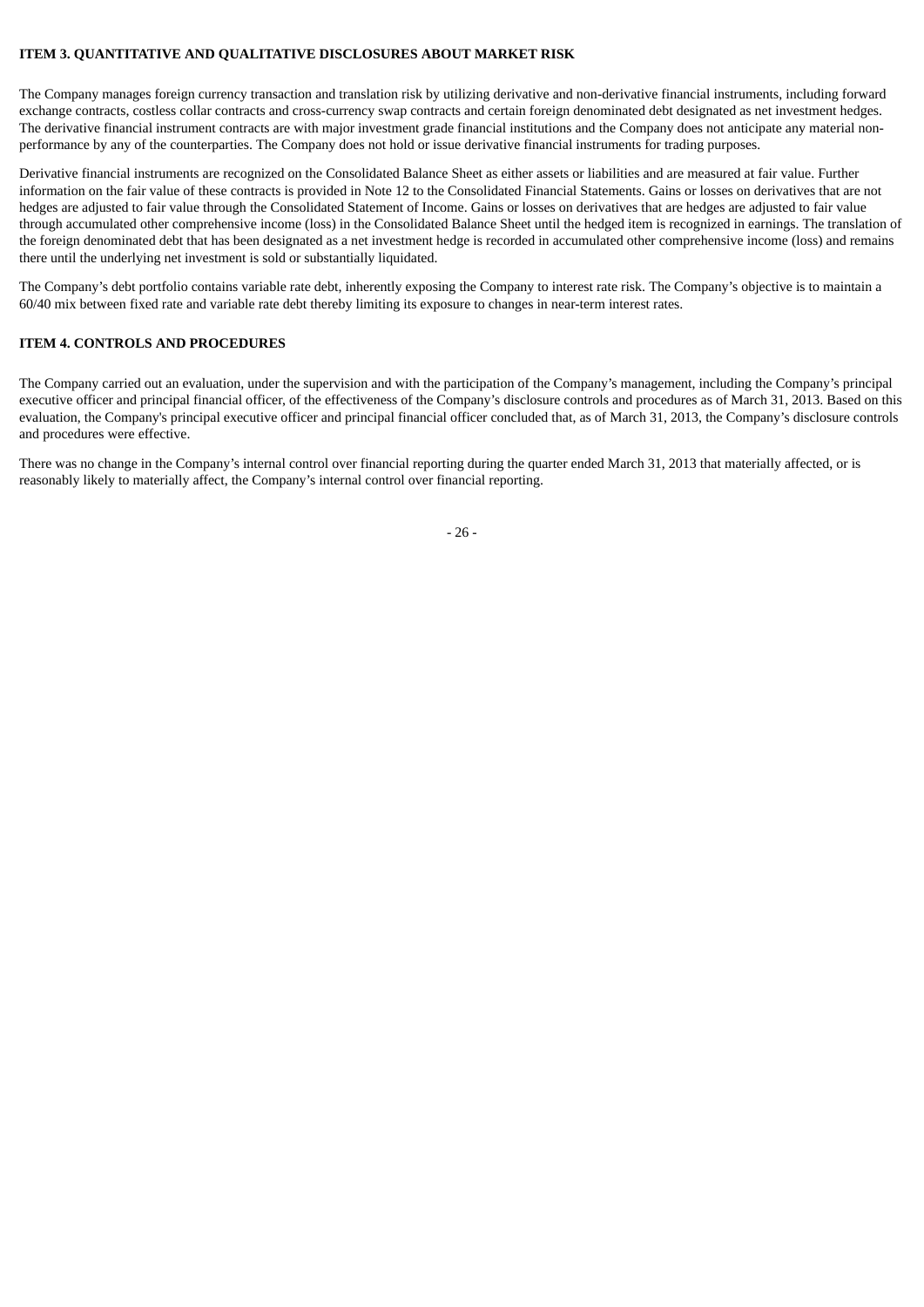## ITEM 3. QUANTITATIVE AND QUALITATIVE DISCLOSURES ABOUT MARKET RISK

The Company manages foreign currency transaction and translation risk by utilizing derivative and non-derivative financial instruments, including forward exchange contracts, costless collar contracts and cross-currency swap contracts and certain foreign denominated debt designated as net investment hedges. The derivative financial instrument contracts are with major investment grade financial institutions and the Company does not anticipate any material non-performance by any of the counterparties. The Company does not hold or issue derivative financial instruments for trading purposes.

Derivative financial instruments are recognized on the Consolidated Balance Sheet as either assets or liabilities and are measured at fair value. Further information on the fair value of these contracts is provided in Note 12 to the Consolidated Financial Statements. Gains or losses on derivatives that are not hedges are adjusted to fair value through the Consolidated Statement of Income. Gains or losses on derivatives that are hedges are adjusted to fair value through accumulated other comprehensive income (loss) in the Consolidated Balance Sheet until the hedged item is recognized in earnings. The translation of the foreign denominated debt that has been designated as a net investment hedge is recorded in accumulated other comprehensive income (loss) and remains there until the underlying net investment is sold or substantially liquidated.

The Company's debt portfolio contains variable rate debt, inherently exposing the Company to interest rate risk. The Company's objective is to maintain a 60/40 mix between fixed rate and variable rate debt thereby limiting its exposure to changes in near-term interest rates.

## ITEM 4. CONTROLS AND PROCEDURES

The Company carried out an evaluation, under the supervision and with the participation of the Company's management, including the Company's principal executive officer and principal financial officer, of the effectiveness of the Company's disclosure controls and procedures as of March 31, 2013. Based on this evaluation, the Company's principal executive officer and principal financial officer concluded that, as of March 31, 2013, the Company's disclosure controls and procedures were effective.

There was no change in the Company's internal control over financial reporting during the quarter ended March 31, 2013 that materially affected, or is reasonably likely to materially affect, the Company's internal control over financial reporting.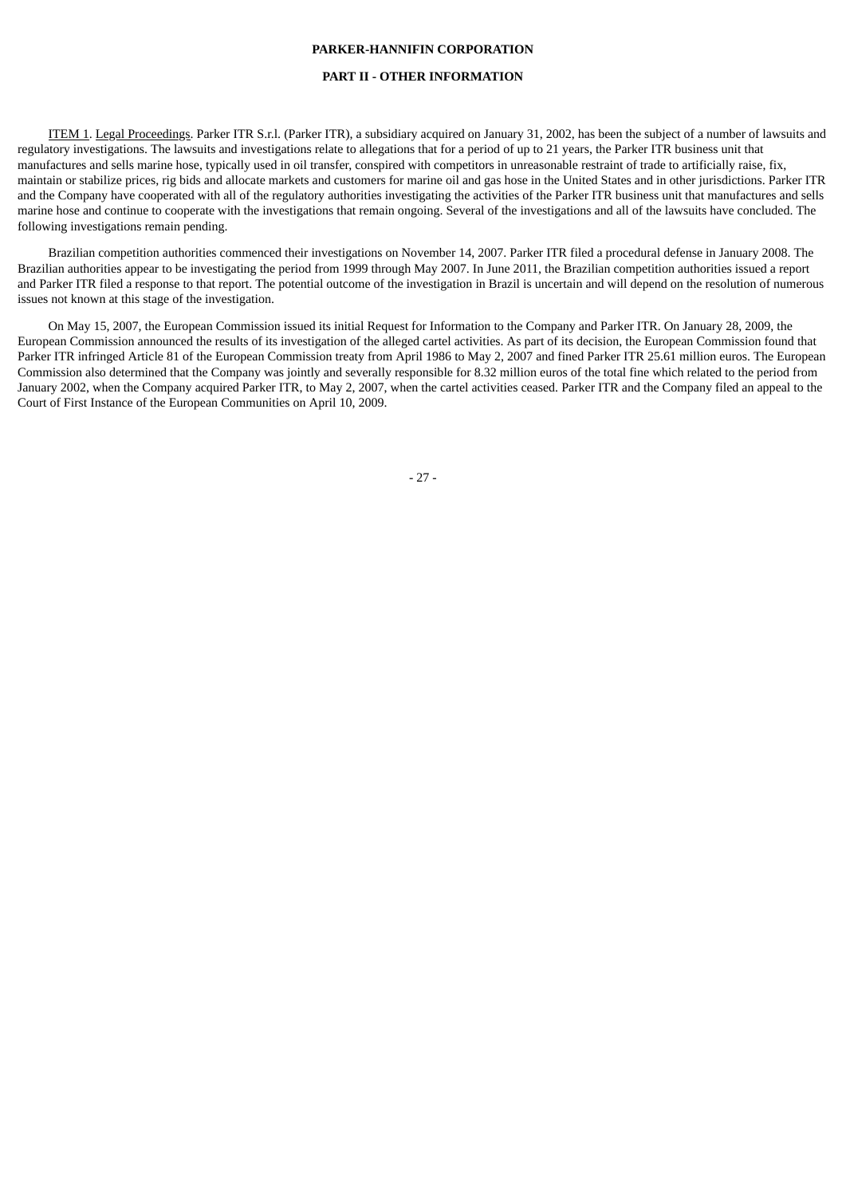**PARKER-HANNIFIN CORPORATION**

**PART II - OTHER INFORMATION**

ITEM 1. Legal Proceedings. Parker ITR S.r.l. (Parker ITR), a subsidiary acquired on January 31, 2002, has been the subject of a number of lawsuits and regulatory investigations. The lawsuits and investigations relate to allegations that for a period of up to 21 years, the Parker ITR business unit that manufactures and sells marine hose, typically used in oil transfer, conspired with competitors in unreasonable restraint of trade to artificially raise, fix, maintain or stabilize prices, rig bids and allocate markets and customers for marine oil and gas hose in the United States and in other jurisdictions. Parker ITR and the Company have cooperated with all of the regulatory authorities investigating the activities of the Parker ITR business unit that manufactures and sells marine hose and continue to cooperate with the investigations that remain ongoing. Several of the investigations and all of the lawsuits have concluded. The following investigations remain pending.

Brazilian competition authorities commenced their investigations on November 14, 2007. Parker ITR filed a procedural defense in January 2008. The Brazilian authorities appear to be investigating the period from 1999 through May 2007. In June 2011, the Brazilian competition authorities issued a report and Parker ITR filed a response to that report. The potential outcome of the investigation in Brazil is uncertain and will depend on the resolution of numerous issues not known at this stage of the investigation.

On May 15, 2007, the European Commission issued its initial Request for Information to the Company and Parker ITR. On January 28, 2009, the European Commission announced the results of its investigation of the alleged cartel activities. As part of its decision, the European Commission found that Parker ITR infringed Article 81 of the European Commission treaty from April 1986 to May 2, 2007 and fined Parker ITR 25.61 million euros. The European Commission also determined that the Company was jointly and severally responsible for 8.32 million euros of the total fine which related to the period from January 2002, when the Company acquired Parker ITR, to May 2, 2007, when the cartel activities ceased. Parker ITR and the Company filed an appeal to the Court of First Instance of the European Communities on April 10, 2009.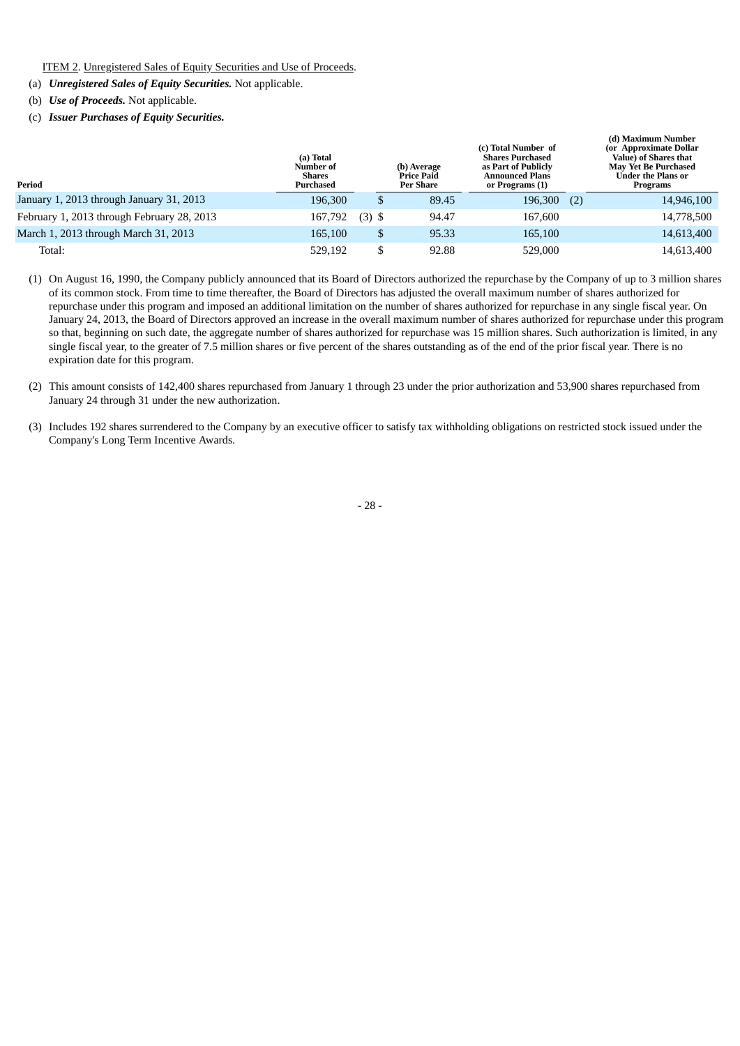ITEM 2. Unregistered Sales of Equity Securities and Use of Proceeds.

(a) ***Unregistered Sales of Equity Securities.*** Not applicable.

(b) ***Use of Proceeds.*** Not applicable.

(c) ***Issuer Purchases of Equity Securities.***

| Period | (a) Total Number of Shares Purchased | (b) Average Price Paid Per Share | (c) Total Number of Shares Purchased as Part of Publicly Announced Plans or Programs (1) | (d) Maximum Number (or Approximate Dollar Value) of Shares that May Yet Be Purchased Under the Plans or Programs |
|---|---|---|---|---|
| January 1, 2013 through January 31, 2013 | 196,300 | $ 89.45 | 196,300 (2) | 14,946,100 |
| February 1, 2013 through February 28, 2013 | 167,792 (3) | $ 94.47 | 167,600 | 14,778,500 |
| March 1, 2013 through March 31, 2013 | 165,100 | $ 95.33 | 165,100 | 14,613,400 |
| Total: | 529,192 | $ 92.88 | 529,000 | 14,613,400 |

(1) On August 16, 1990, the Company publicly announced that its Board of Directors authorized the repurchase by the Company of up to 3 million shares of its common stock. From time to time thereafter, the Board of Directors has adjusted the overall maximum number of shares authorized for repurchase under this program and imposed an additional limitation on the number of shares authorized for repurchase in any single fiscal year. On January 24, 2013, the Board of Directors approved an increase in the overall maximum number of shares authorized for repurchase under this program so that, beginning on such date, the aggregate number of shares authorized for repurchase was 15 million shares. Such authorization is limited, in any single fiscal year, to the greater of 7.5 million shares or five percent of the shares outstanding as of the end of the prior fiscal year. There is no expiration date for this program.

(2) This amount consists of 142,400 shares repurchased from January 1 through 23 under the prior authorization and 53,900 shares repurchased from January 24 through 31 under the new authorization.

(3) Includes 192 shares surrendered to the Company by an executive officer to satisfy tax withholding obligations on restricted stock issued under the Company's Long Term Incentive Awards.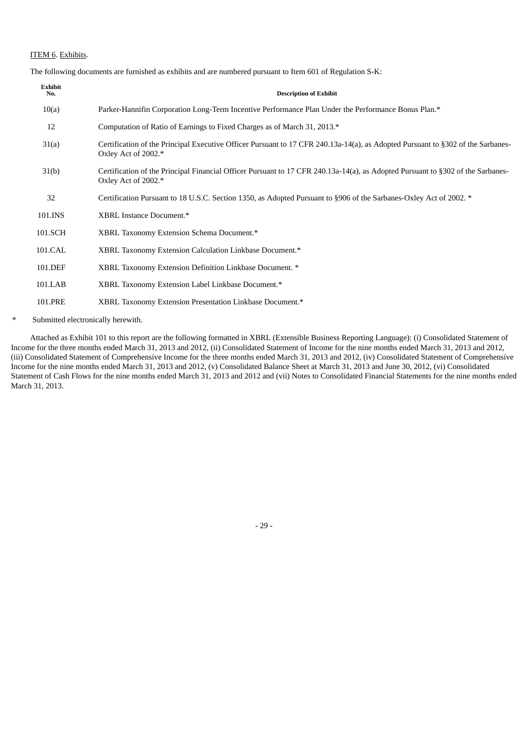ITEM 6. Exhibits.

The following documents are furnished as exhibits and are numbered pursuant to Item 601 of Regulation S-K:

| Exhibit No. | Description of Exhibit |
|---|---|
| 10(a) | Parker-Hannifin Corporation Long-Term Incentive Performance Plan Under the Performance Bonus Plan.* |
| 12 | Computation of Ratio of Earnings to Fixed Charges as of March 31, 2013.* |
| 31(a) | Certification of the Principal Executive Officer Pursuant to 17 CFR 240.13a-14(a), as Adopted Pursuant to §302 of the Sarbanes-Oxley Act of 2002.* |
| 31(b) | Certification of the Principal Financial Officer Pursuant to 17 CFR 240.13a-14(a), as Adopted Pursuant to §302 of the Sarbanes-Oxley Act of 2002.* |
| 32 | Certification Pursuant to 18 U.S.C. Section 1350, as Adopted Pursuant to §906 of the Sarbanes-Oxley Act of 2002. * |
| 101.INS | XBRL Instance Document.* |
| 101.SCH | XBRL Taxonomy Extension Schema Document.* |
| 101.CAL | XBRL Taxonomy Extension Calculation Linkbase Document.* |
| 101.DEF | XBRL Taxonomy Extension Definition Linkbase Document. * |
| 101.LAB | XBRL Taxonomy Extension Label Linkbase Document.* |
| 101.PRE | XBRL Taxonomy Extension Presentation Linkbase Document.* |

\* Submitted electronically herewith.

Attached as Exhibit 101 to this report are the following formatted in XBRL (Extensible Business Reporting Language): (i) Consolidated Statement of Income for the three months ended March 31, 2013 and 2012, (ii) Consolidated Statement of Income for the nine months ended March 31, 2013 and 2012, (iii) Consolidated Statement of Comprehensive Income for the three months ended March 31, 2013 and 2012, (iv) Consolidated Statement of Comprehensive Income for the nine months ended March 31, 2013 and 2012, (v) Consolidated Balance Sheet at March 31, 2013 and June 30, 2012, (vi) Consolidated Statement of Cash Flows for the nine months ended March 31, 2013 and 2012 and (vii) Notes to Consolidated Financial Statements for the nine months ended March 31, 2013.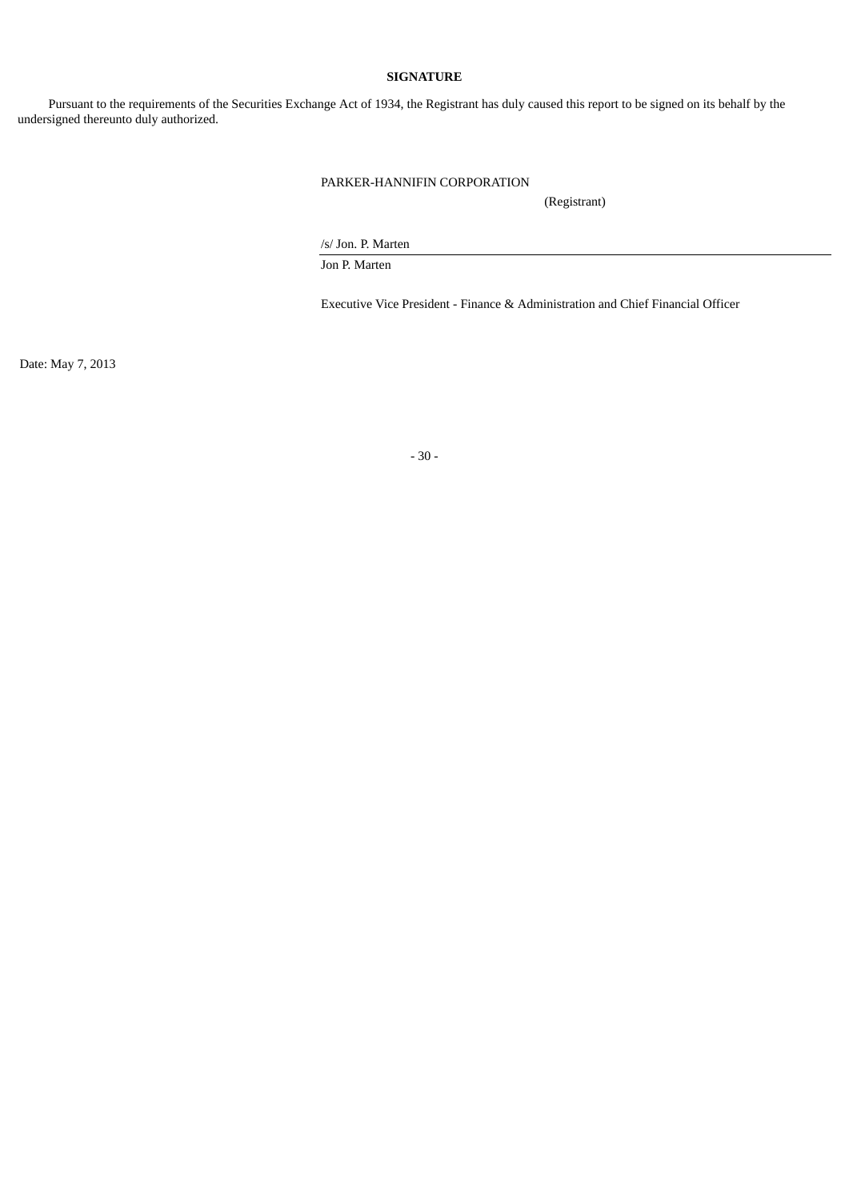**SIGNATURE**

Pursuant to the requirements of the Securities Exchange Act of 1934, the Registrant has duly caused this report to be signed on its behalf by the undersigned thereunto duly authorized.

PARKER-HANNIFIN CORPORATION

(Registrant)

/s/ Jon. P. Marten

Jon P. Marten

Executive Vice President - Finance & Administration and Chief Financial Officer

Date: May 7, 2013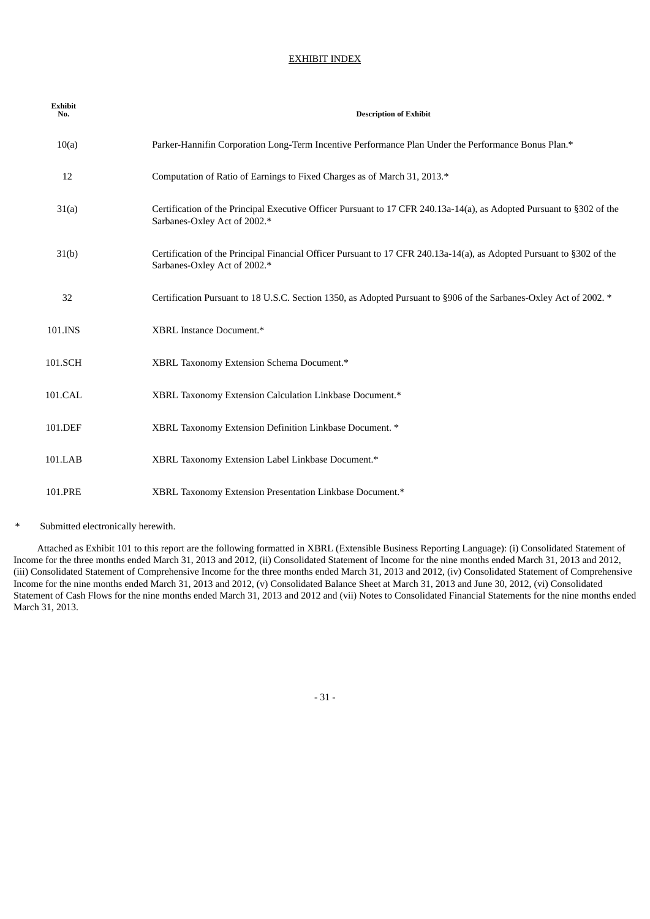# EXHIBIT INDEX

| Exhibit No. | Description of Exhibit |
|---|---|
| 10(a) | Parker-Hannifin Corporation Long-Term Incentive Performance Plan Under the Performance Bonus Plan.* |
| 12 | Computation of Ratio of Earnings to Fixed Charges as of March 31, 2013.* |
| 31(a) | Certification of the Principal Executive Officer Pursuant to 17 CFR 240.13a-14(a), as Adopted Pursuant to §302 of the Sarbanes-Oxley Act of 2002.* |
| 31(b) | Certification of the Principal Financial Officer Pursuant to 17 CFR 240.13a-14(a), as Adopted Pursuant to §302 of the Sarbanes-Oxley Act of 2002.* |
| 32 | Certification Pursuant to 18 U.S.C. Section 1350, as Adopted Pursuant to §906 of the Sarbanes-Oxley Act of 2002. * |
| 101.INS | XBRL Instance Document.* |
| 101.SCH | XBRL Taxonomy Extension Schema Document.* |
| 101.CAL | XBRL Taxonomy Extension Calculation Linkbase Document.* |
| 101.DEF | XBRL Taxonomy Extension Definition Linkbase Document. * |
| 101.LAB | XBRL Taxonomy Extension Label Linkbase Document.* |
| 101.PRE | XBRL Taxonomy Extension Presentation Linkbase Document.* |

\* Submitted electronically herewith.

Attached as Exhibit 101 to this report are the following formatted in XBRL (Extensible Business Reporting Language): (i) Consolidated Statement of Income for the three months ended March 31, 2013 and 2012, (ii) Consolidated Statement of Income for the nine months ended March 31, 2013 and 2012, (iii) Consolidated Statement of Comprehensive Income for the three months ended March 31, 2013 and 2012, (iv) Consolidated Statement of Comprehensive Income for the nine months ended March 31, 2013 and 2012, (v) Consolidated Balance Sheet at March 31, 2013 and June 30, 2012, (vi) Consolidated Statement of Cash Flows for the nine months ended March 31, 2013 and 2012 and (vii) Notes to Consolidated Financial Statements for the nine months ended March 31, 2013.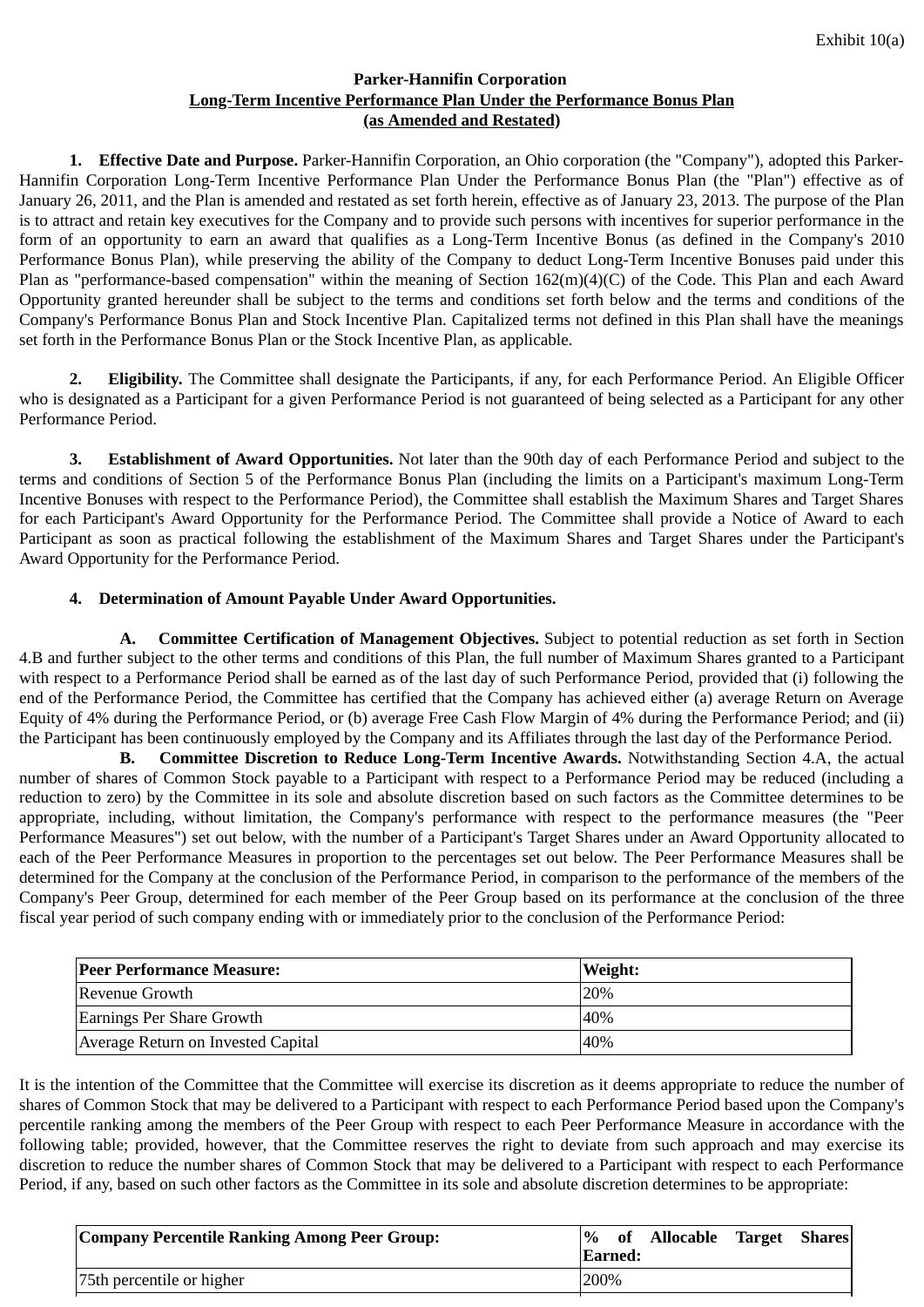Exhibit 10(a)

**Parker-Hannifin Corporation**
**Long-Term Incentive Performance Plan Under the Performance Bonus Plan**
**(as Amended and Restated)**

**1. Effective Date and Purpose.** Parker-Hannifin Corporation, an Ohio corporation (the "Company"), adopted this Parker-Hannifin Corporation Long-Term Incentive Performance Plan Under the Performance Bonus Plan (the "Plan") effective as of January 26, 2011, and the Plan is amended and restated as set forth herein, effective as of January 23, 2013. The purpose of the Plan is to attract and retain key executives for the Company and to provide such persons with incentives for superior performance in the form of an opportunity to earn an award that qualifies as a Long-Term Incentive Bonus (as defined in the Company's 2010 Performance Bonus Plan), while preserving the ability of the Company to deduct Long-Term Incentive Bonuses paid under this Plan as "performance-based compensation" within the meaning of Section 162(m)(4)(C) of the Code. This Plan and each Award Opportunity granted hereunder shall be subject to the terms and conditions set forth below and the terms and conditions of the Company's Performance Bonus Plan and Stock Incentive Plan. Capitalized terms not defined in this Plan shall have the meanings set forth in the Performance Bonus Plan or the Stock Incentive Plan, as applicable.

**2. Eligibility.** The Committee shall designate the Participants, if any, for each Performance Period. An Eligible Officer who is designated as a Participant for a given Performance Period is not guaranteed of being selected as a Participant for any other Performance Period.

**3. Establishment of Award Opportunities.** Not later than the 90th day of each Performance Period and subject to the terms and conditions of Section 5 of the Performance Bonus Plan (including the limits on a Participant's maximum Long-Term Incentive Bonuses with respect to the Performance Period), the Committee shall establish the Maximum Shares and Target Shares for each Participant's Award Opportunity for the Performance Period. The Committee shall provide a Notice of Award to each Participant as soon as practical following the establishment of the Maximum Shares and Target Shares under the Participant's Award Opportunity for the Performance Period.

**4. Determination of Amount Payable Under Award Opportunities.**

**A. Committee Certification of Management Objectives.** Subject to potential reduction as set forth in Section 4.B and further subject to the other terms and conditions of this Plan, the full number of Maximum Shares granted to a Participant with respect to a Performance Period shall be earned as of the last day of such Performance Period, provided that (i) following the end of the Performance Period, the Committee has certified that the Company has achieved either (a) average Return on Average Equity of 4% during the Performance Period, or (b) average Free Cash Flow Margin of 4% during the Performance Period; and (ii) the Participant has been continuously employed by the Company and its Affiliates through the last day of the Performance Period.

**B. Committee Discretion to Reduce Long-Term Incentive Awards.** Notwithstanding Section 4.A, the actual number of shares of Common Stock payable to a Participant with respect to a Performance Period may be reduced (including a reduction to zero) by the Committee in its sole and absolute discretion based on such factors as the Committee determines to be appropriate, including, without limitation, the Company's performance with respect to the performance measures (the "Peer Performance Measures") set out below, with the number of a Participant's Target Shares under an Award Opportunity allocated to each of the Peer Performance Measures in proportion to the percentages set out below. The Peer Performance Measures shall be determined for the Company at the conclusion of the Performance Period, in comparison to the performance of the members of the Company's Peer Group, determined for each member of the Peer Group based on its performance at the conclusion of the three fiscal year period of such company ending with or immediately prior to the conclusion of the Performance Period:

| **Peer Performance Measure:** | **Weight:** |
|---|---|
| Revenue Growth | 20% |
| Earnings Per Share Growth | 40% |
| Average Return on Invested Capital | 40% |

It is the intention of the Committee that the Committee will exercise its discretion as it deems appropriate to reduce the number of shares of Common Stock that may be delivered to a Participant with respect to each Performance Period based upon the Company's percentile ranking among the members of the Peer Group with respect to each Peer Performance Measure in accordance with the following table; provided, however, that the Committee reserves the right to deviate from such approach and may exercise its discretion to reduce the number shares of Common Stock that may be delivered to a Participant with respect to each Performance Period, if any, based on such other factors as the Committee in its sole and absolute discretion determines to be appropriate:

| **Company Percentile Ranking Among Peer Group:** | **% of Allocable Target Shares Earned:** |
|---|---|
| 75th percentile or higher | 200% |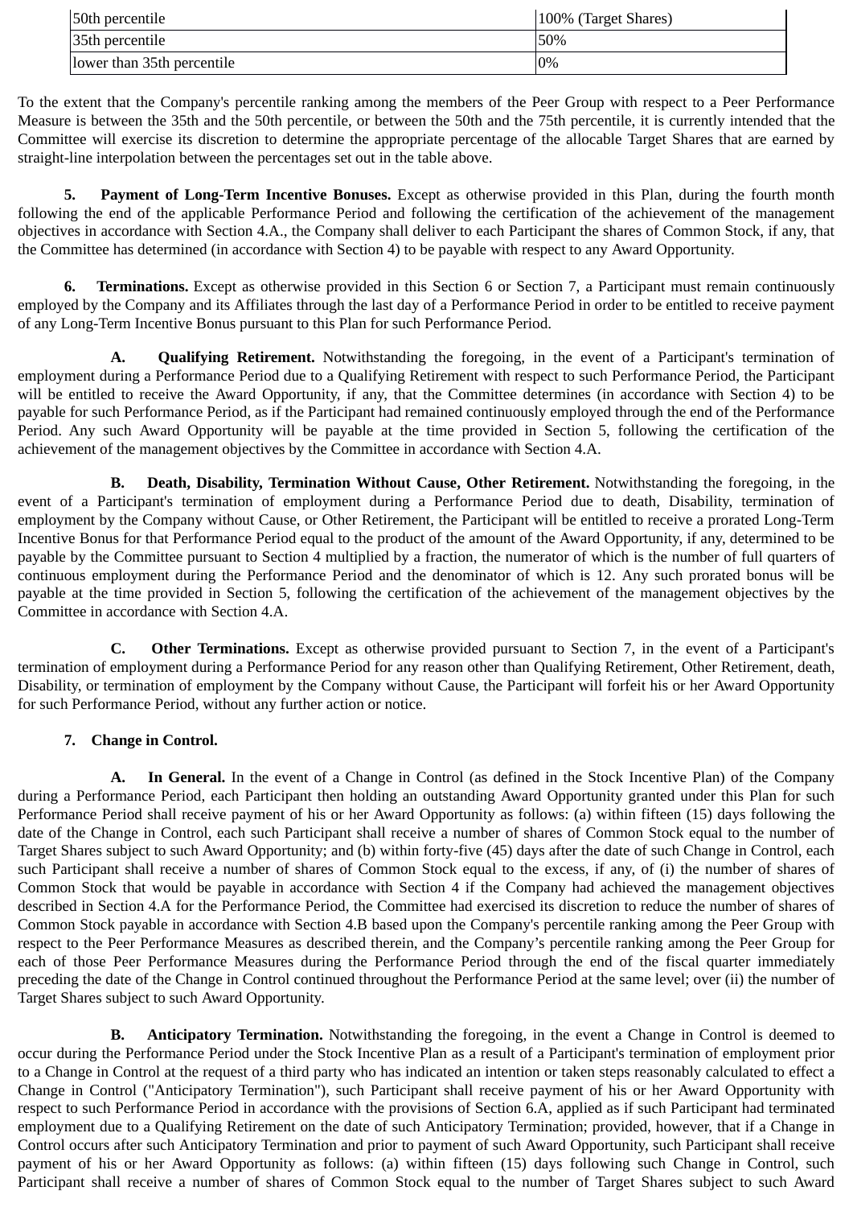| 50th percentile | 100% (Target Shares) |
|---|---|
| 35th percentile | 50% |
| lower than 35th percentile | 0% |

To the extent that the Company's percentile ranking among the members of the Peer Group with respect to a Peer Performance Measure is between the 35th and the 50th percentile, or between the 50th and the 75th percentile, it is currently intended that the Committee will exercise its discretion to determine the appropriate percentage of the allocable Target Shares that are earned by straight-line interpolation between the percentages set out in the table above.

**5. Payment of Long-Term Incentive Bonuses.** Except as otherwise provided in this Plan, during the fourth month following the end of the applicable Performance Period and following the certification of the achievement of the management objectives in accordance with Section 4.A., the Company shall deliver to each Participant the shares of Common Stock, if any, that the Committee has determined (in accordance with Section 4) to be payable with respect to any Award Opportunity.

**6. Terminations.** Except as otherwise provided in this Section 6 or Section 7, a Participant must remain continuously employed by the Company and its Affiliates through the last day of a Performance Period in order to be entitled to receive payment of any Long-Term Incentive Bonus pursuant to this Plan for such Performance Period.

**A. Qualifying Retirement.** Notwithstanding the foregoing, in the event of a Participant's termination of employment during a Performance Period due to a Qualifying Retirement with respect to such Performance Period, the Participant will be entitled to receive the Award Opportunity, if any, that the Committee determines (in accordance with Section 4) to be payable for such Performance Period, as if the Participant had remained continuously employed through the end of the Performance Period. Any such Award Opportunity will be payable at the time provided in Section 5, following the certification of the achievement of the management objectives by the Committee in accordance with Section 4.A.

**B. Death, Disability, Termination Without Cause, Other Retirement.** Notwithstanding the foregoing, in the event of a Participant's termination of employment during a Performance Period due to death, Disability, termination of employment by the Company without Cause, or Other Retirement, the Participant will be entitled to receive a prorated Long-Term Incentive Bonus for that Performance Period equal to the product of the amount of the Award Opportunity, if any, determined to be payable by the Committee pursuant to Section 4 multiplied by a fraction, the numerator of which is the number of full quarters of continuous employment during the Performance Period and the denominator of which is 12. Any such prorated bonus will be payable at the time provided in Section 5, following the certification of the achievement of the management objectives by the Committee in accordance with Section 4.A.

**C. Other Terminations.** Except as otherwise provided pursuant to Section 7, in the event of a Participant's termination of employment during a Performance Period for any reason other than Qualifying Retirement, Other Retirement, death, Disability, or termination of employment by the Company without Cause, the Participant will forfeit his or her Award Opportunity for such Performance Period, without any further action or notice.

**7. Change in Control.**

**A. In General.** In the event of a Change in Control (as defined in the Stock Incentive Plan) of the Company during a Performance Period, each Participant then holding an outstanding Award Opportunity granted under this Plan for such Performance Period shall receive payment of his or her Award Opportunity as follows: (a) within fifteen (15) days following the date of the Change in Control, each such Participant shall receive a number of shares of Common Stock equal to the number of Target Shares subject to such Award Opportunity; and (b) within forty-five (45) days after the date of such Change in Control, each such Participant shall receive a number of shares of Common Stock equal to the excess, if any, of (i) the number of shares of Common Stock that would be payable in accordance with Section 4 if the Company had achieved the management objectives described in Section 4.A for the Performance Period, the Committee had exercised its discretion to reduce the number of shares of Common Stock payable in accordance with Section 4.B based upon the Company's percentile ranking among the Peer Group with respect to the Peer Performance Measures as described therein, and the Company's percentile ranking among the Peer Group for each of those Peer Performance Measures during the Performance Period through the end of the fiscal quarter immediately preceding the date of the Change in Control continued throughout the Performance Period at the same level; over (ii) the number of Target Shares subject to such Award Opportunity.

**B. Anticipatory Termination.** Notwithstanding the foregoing, in the event a Change in Control is deemed to occur during the Performance Period under the Stock Incentive Plan as a result of a Participant's termination of employment prior to a Change in Control at the request of a third party who has indicated an intention or taken steps reasonably calculated to effect a Change in Control ("Anticipatory Termination"), such Participant shall receive payment of his or her Award Opportunity with respect to such Performance Period in accordance with the provisions of Section 6.A, applied as if such Participant had terminated employment due to a Qualifying Retirement on the date of such Anticipatory Termination; provided, however, that if a Change in Control occurs after such Anticipatory Termination and prior to payment of such Award Opportunity, such Participant shall receive payment of his or her Award Opportunity as follows: (a) within fifteen (15) days following such Change in Control, such Participant shall receive a number of shares of Common Stock equal to the number of Target Shares subject to such Award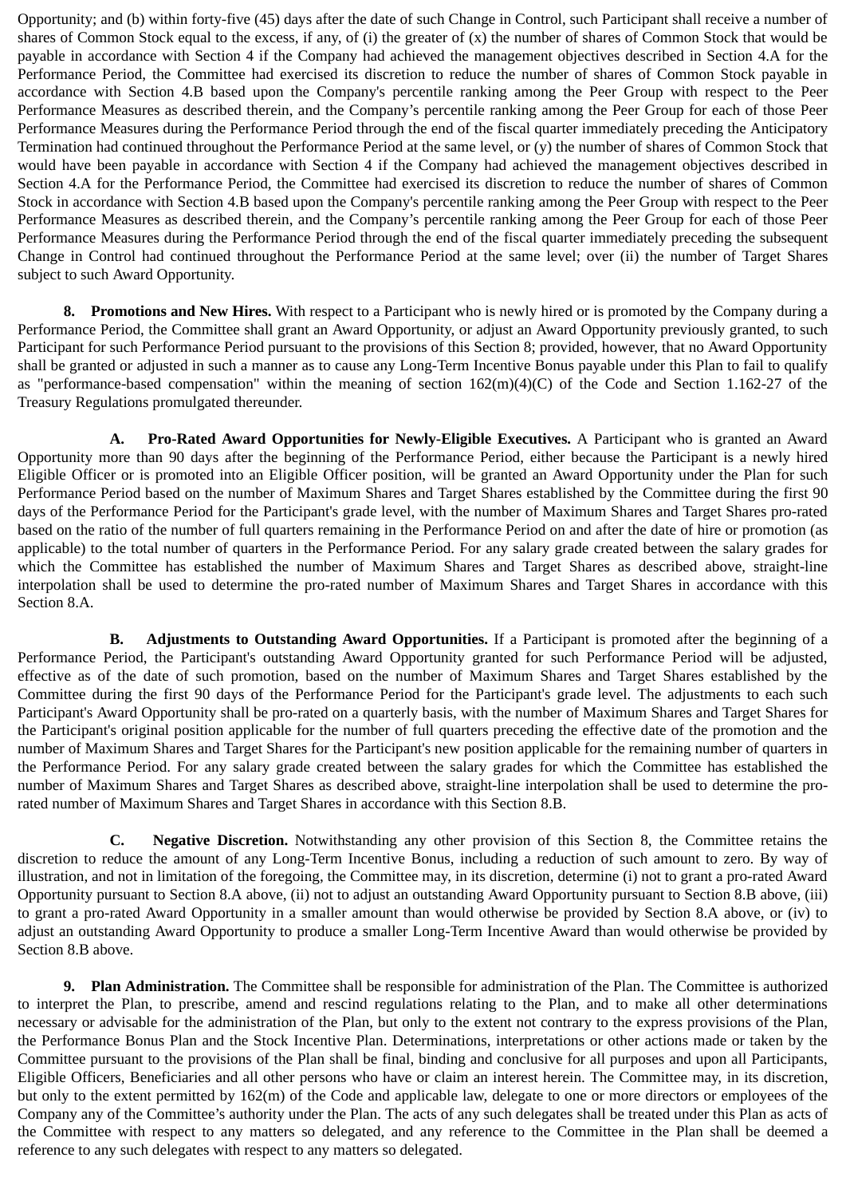Opportunity; and (b) within forty-five (45) days after the date of such Change in Control, such Participant shall receive a number of shares of Common Stock equal to the excess, if any, of (i) the greater of (x) the number of shares of Common Stock that would be payable in accordance with Section 4 if the Company had achieved the management objectives described in Section 4.A for the Performance Period, the Committee had exercised its discretion to reduce the number of shares of Common Stock payable in accordance with Section 4.B based upon the Company's percentile ranking among the Peer Group with respect to the Peer Performance Measures as described therein, and the Company's percentile ranking among the Peer Group for each of those Peer Performance Measures during the Performance Period through the end of the fiscal quarter immediately preceding the Anticipatory Termination had continued throughout the Performance Period at the same level, or (y) the number of shares of Common Stock that would have been payable in accordance with Section 4 if the Company had achieved the management objectives described in Section 4.A for the Performance Period, the Committee had exercised its discretion to reduce the number of shares of Common Stock in accordance with Section 4.B based upon the Company's percentile ranking among the Peer Group with respect to the Peer Performance Measures as described therein, and the Company's percentile ranking among the Peer Group for each of those Peer Performance Measures during the Performance Period through the end of the fiscal quarter immediately preceding the subsequent Change in Control had continued throughout the Performance Period at the same level; over (ii) the number of Target Shares subject to such Award Opportunity.

**8. Promotions and New Hires.** With respect to a Participant who is newly hired or is promoted by the Company during a Performance Period, the Committee shall grant an Award Opportunity, or adjust an Award Opportunity previously granted, to such Participant for such Performance Period pursuant to the provisions of this Section 8; provided, however, that no Award Opportunity shall be granted or adjusted in such a manner as to cause any Long-Term Incentive Bonus payable under this Plan to fail to qualify as "performance-based compensation" within the meaning of section 162(m)(4)(C) of the Code and Section 1.162-27 of the Treasury Regulations promulgated thereunder.

**A. Pro-Rated Award Opportunities for Newly-Eligible Executives.** A Participant who is granted an Award Opportunity more than 90 days after the beginning of the Performance Period, either because the Participant is a newly hired Eligible Officer or is promoted into an Eligible Officer position, will be granted an Award Opportunity under the Plan for such Performance Period based on the number of Maximum Shares and Target Shares established by the Committee during the first 90 days of the Performance Period for the Participant's grade level, with the number of Maximum Shares and Target Shares pro-rated based on the ratio of the number of full quarters remaining in the Performance Period on and after the date of hire or promotion (as applicable) to the total number of quarters in the Performance Period. For any salary grade created between the salary grades for which the Committee has established the number of Maximum Shares and Target Shares as described above, straight-line interpolation shall be used to determine the pro-rated number of Maximum Shares and Target Shares in accordance with this Section 8.A.

**B. Adjustments to Outstanding Award Opportunities.** If a Participant is promoted after the beginning of a Performance Period, the Participant's outstanding Award Opportunity granted for such Performance Period will be adjusted, effective as of the date of such promotion, based on the number of Maximum Shares and Target Shares established by the Committee during the first 90 days of the Performance Period for the Participant's grade level. The adjustments to each such Participant's Award Opportunity shall be pro-rated on a quarterly basis, with the number of Maximum Shares and Target Shares for the Participant's original position applicable for the number of full quarters preceding the effective date of the promotion and the number of Maximum Shares and Target Shares for the Participant's new position applicable for the remaining number of quarters in the Performance Period. For any salary grade created between the salary grades for which the Committee has established the number of Maximum Shares and Target Shares as described above, straight-line interpolation shall be used to determine the pro-rated number of Maximum Shares and Target Shares in accordance with this Section 8.B.

**C. Negative Discretion.** Notwithstanding any other provision of this Section 8, the Committee retains the discretion to reduce the amount of any Long-Term Incentive Bonus, including a reduction of such amount to zero. By way of illustration, and not in limitation of the foregoing, the Committee may, in its discretion, determine (i) not to grant a pro-rated Award Opportunity pursuant to Section 8.A above, (ii) not to adjust an outstanding Award Opportunity pursuant to Section 8.B above, (iii) to grant a pro-rated Award Opportunity in a smaller amount than would otherwise be provided by Section 8.A above, or (iv) to adjust an outstanding Award Opportunity to produce a smaller Long-Term Incentive Award than would otherwise be provided by Section 8.B above.

**9. Plan Administration.** The Committee shall be responsible for administration of the Plan. The Committee is authorized to interpret the Plan, to prescribe, amend and rescind regulations relating to the Plan, and to make all other determinations necessary or advisable for the administration of the Plan, but only to the extent not contrary to the express provisions of the Plan, the Performance Bonus Plan and the Stock Incentive Plan. Determinations, interpretations or other actions made or taken by the Committee pursuant to the provisions of the Plan shall be final, binding and conclusive for all purposes and upon all Participants, Eligible Officers, Beneficiaries and all other persons who have or claim an interest herein. The Committee may, in its discretion, but only to the extent permitted by 162(m) of the Code and applicable law, delegate to one or more directors or employees of the Company any of the Committee's authority under the Plan. The acts of any such delegates shall be treated under this Plan as acts of the Committee with respect to any matters so delegated, and any reference to the Committee in the Plan shall be deemed a reference to any such delegates with respect to any matters so delegated.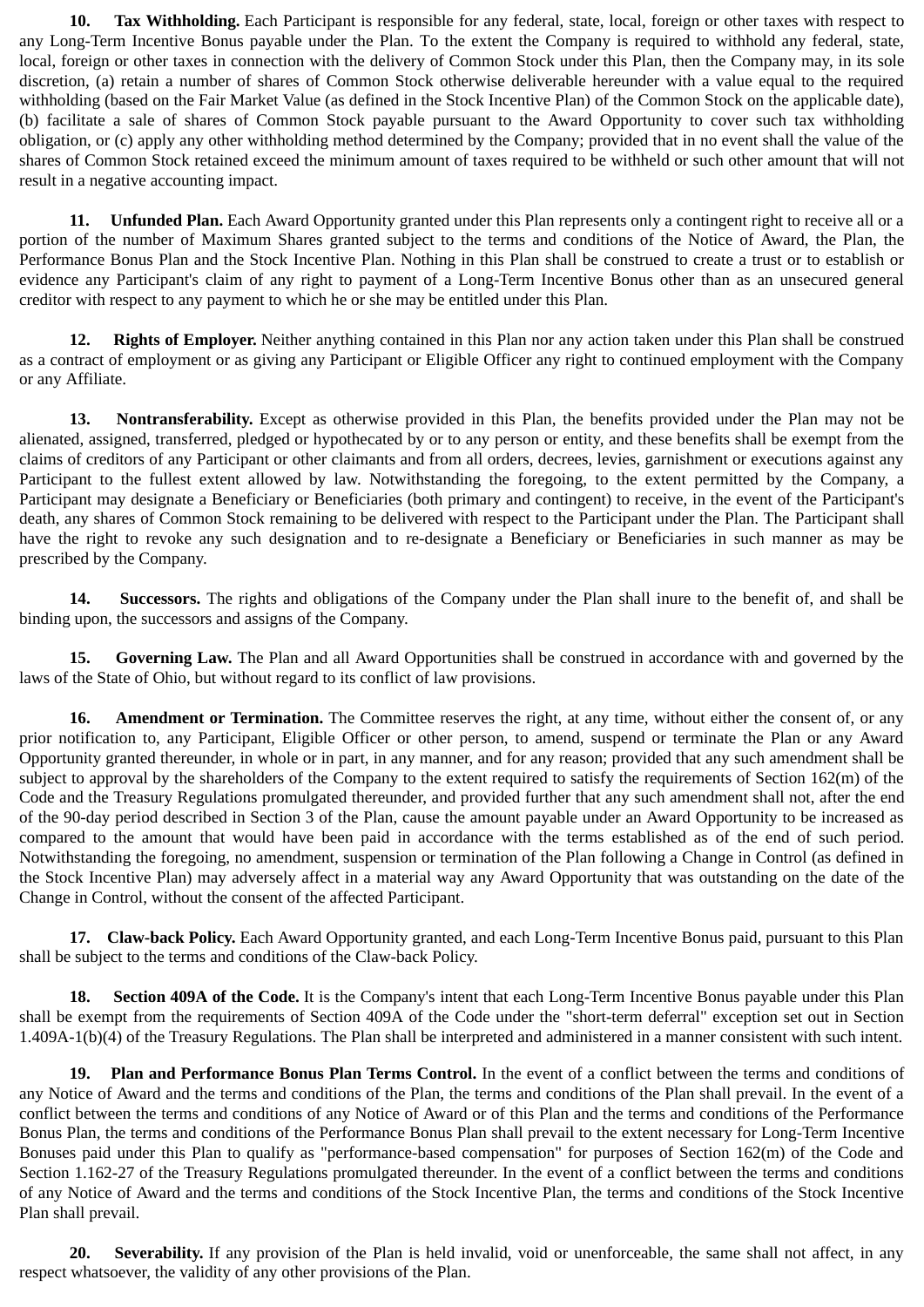**10. Tax Withholding.** Each Participant is responsible for any federal, state, local, foreign or other taxes with respect to any Long-Term Incentive Bonus payable under the Plan. To the extent the Company is required to withhold any federal, state, local, foreign or other taxes in connection with the delivery of Common Stock under this Plan, then the Company may, in its sole discretion, (a) retain a number of shares of Common Stock otherwise deliverable hereunder with a value equal to the required withholding (based on the Fair Market Value (as defined in the Stock Incentive Plan) of the Common Stock on the applicable date), (b) facilitate a sale of shares of Common Stock payable pursuant to the Award Opportunity to cover such tax withholding obligation, or (c) apply any other withholding method determined by the Company; provided that in no event shall the value of the shares of Common Stock retained exceed the minimum amount of taxes required to be withheld or such other amount that will not result in a negative accounting impact.

**11. Unfunded Plan.** Each Award Opportunity granted under this Plan represents only a contingent right to receive all or a portion of the number of Maximum Shares granted subject to the terms and conditions of the Notice of Award, the Plan, the Performance Bonus Plan and the Stock Incentive Plan. Nothing in this Plan shall be construed to create a trust or to establish or evidence any Participant's claim of any right to payment of a Long-Term Incentive Bonus other than as an unsecured general creditor with respect to any payment to which he or she may be entitled under this Plan.

**12. Rights of Employer.** Neither anything contained in this Plan nor any action taken under this Plan shall be construed as a contract of employment or as giving any Participant or Eligible Officer any right to continued employment with the Company or any Affiliate.

**13. Nontransferability.** Except as otherwise provided in this Plan, the benefits provided under the Plan may not be alienated, assigned, transferred, pledged or hypothecated by or to any person or entity, and these benefits shall be exempt from the claims of creditors of any Participant or other claimants and from all orders, decrees, levies, garnishment or executions against any Participant to the fullest extent allowed by law. Notwithstanding the foregoing, to the extent permitted by the Company, a Participant may designate a Beneficiary or Beneficiaries (both primary and contingent) to receive, in the event of the Participant's death, any shares of Common Stock remaining to be delivered with respect to the Participant under the Plan. The Participant shall have the right to revoke any such designation and to re-designate a Beneficiary or Beneficiaries in such manner as may be prescribed by the Company.

**14. Successors.** The rights and obligations of the Company under the Plan shall inure to the benefit of, and shall be binding upon, the successors and assigns of the Company.

**15. Governing Law.** The Plan and all Award Opportunities shall be construed in accordance with and governed by the laws of the State of Ohio, but without regard to its conflict of law provisions.

**16. Amendment or Termination.** The Committee reserves the right, at any time, without either the consent of, or any prior notification to, any Participant, Eligible Officer or other person, to amend, suspend or terminate the Plan or any Award Opportunity granted thereunder, in whole or in part, in any manner, and for any reason; provided that any such amendment shall be subject to approval by the shareholders of the Company to the extent required to satisfy the requirements of Section 162(m) of the Code and the Treasury Regulations promulgated thereunder, and provided further that any such amendment shall not, after the end of the 90-day period described in Section 3 of the Plan, cause the amount payable under an Award Opportunity to be increased as compared to the amount that would have been paid in accordance with the terms established as of the end of such period. Notwithstanding the foregoing, no amendment, suspension or termination of the Plan following a Change in Control (as defined in the Stock Incentive Plan) may adversely affect in a material way any Award Opportunity that was outstanding on the date of the Change in Control, without the consent of the affected Participant.

**17. Claw-back Policy.** Each Award Opportunity granted, and each Long-Term Incentive Bonus paid, pursuant to this Plan shall be subject to the terms and conditions of the Claw-back Policy.

**18. Section 409A of the Code.** It is the Company's intent that each Long-Term Incentive Bonus payable under this Plan shall be exempt from the requirements of Section 409A of the Code under the "short-term deferral" exception set out in Section 1.409A-1(b)(4) of the Treasury Regulations. The Plan shall be interpreted and administered in a manner consistent with such intent.

**19. Plan and Performance Bonus Plan Terms Control.** In the event of a conflict between the terms and conditions of any Notice of Award and the terms and conditions of the Plan, the terms and conditions of the Plan shall prevail. In the event of a conflict between the terms and conditions of any Notice of Award or of this Plan and the terms and conditions of the Performance Bonus Plan, the terms and conditions of the Performance Bonus Plan shall prevail to the extent necessary for Long-Term Incentive Bonuses paid under this Plan to qualify as "performance-based compensation" for purposes of Section 162(m) of the Code and Section 1.162-27 of the Treasury Regulations promulgated thereunder. In the event of a conflict between the terms and conditions of any Notice of Award and the terms and conditions of the Stock Incentive Plan, the terms and conditions of the Stock Incentive Plan shall prevail.

**20. Severability.** If any provision of the Plan is held invalid, void or unenforceable, the same shall not affect, in any respect whatsoever, the validity of any other provisions of the Plan.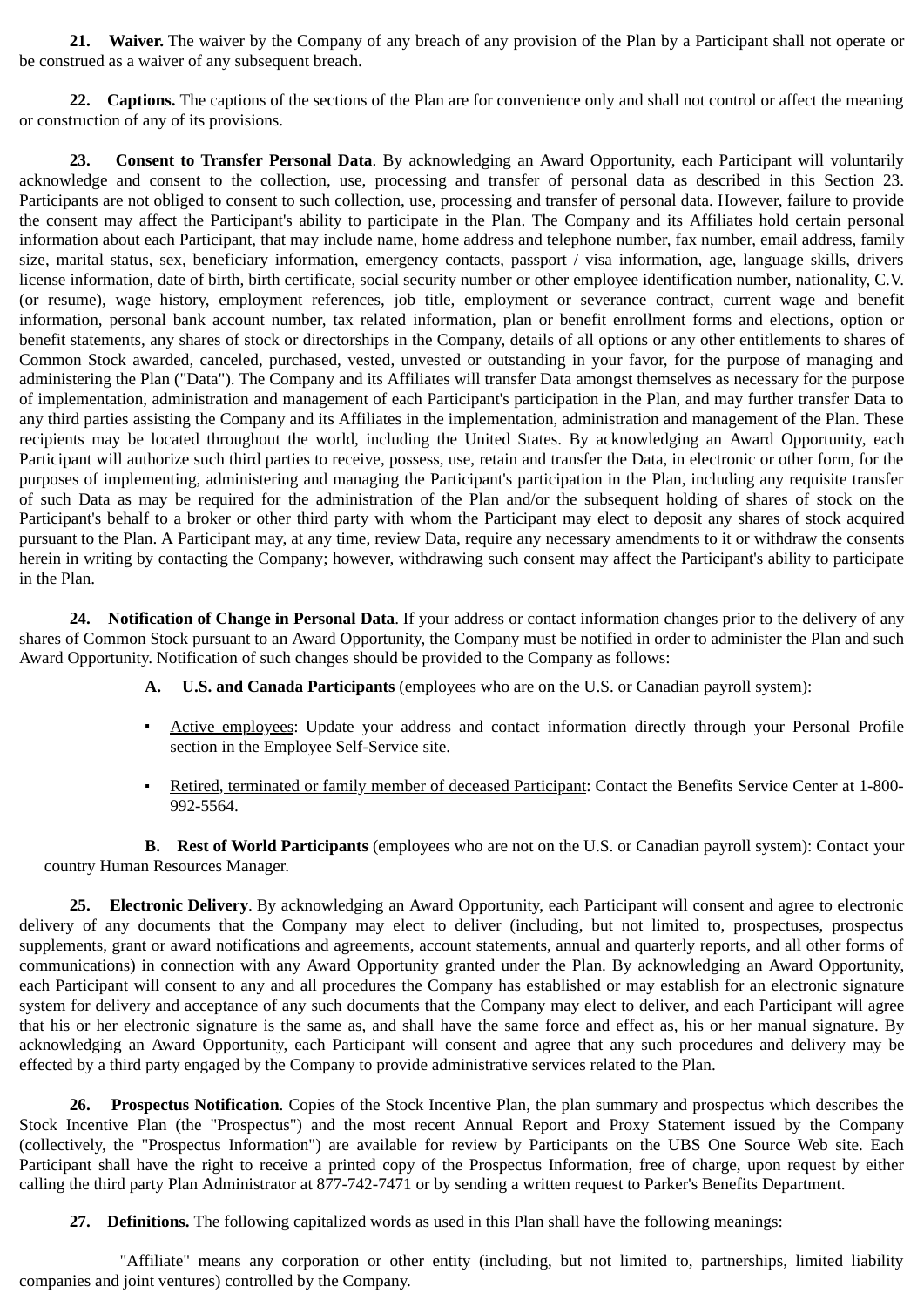**21. Waiver.** The waiver by the Company of any breach of any provision of the Plan by a Participant shall not operate or be construed as a waiver of any subsequent breach.

**22. Captions.** The captions of the sections of the Plan are for convenience only and shall not control or affect the meaning or construction of any of its provisions.

**23. Consent to Transfer Personal Data**. By acknowledging an Award Opportunity, each Participant will voluntarily acknowledge and consent to the collection, use, processing and transfer of personal data as described in this Section 23. Participants are not obliged to consent to such collection, use, processing and transfer of personal data. However, failure to provide the consent may affect the Participant's ability to participate in the Plan. The Company and its Affiliates hold certain personal information about each Participant, that may include name, home address and telephone number, fax number, email address, family size, marital status, sex, beneficiary information, emergency contacts, passport / visa information, age, language skills, drivers license information, date of birth, birth certificate, social security number or other employee identification number, nationality, C.V. (or resume), wage history, employment references, job title, employment or severance contract, current wage and benefit information, personal bank account number, tax related information, plan or benefit enrollment forms and elections, option or benefit statements, any shares of stock or directorships in the Company, details of all options or any other entitlements to shares of Common Stock awarded, canceled, purchased, vested, unvested or outstanding in your favor, for the purpose of managing and administering the Plan ("Data"). The Company and its Affiliates will transfer Data amongst themselves as necessary for the purpose of implementation, administration and management of each Participant's participation in the Plan, and may further transfer Data to any third parties assisting the Company and its Affiliates in the implementation, administration and management of the Plan. These recipients may be located throughout the world, including the United States. By acknowledging an Award Opportunity, each Participant will authorize such third parties to receive, possess, use, retain and transfer the Data, in electronic or other form, for the purposes of implementing, administering and managing the Participant's participation in the Plan, including any requisite transfer of such Data as may be required for the administration of the Plan and/or the subsequent holding of shares of stock on the Participant's behalf to a broker or other third party with whom the Participant may elect to deposit any shares of stock acquired pursuant to the Plan. A Participant may, at any time, review Data, require any necessary amendments to it or withdraw the consents herein in writing by contacting the Company; however, withdrawing such consent may affect the Participant's ability to participate in the Plan.

**24. Notification of Change in Personal Data**. If your address or contact information changes prior to the delivery of any shares of Common Stock pursuant to an Award Opportunity, the Company must be notified in order to administer the Plan and such Award Opportunity. Notification of such changes should be provided to the Company as follows:

**A. U.S. and Canada Participants** (employees who are on the U.S. or Canadian payroll system):

- Active employees: Update your address and contact information directly through your Personal Profile section in the Employee Self-Service site.
- Retired, terminated or family member of deceased Participant: Contact the Benefits Service Center at 1-800-992-5564.

**B. Rest of World Participants** (employees who are not on the U.S. or Canadian payroll system): Contact your country Human Resources Manager.

**25. Electronic Delivery**. By acknowledging an Award Opportunity, each Participant will consent and agree to electronic delivery of any documents that the Company may elect to deliver (including, but not limited to, prospectuses, prospectus supplements, grant or award notifications and agreements, account statements, annual and quarterly reports, and all other forms of communications) in connection with any Award Opportunity granted under the Plan. By acknowledging an Award Opportunity, each Participant will consent to any and all procedures the Company has established or may establish for an electronic signature system for delivery and acceptance of any such documents that the Company may elect to deliver, and each Participant will agree that his or her electronic signature is the same as, and shall have the same force and effect as, his or her manual signature. By acknowledging an Award Opportunity, each Participant will consent and agree that any such procedures and delivery may be effected by a third party engaged by the Company to provide administrative services related to the Plan.

**26. Prospectus Notification**. Copies of the Stock Incentive Plan, the plan summary and prospectus which describes the Stock Incentive Plan (the "Prospectus") and the most recent Annual Report and Proxy Statement issued by the Company (collectively, the "Prospectus Information") are available for review by Participants on the UBS One Source Web site. Each Participant shall have the right to receive a printed copy of the Prospectus Information, free of charge, upon request by either calling the third party Plan Administrator at 877-742-7471 or by sending a written request to Parker's Benefits Department.

**27. Definitions.** The following capitalized words as used in this Plan shall have the following meanings:

"Affiliate" means any corporation or other entity (including, but not limited to, partnerships, limited liability companies and joint ventures) controlled by the Company.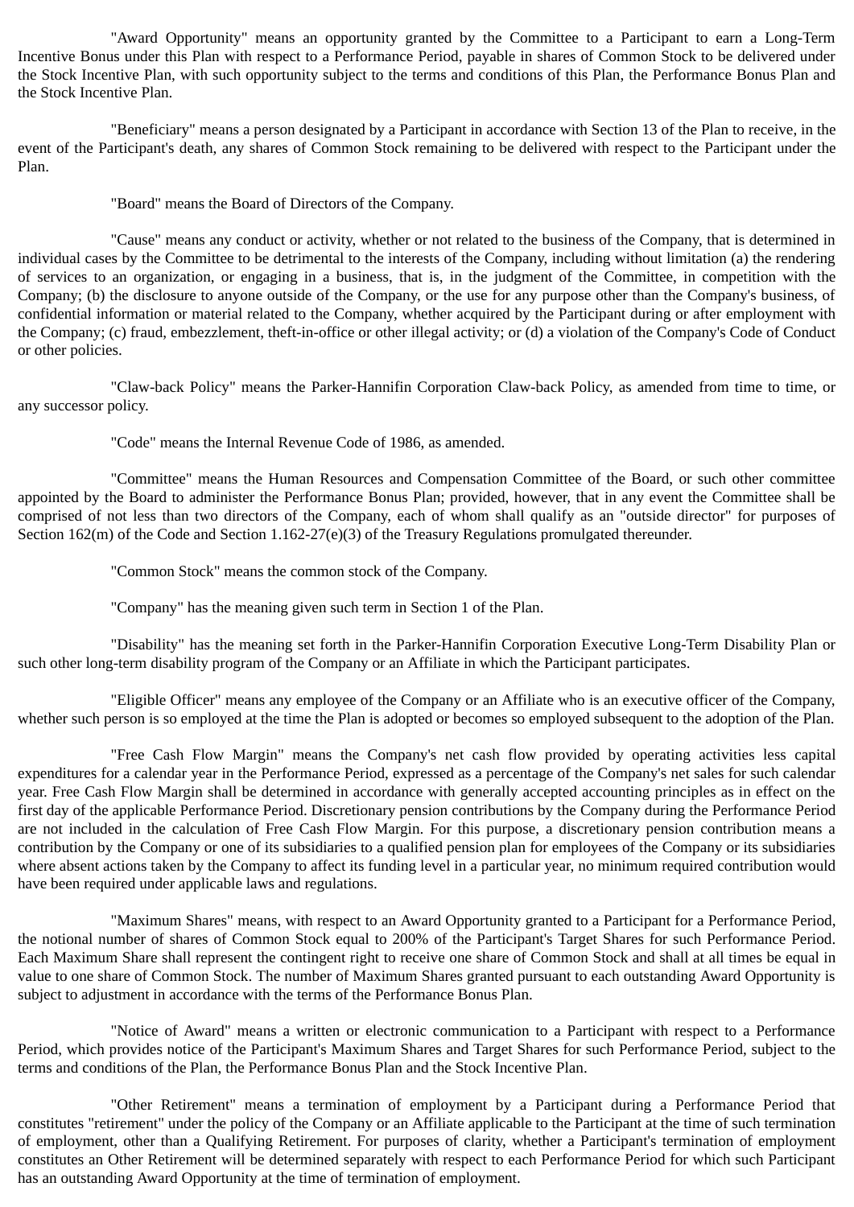"Award Opportunity" means an opportunity granted by the Committee to a Participant to earn a Long-Term Incentive Bonus under this Plan with respect to a Performance Period, payable in shares of Common Stock to be delivered under the Stock Incentive Plan, with such opportunity subject to the terms and conditions of this Plan, the Performance Bonus Plan and the Stock Incentive Plan.

"Beneficiary" means a person designated by a Participant in accordance with Section 13 of the Plan to receive, in the event of the Participant's death, any shares of Common Stock remaining to be delivered with respect to the Participant under the Plan.

"Board" means the Board of Directors of the Company.

"Cause" means any conduct or activity, whether or not related to the business of the Company, that is determined in individual cases by the Committee to be detrimental to the interests of the Company, including without limitation (a) the rendering of services to an organization, or engaging in a business, that is, in the judgment of the Committee, in competition with the Company; (b) the disclosure to anyone outside of the Company, or the use for any purpose other than the Company's business, of confidential information or material related to the Company, whether acquired by the Participant during or after employment with the Company; (c) fraud, embezzlement, theft-in-office or other illegal activity; or (d) a violation of the Company's Code of Conduct or other policies.

"Claw-back Policy" means the Parker-Hannifin Corporation Claw-back Policy, as amended from time to time, or any successor policy.

"Code" means the Internal Revenue Code of 1986, as amended.

"Committee" means the Human Resources and Compensation Committee of the Board, or such other committee appointed by the Board to administer the Performance Bonus Plan; provided, however, that in any event the Committee shall be comprised of not less than two directors of the Company, each of whom shall qualify as an "outside director" for purposes of Section 162(m) of the Code and Section 1.162-27(e)(3) of the Treasury Regulations promulgated thereunder.

"Common Stock" means the common stock of the Company.

"Company" has the meaning given such term in Section 1 of the Plan.

"Disability" has the meaning set forth in the Parker-Hannifin Corporation Executive Long-Term Disability Plan or such other long-term disability program of the Company or an Affiliate in which the Participant participates.

"Eligible Officer" means any employee of the Company or an Affiliate who is an executive officer of the Company, whether such person is so employed at the time the Plan is adopted or becomes so employed subsequent to the adoption of the Plan.

"Free Cash Flow Margin" means the Company's net cash flow provided by operating activities less capital expenditures for a calendar year in the Performance Period, expressed as a percentage of the Company's net sales for such calendar year. Free Cash Flow Margin shall be determined in accordance with generally accepted accounting principles as in effect on the first day of the applicable Performance Period. Discretionary pension contributions by the Company during the Performance Period are not included in the calculation of Free Cash Flow Margin. For this purpose, a discretionary pension contribution means a contribution by the Company or one of its subsidiaries to a qualified pension plan for employees of the Company or its subsidiaries where absent actions taken by the Company to affect its funding level in a particular year, no minimum required contribution would have been required under applicable laws and regulations.

"Maximum Shares" means, with respect to an Award Opportunity granted to a Participant for a Performance Period, the notional number of shares of Common Stock equal to 200% of the Participant's Target Shares for such Performance Period. Each Maximum Share shall represent the contingent right to receive one share of Common Stock and shall at all times be equal in value to one share of Common Stock. The number of Maximum Shares granted pursuant to each outstanding Award Opportunity is subject to adjustment in accordance with the terms of the Performance Bonus Plan.

"Notice of Award" means a written or electronic communication to a Participant with respect to a Performance Period, which provides notice of the Participant's Maximum Shares and Target Shares for such Performance Period, subject to the terms and conditions of the Plan, the Performance Bonus Plan and the Stock Incentive Plan.

"Other Retirement" means a termination of employment by a Participant during a Performance Period that constitutes "retirement" under the policy of the Company or an Affiliate applicable to the Participant at the time of such termination of employment, other than a Qualifying Retirement. For purposes of clarity, whether a Participant's termination of employment constitutes an Other Retirement will be determined separately with respect to each Performance Period for which such Participant has an outstanding Award Opportunity at the time of termination of employment.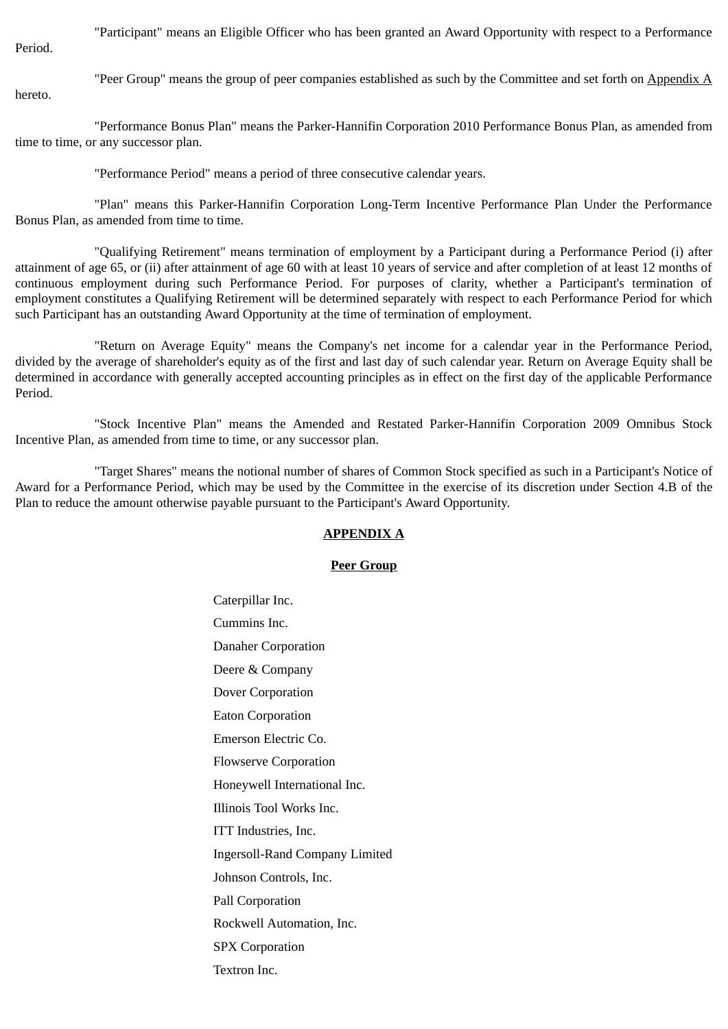"Participant" means an Eligible Officer who has been granted an Award Opportunity with respect to a Performance Period.

"Peer Group" means the group of peer companies established as such by the Committee and set forth on Appendix A hereto.

"Performance Bonus Plan" means the Parker-Hannifin Corporation 2010 Performance Bonus Plan, as amended from time to time, or any successor plan.

"Performance Period" means a period of three consecutive calendar years.

"Plan" means this Parker-Hannifin Corporation Long-Term Incentive Performance Plan Under the Performance Bonus Plan, as amended from time to time.

"Qualifying Retirement" means termination of employment by a Participant during a Performance Period (i) after attainment of age 65, or (ii) after attainment of age 60 with at least 10 years of service and after completion of at least 12 months of continuous employment during such Performance Period. For purposes of clarity, whether a Participant's termination of employment constitutes a Qualifying Retirement will be determined separately with respect to each Performance Period for which such Participant has an outstanding Award Opportunity at the time of termination of employment.

"Return on Average Equity" means the Company's net income for a calendar year in the Performance Period, divided by the average of shareholder's equity as of the first and last day of such calendar year. Return on Average Equity shall be determined in accordance with generally accepted accounting principles as in effect on the first day of the applicable Performance Period.

"Stock Incentive Plan" means the Amended and Restated Parker-Hannifin Corporation 2009 Omnibus Stock Incentive Plan, as amended from time to time, or any successor plan.

"Target Shares" means the notional number of shares of Common Stock specified as such in a Participant's Notice of Award for a Performance Period, which may be used by the Committee in the exercise of its discretion under Section 4.B of the Plan to reduce the amount otherwise payable pursuant to the Participant's Award Opportunity.

## APPENDIX A

### Peer Group

Caterpillar Inc.

Cummins Inc.

Danaher Corporation

Deere & Company

Dover Corporation

Eaton Corporation

Emerson Electric Co.

Flowserve Corporation

Honeywell International Inc.

Illinois Tool Works Inc.

ITT Industries, Inc.

Ingersoll-Rand Company Limited

Johnson Controls, Inc.

Pall Corporation

Rockwell Automation, Inc.

SPX Corporation

Textron Inc.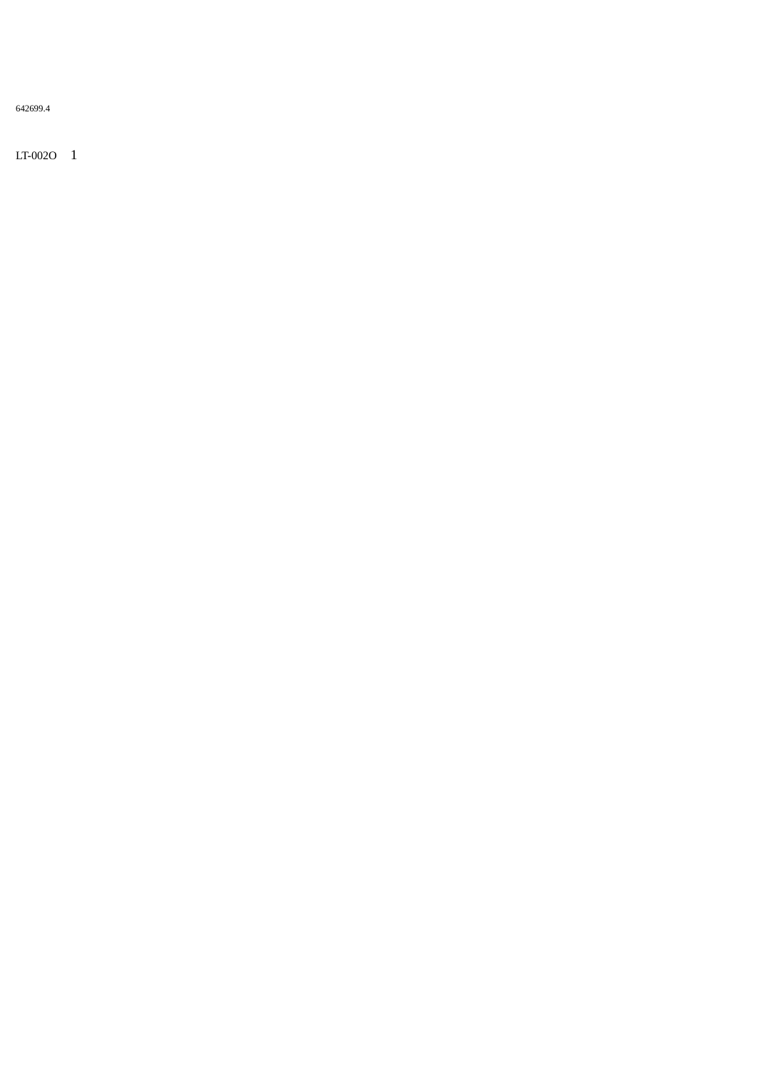642699.4

LT-002O 1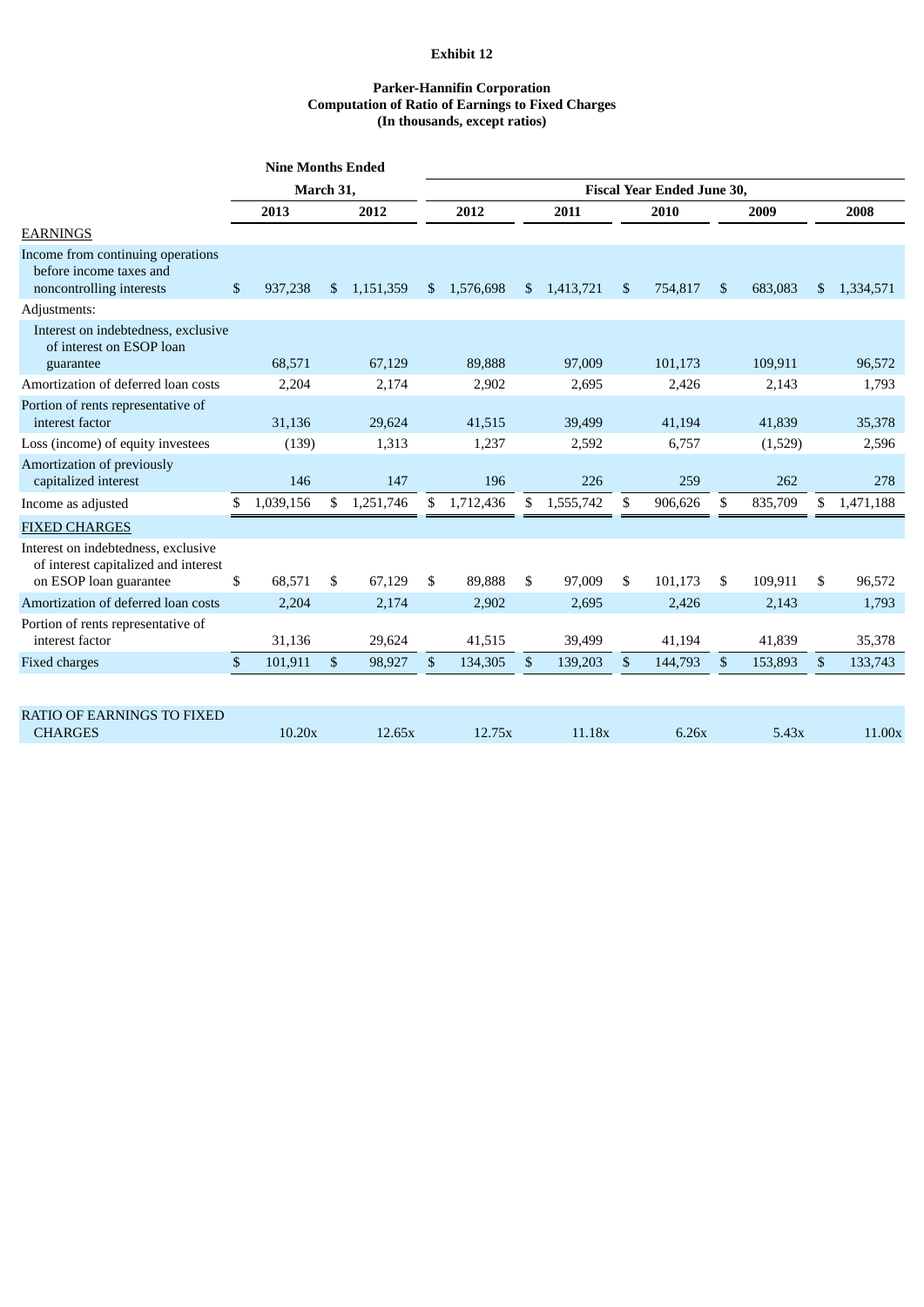**Exhibit 12**

**Parker-Hannifin Corporation**
**Computation of Ratio of Earnings to Fixed Charges**
**(In thousands, except ratios)**

| | Nine Months Ended March 31, | | Fiscal Year Ended June 30, | | | | |
|---|---|---|---|---|---|---|---|
| | **2013** | **2012** | **2012** | **2011** | **2010** | **2009** | **2008** |
| EARNINGS | | | | | | | |
| Income from continuing operations before income taxes and noncontrolling interests | $ 937,238 | $ 1,151,359 | $ 1,576,698 | $ 1,413,721 | $ 754,817 | $ 683,083 | $ 1,334,571 |
| Adjustments: | | | | | | | |
| Interest on indebtedness, exclusive of interest on ESOP loan guarantee | 68,571 | 67,129 | 89,888 | 97,009 | 101,173 | 109,911 | 96,572 |
| Amortization of deferred loan costs | 2,204 | 2,174 | 2,902 | 2,695 | 2,426 | 2,143 | 1,793 |
| Portion of rents representative of interest factor | 31,136 | 29,624 | 41,515 | 39,499 | 41,194 | 41,839 | 35,378 |
| Loss (income) of equity investees | (139) | 1,313 | 1,237 | 2,592 | 6,757 | (1,529) | 2,596 |
| Amortization of previously capitalized interest | 146 | 147 | 196 | 226 | 259 | 262 | 278 |
| Income as adjusted | $ 1,039,156 | $ 1,251,746 | $ 1,712,436 | $ 1,555,742 | $ 906,626 | $ 835,709 | $ 1,471,188 |
| FIXED CHARGES | | | | | | | |
| Interest on indebtedness, exclusive of interest capitalized and interest on ESOP loan guarantee | $ 68,571 | $ 67,129 | $ 89,888 | $ 97,009 | $ 101,173 | $ 109,911 | $ 96,572 |
| Amortization of deferred loan costs | 2,204 | 2,174 | 2,902 | 2,695 | 2,426 | 2,143 | 1,793 |
| Portion of rents representative of interest factor | 31,136 | 29,624 | 41,515 | 39,499 | 41,194 | 41,839 | 35,378 |
| Fixed charges | $ 101,911 | $ 98,927 | $ 134,305 | $ 139,203 | $ 144,793 | $ 153,893 | $ 133,743 |
| | | | | | | | |
| RATIO OF EARNINGS TO FIXED CHARGES | 10.20x | 12.65x | 12.75x | 11.18x | 6.26x | 5.43x | 11.00x |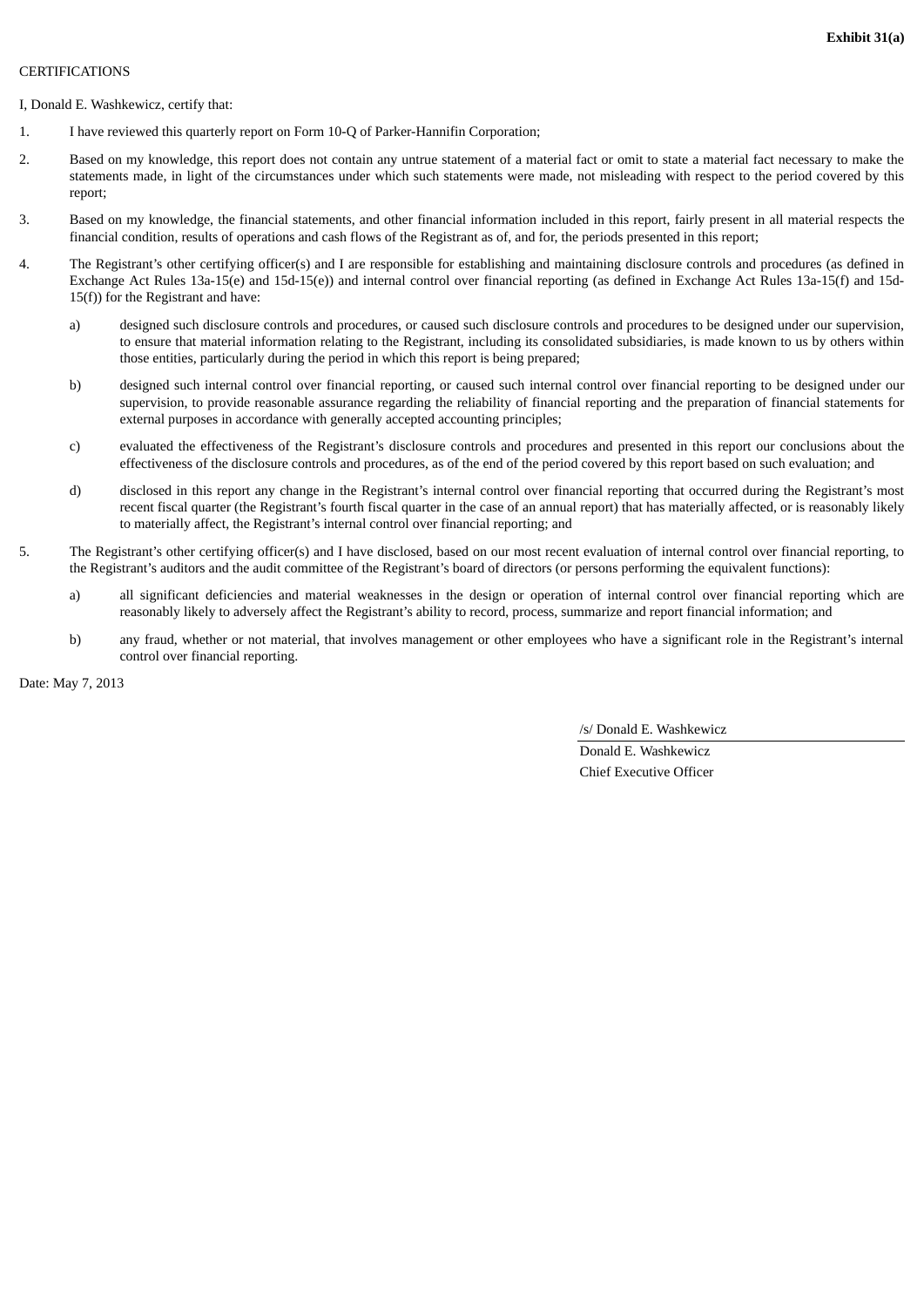**Exhibit 31(a)**

CERTIFICATIONS

I, Donald E. Washkewicz, certify that:

1. I have reviewed this quarterly report on Form 10-Q of Parker-Hannifin Corporation;
2. Based on my knowledge, this report does not contain any untrue statement of a material fact or omit to state a material fact necessary to make the statements made, in light of the circumstances under which such statements were made, not misleading with respect to the period covered by this report;
3. Based on my knowledge, the financial statements, and other financial information included in this report, fairly present in all material respects the financial condition, results of operations and cash flows of the Registrant as of, and for, the periods presented in this report;
4. The Registrant's other certifying officer(s) and I are responsible for establishing and maintaining disclosure controls and procedures (as defined in Exchange Act Rules 13a-15(e) and 15d-15(e)) and internal control over financial reporting (as defined in Exchange Act Rules 13a-15(f) and 15d-15(f)) for the Registrant and have:
   a) designed such disclosure controls and procedures, or caused such disclosure controls and procedures to be designed under our supervision, to ensure that material information relating to the Registrant, including its consolidated subsidiaries, is made known to us by others within those entities, particularly during the period in which this report is being prepared;
   b) designed such internal control over financial reporting, or caused such internal control over financial reporting to be designed under our supervision, to provide reasonable assurance regarding the reliability of financial reporting and the preparation of financial statements for external purposes in accordance with generally accepted accounting principles;
   c) evaluated the effectiveness of the Registrant's disclosure controls and procedures and presented in this report our conclusions about the effectiveness of the disclosure controls and procedures, as of the end of the period covered by this report based on such evaluation; and
   d) disclosed in this report any change in the Registrant's internal control over financial reporting that occurred during the Registrant's most recent fiscal quarter (the Registrant's fourth fiscal quarter in the case of an annual report) that has materially affected, or is reasonably likely to materially affect, the Registrant's internal control over financial reporting; and
5. The Registrant's other certifying officer(s) and I have disclosed, based on our most recent evaluation of internal control over financial reporting, to the Registrant's auditors and the audit committee of the Registrant's board of directors (or persons performing the equivalent functions):
   a) all significant deficiencies and material weaknesses in the design or operation of internal control over financial reporting which are reasonably likely to adversely affect the Registrant's ability to record, process, summarize and report financial information; and
   b) any fraud, whether or not material, that involves management or other employees who have a significant role in the Registrant's internal control over financial reporting.

Date: May 7, 2013

/s/ Donald E. Washkewicz

Donald E. Washkewicz

Chief Executive Officer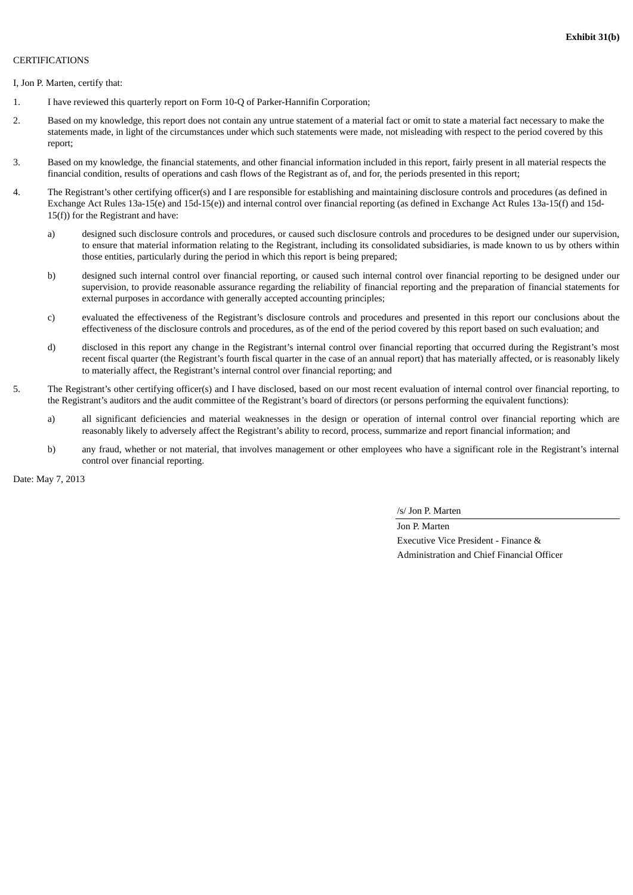**Exhibit 31(b)**

CERTIFICATIONS

I, Jon P. Marten, certify that:

1. I have reviewed this quarterly report on Form 10-Q of Parker-Hannifin Corporation;

2. Based on my knowledge, this report does not contain any untrue statement of a material fact or omit to state a material fact necessary to make the statements made, in light of the circumstances under which such statements were made, not misleading with respect to the period covered by this report;

3. Based on my knowledge, the financial statements, and other financial information included in this report, fairly present in all material respects the financial condition, results of operations and cash flows of the Registrant as of, and for, the periods presented in this report;

4. The Registrant's other certifying officer(s) and I are responsible for establishing and maintaining disclosure controls and procedures (as defined in Exchange Act Rules 13a-15(e) and 15d-15(e)) and internal control over financial reporting (as defined in Exchange Act Rules 13a-15(f) and 15d-15(f)) for the Registrant and have:

   a) designed such disclosure controls and procedures, or caused such disclosure controls and procedures to be designed under our supervision, to ensure that material information relating to the Registrant, including its consolidated subsidiaries, is made known to us by others within those entities, particularly during the period in which this report is being prepared;

   b) designed such internal control over financial reporting, or caused such internal control over financial reporting to be designed under our supervision, to provide reasonable assurance regarding the reliability of financial reporting and the preparation of financial statements for external purposes in accordance with generally accepted accounting principles;

   c) evaluated the effectiveness of the Registrant's disclosure controls and procedures and presented in this report our conclusions about the effectiveness of the disclosure controls and procedures, as of the end of the period covered by this report based on such evaluation; and

   d) disclosed in this report any change in the Registrant's internal control over financial reporting that occurred during the Registrant's most recent fiscal quarter (the Registrant's fourth fiscal quarter in the case of an annual report) that has materially affected, or is reasonably likely to materially affect, the Registrant's internal control over financial reporting; and

5. The Registrant's other certifying officer(s) and I have disclosed, based on our most recent evaluation of internal control over financial reporting, to the Registrant's auditors and the audit committee of the Registrant's board of directors (or persons performing the equivalent functions):

   a) all significant deficiencies and material weaknesses in the design or operation of internal control over financial reporting which are reasonably likely to adversely affect the Registrant's ability to record, process, summarize and report financial information; and

   b) any fraud, whether or not material, that involves management or other employees who have a significant role in the Registrant's internal control over financial reporting.

Date: May 7, 2013

/s/ Jon P. Marten

Jon P. Marten
Executive Vice President - Finance &
Administration and Chief Financial Officer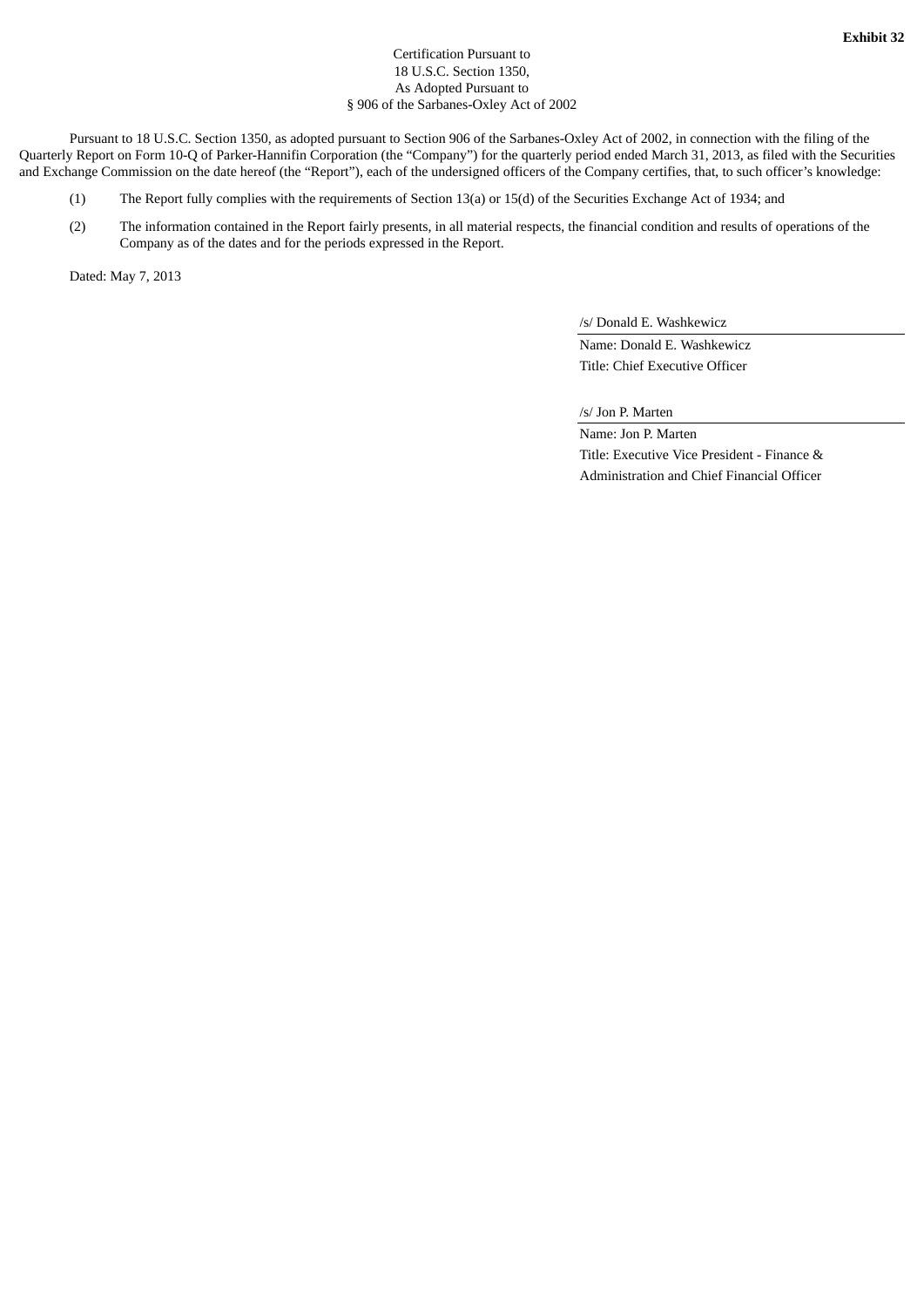**Exhibit 32**

Certification Pursuant to
18 U.S.C. Section 1350,
As Adopted Pursuant to
§ 906 of the Sarbanes-Oxley Act of 2002

Pursuant to 18 U.S.C. Section 1350, as adopted pursuant to Section 906 of the Sarbanes-Oxley Act of 2002, in connection with the filing of the Quarterly Report on Form 10-Q of Parker-Hannifin Corporation (the "Company") for the quarterly period ended March 31, 2013, as filed with the Securities and Exchange Commission on the date hereof (the "Report"), each of the undersigned officers of the Company certifies, that, to such officer's knowledge:

(1) The Report fully complies with the requirements of Section 13(a) or 15(d) of the Securities Exchange Act of 1934; and

(2) The information contained in the Report fairly presents, in all material respects, the financial condition and results of operations of the Company as of the dates and for the periods expressed in the Report.

Dated: May 7, 2013

/s/ Donald E. Washkewicz

Name: Donald E. Washkewicz
Title: Chief Executive Officer

/s/ Jon P. Marten

Name: Jon P. Marten
Title: Executive Vice President - Finance & Administration and Chief Financial Officer